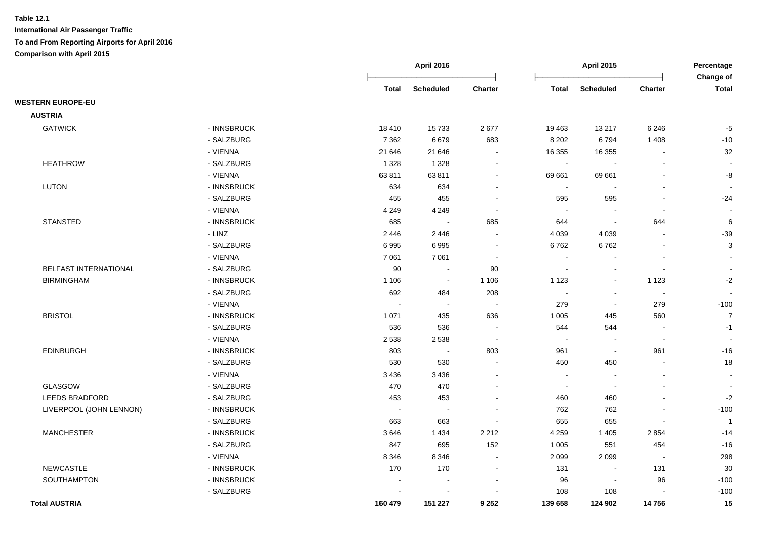**Table 12.1**

**International Air Passenger Traffic**

**To and From Reporting Airports for April 2016**

**Comparison with April 2015**

| | | April 2016 | | | April 2015 | | | Percentage Change of |
|---|---|---|---|---|---|---|---|---|
| | | Total | Scheduled | Charter | Total | Scheduled | Charter | Total |
| **WESTERN EUROPE-EU** | | | | | | | | |
| **AUSTRIA** | | | | | | | | |
| GATWICK | - INNSBRUCK | 18 410 | 15 733 | 2 677 | 19 463 | 13 217 | 6 246 | -5 |
| | - SALZBURG | 7 362 | 6 679 | 683 | 8 202 | 6 794 | 1 408 | -10 |
| | - VIENNA | 21 646 | 21 646 | - | 16 355 | 16 355 | - | 32 |
| HEATHROW | - SALZBURG | 1 328 | 1 328 | - | - | - | - | - |
| | - VIENNA | 63 811 | 63 811 | - | 69 661 | 69 661 | - | -8 |
| LUTON | - INNSBRUCK | 634 | 634 | - | - | - | - | - |
| | - SALZBURG | 455 | 455 | - | 595 | 595 | - | -24 |
| | - VIENNA | 4 249 | 4 249 | - | - | - | - | - |
| STANSTED | - INNSBRUCK | 685 | - | 685 | 644 | - | 644 | 6 |
| | - LINZ | 2 446 | 2 446 | - | 4 039 | 4 039 | - | -39 |
| | - SALZBURG | 6 995 | 6 995 | - | 6 762 | 6 762 | - | 3 |
| | - VIENNA | 7 061 | 7 061 | - | - | - | - | - |
| BELFAST INTERNATIONAL | - SALZBURG | 90 | - | 90 | - | - | - | - |
| BIRMINGHAM | - INNSBRUCK | 1 106 | - | 1 106 | 1 123 | - | 1 123 | -2 |
| | - SALZBURG | 692 | 484 | 208 | - | - | - | - |
| | - VIENNA | - | - | - | 279 | - | 279 | -100 |
| BRISTOL | - INNSBRUCK | 1 071 | 435 | 636 | 1 005 | 445 | 560 | 7 |
| | - SALZBURG | 536 | 536 | - | 544 | 544 | - | -1 |
| | - VIENNA | 2 538 | 2 538 | - | - | - | - | - |
| EDINBURGH | - INNSBRUCK | 803 | - | 803 | 961 | - | 961 | -16 |
| | - SALZBURG | 530 | 530 | - | 450 | 450 | - | 18 |
| | - VIENNA | 3 436 | 3 436 | - | - | - | - | - |
| GLASGOW | - SALZBURG | 470 | 470 | - | - | - | - | - |
| LEEDS BRADFORD | - SALZBURG | 453 | 453 | - | 460 | 460 | - | -2 |
| LIVERPOOL (JOHN LENNON) | - INNSBRUCK | - | - | - | 762 | 762 | - | -100 |
| | - SALZBURG | 663 | 663 | - | 655 | 655 | - | 1 |
| MANCHESTER | - INNSBRUCK | 3 646 | 1 434 | 2 212 | 4 259 | 1 405 | 2 854 | -14 |
| | - SALZBURG | 847 | 695 | 152 | 1 005 | 551 | 454 | -16 |
| | - VIENNA | 8 346 | 8 346 | - | 2 099 | 2 099 | - | 298 |
| NEWCASTLE | - INNSBRUCK | 170 | 170 | - | 131 | - | 131 | 30 |
| SOUTHAMPTON | - INNSBRUCK | - | - | - | 96 | - | 96 | -100 |
| | - SALZBURG | - | - | - | 108 | 108 | - | -100 |
| **Total AUSTRIA** | | **160 479** | **151 227** | **9 252** | **139 658** | **124 902** | **14 756** | **15** |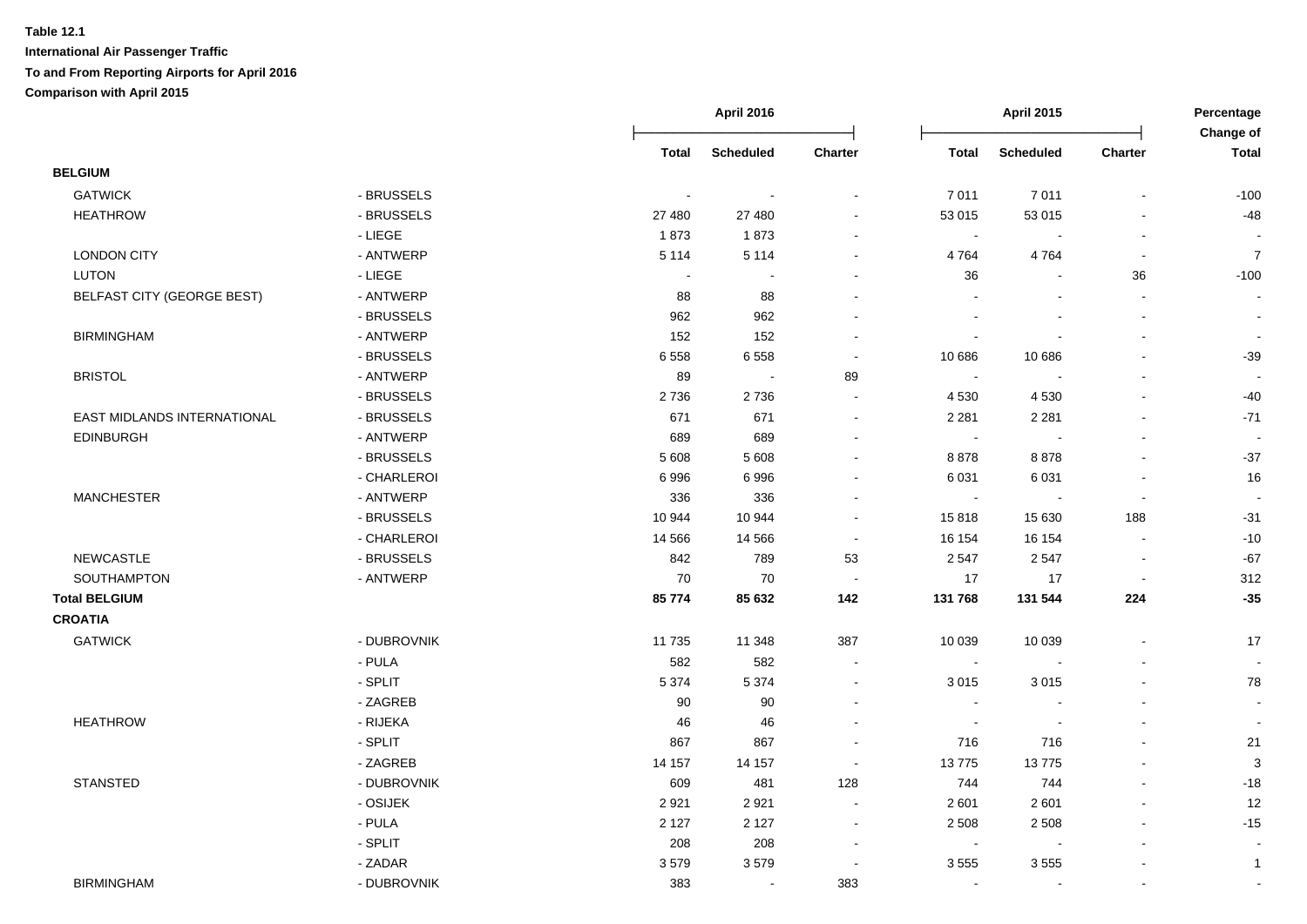**Table 12.1**

**International Air Passenger Traffic**

**To and From Reporting Airports for April 2016**

**Comparison with April 2015**

| | | April 2016 | | | April 2015 | | | Percentage Change of |
|---|---|---|---|---|---|---|---|---|
| | | Total | Scheduled | Charter | Total | Scheduled | Charter | Total |
| **BELGIUM** | | | | | | | | |
| GATWICK | - BRUSSELS | - | - | - | 7 011 | 7 011 | - | -100 |
| HEATHROW | - BRUSSELS | 27 480 | 27 480 | - | 53 015 | 53 015 | - | -48 |
| | - LIEGE | 1 873 | 1 873 | - | - | - | - | - |
| LONDON CITY | - ANTWERP | 5 114 | 5 114 | - | 4 764 | 4 764 | - | 7 |
| LUTON | - LIEGE | - | - | - | 36 | - | 36 | -100 |
| BELFAST CITY (GEORGE BEST) | - ANTWERP | 88 | 88 | - | - | - | - | - |
| | - BRUSSELS | 962 | 962 | - | - | - | - | - |
| BIRMINGHAM | - ANTWERP | 152 | 152 | - | - | - | - | - |
| | - BRUSSELS | 6 558 | 6 558 | - | 10 686 | 10 686 | - | -39 |
| BRISTOL | - ANTWERP | 89 | - | 89 | - | - | - | - |
| | - BRUSSELS | 2 736 | 2 736 | - | 4 530 | 4 530 | - | -40 |
| EAST MIDLANDS INTERNATIONAL | - BRUSSELS | 671 | 671 | - | 2 281 | 2 281 | - | -71 |
| EDINBURGH | - ANTWERP | 689 | 689 | - | - | - | - | - |
| | - BRUSSELS | 5 608 | 5 608 | - | 8 878 | 8 878 | - | -37 |
| | - CHARLEROI | 6 996 | 6 996 | - | 6 031 | 6 031 | - | 16 |
| MANCHESTER | - ANTWERP | 336 | 336 | - | - | - | - | - |
| | - BRUSSELS | 10 944 | 10 944 | - | 15 818 | 15 630 | 188 | -31 |
| | - CHARLEROI | 14 566 | 14 566 | - | 16 154 | 16 154 | - | -10 |
| NEWCASTLE | - BRUSSELS | 842 | 789 | 53 | 2 547 | 2 547 | - | -67 |
| SOUTHAMPTON | - ANTWERP | 70 | 70 | - | 17 | 17 | - | 312 |
| **Total BELGIUM** | | **85 774** | **85 632** | **142** | **131 768** | **131 544** | **224** | **-35** |
| **CROATIA** | | | | | | | | |
| GATWICK | - DUBROVNIK | 11 735 | 11 348 | 387 | 10 039 | 10 039 | - | 17 |
| | - PULA | 582 | 582 | - | - | - | - | - |
| | - SPLIT | 5 374 | 5 374 | - | 3 015 | 3 015 | - | 78 |
| | - ZAGREB | 90 | 90 | - | - | - | - | - |
| HEATHROW | - RIJEKA | 46 | 46 | - | - | - | - | - |
| | - SPLIT | 867 | 867 | - | 716 | 716 | - | 21 |
| | - ZAGREB | 14 157 | 14 157 | - | 13 775 | 13 775 | - | 3 |
| STANSTED | - DUBROVNIK | 609 | 481 | 128 | 744 | 744 | - | -18 |
| | - OSIJEK | 2 921 | 2 921 | - | 2 601 | 2 601 | - | 12 |
| | - PULA | 2 127 | 2 127 | - | 2 508 | 2 508 | - | -15 |
| | - SPLIT | 208 | 208 | - | - | - | - | - |
| | - ZADAR | 3 579 | 3 579 | - | 3 555 | 3 555 | - | 1 |
| BIRMINGHAM | - DUBROVNIK | 383 | - | 383 | - | - | - | - |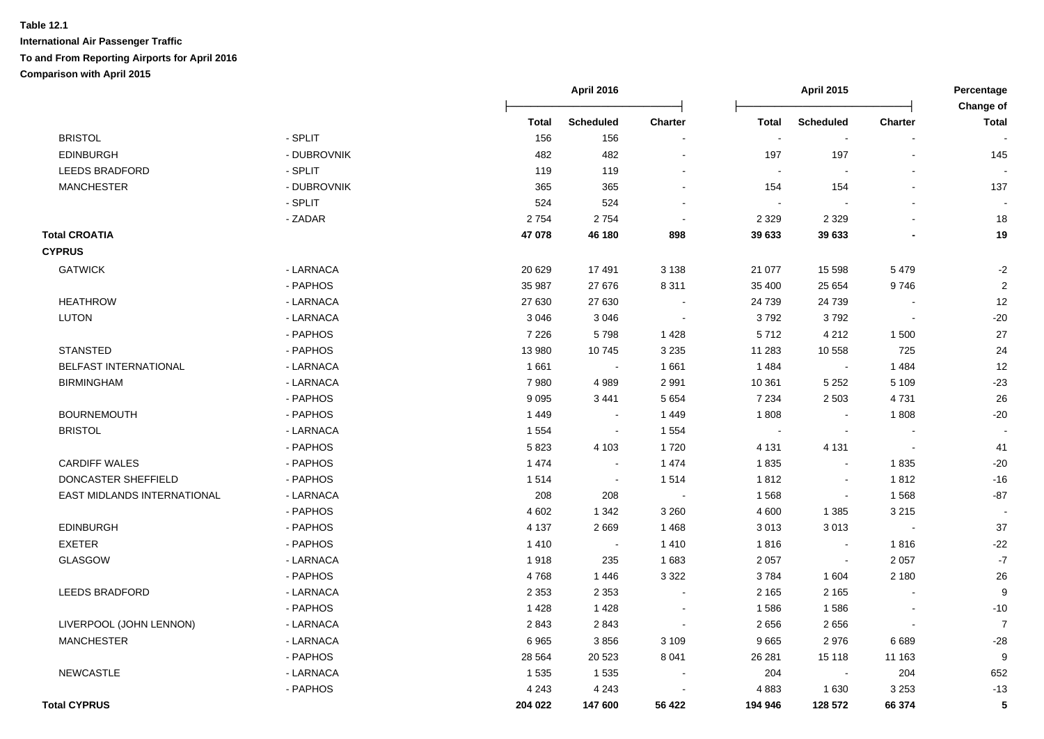**Table 12.1**

**International Air Passenger Traffic**

**To and From Reporting Airports for April 2016**

**Comparison with April 2015**

| | | April 2016 | | | April 2015 | | | Percentage Change of |
|---|---|---|---|---|---|---|---|---|
| | | Total | Scheduled | Charter | Total | Scheduled | Charter | Total |
| BRISTOL | - SPLIT | 156 | 156 | - | - | - | - | - |
| EDINBURGH | - DUBROVNIK | 482 | 482 | - | 197 | 197 | - | 145 |
| LEEDS BRADFORD | - SPLIT | 119 | 119 | - | - | - | - | - |
| MANCHESTER | - DUBROVNIK | 365 | 365 | - | 154 | 154 | - | 137 |
| | - SPLIT | 524 | 524 | - | - | - | - | - |
| | - ZADAR | 2 754 | 2 754 | - | 2 329 | 2 329 | - | 18 |
| **Total CROATIA** | | **47 078** | **46 180** | **898** | **39 633** | **39 633** | **-** | **19** |
| **CYPRUS** | | | | | | | | |
| GATWICK | - LARNACA | 20 629 | 17 491 | 3 138 | 21 077 | 15 598 | 5 479 | -2 |
| | - PAPHOS | 35 987 | 27 676 | 8 311 | 35 400 | 25 654 | 9 746 | 2 |
| HEATHROW | - LARNACA | 27 630 | 27 630 | - | 24 739 | 24 739 | - | 12 |
| LUTON | - LARNACA | 3 046 | 3 046 | - | 3 792 | 3 792 | - | -20 |
| | - PAPHOS | 7 226 | 5 798 | 1 428 | 5 712 | 4 212 | 1 500 | 27 |
| STANSTED | - PAPHOS | 13 980 | 10 745 | 3 235 | 11 283 | 10 558 | 725 | 24 |
| BELFAST INTERNATIONAL | - LARNACA | 1 661 | - | 1 661 | 1 484 | - | 1 484 | 12 |
| BIRMINGHAM | - LARNACA | 7 980 | 4 989 | 2 991 | 10 361 | 5 252 | 5 109 | -23 |
| | - PAPHOS | 9 095 | 3 441 | 5 654 | 7 234 | 2 503 | 4 731 | 26 |
| BOURNEMOUTH | - PAPHOS | 1 449 | - | 1 449 | 1 808 | - | 1 808 | -20 |
| BRISTOL | - LARNACA | 1 554 | - | 1 554 | - | - | - | - |
| | - PAPHOS | 5 823 | 4 103 | 1 720 | 4 131 | 4 131 | - | 41 |
| CARDIFF WALES | - PAPHOS | 1 474 | - | 1 474 | 1 835 | - | 1 835 | -20 |
| DONCASTER SHEFFIELD | - PAPHOS | 1 514 | - | 1 514 | 1 812 | - | 1 812 | -16 |
| EAST MIDLANDS INTERNATIONAL | - LARNACA | 208 | 208 | - | 1 568 | - | 1 568 | -87 |
| | - PAPHOS | 4 602 | 1 342 | 3 260 | 4 600 | 1 385 | 3 215 | - |
| EDINBURGH | - PAPHOS | 4 137 | 2 669 | 1 468 | 3 013 | 3 013 | - | 37 |
| EXETER | - PAPHOS | 1 410 | - | 1 410 | 1 816 | - | 1 816 | -22 |
| GLASGOW | - LARNACA | 1 918 | 235 | 1 683 | 2 057 | - | 2 057 | -7 |
| | - PAPHOS | 4 768 | 1 446 | 3 322 | 3 784 | 1 604 | 2 180 | 26 |
| LEEDS BRADFORD | - LARNACA | 2 353 | 2 353 | - | 2 165 | 2 165 | - | 9 |
| | - PAPHOS | 1 428 | 1 428 | - | 1 586 | 1 586 | - | -10 |
| LIVERPOOL (JOHN LENNON) | - LARNACA | 2 843 | 2 843 | - | 2 656 | 2 656 | - | 7 |
| MANCHESTER | - LARNACA | 6 965 | 3 856 | 3 109 | 9 665 | 2 976 | 6 689 | -28 |
| | - PAPHOS | 28 564 | 20 523 | 8 041 | 26 281 | 15 118 | 11 163 | 9 |
| NEWCASTLE | - LARNACA | 1 535 | 1 535 | - | 204 | - | 204 | 652 |
| | - PAPHOS | 4 243 | 4 243 | - | 4 883 | 1 630 | 3 253 | -13 |
| **Total CYPRUS** | | **204 022** | **147 600** | **56 422** | **194 946** | **128 572** | **66 374** | **5** |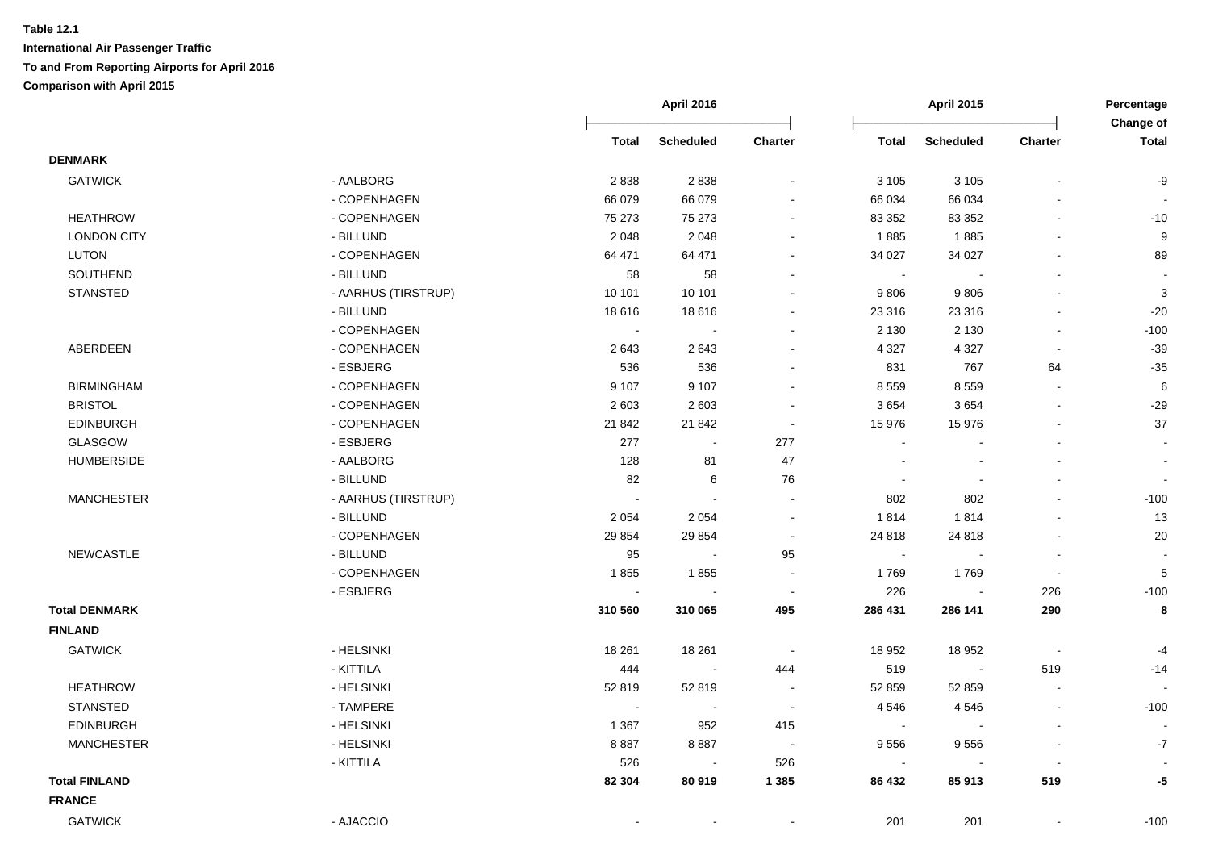**Table 12.1**

**International Air Passenger Traffic**

**To and From Reporting Airports for April 2016**

**Comparison with April 2015**

| | | April 2016 | | | April 2015 | | | Percentage Change of |
|---|---|---|---|---|---|---|---|---|
| | | Total | Scheduled | Charter | Total | Scheduled | Charter | Total |
| **DENMARK** | | | | | | | | |
| GATWICK | - AALBORG | 2 838 | 2 838 | - | 3 105 | 3 105 | - | -9 |
| | - COPENHAGEN | 66 079 | 66 079 | - | 66 034 | 66 034 | - | - |
| HEATHROW | - COPENHAGEN | 75 273 | 75 273 | - | 83 352 | 83 352 | - | -10 |
| LONDON CITY | - BILLUND | 2 048 | 2 048 | - | 1 885 | 1 885 | - | 9 |
| LUTON | - COPENHAGEN | 64 471 | 64 471 | - | 34 027 | 34 027 | - | 89 |
| SOUTHEND | - BILLUND | 58 | 58 | - | - | - | - | - |
| STANSTED | - AARHUS (TIRSTRUP) | 10 101 | 10 101 | - | 9 806 | 9 806 | - | 3 |
| | - BILLUND | 18 616 | 18 616 | - | 23 316 | 23 316 | - | -20 |
| | - COPENHAGEN | - | - | - | 2 130 | 2 130 | - | -100 |
| ABERDEEN | - COPENHAGEN | 2 643 | 2 643 | - | 4 327 | 4 327 | - | -39 |
| | - ESBJERG | 536 | 536 | - | 831 | 767 | 64 | -35 |
| BIRMINGHAM | - COPENHAGEN | 9 107 | 9 107 | - | 8 559 | 8 559 | - | 6 |
| BRISTOL | - COPENHAGEN | 2 603 | 2 603 | - | 3 654 | 3 654 | - | -29 |
| EDINBURGH | - COPENHAGEN | 21 842 | 21 842 | - | 15 976 | 15 976 | - | 37 |
| GLASGOW | - ESBJERG | 277 | - | 277 | - | - | - | - |
| HUMBERSIDE | - AALBORG | 128 | 81 | 47 | - | - | - | - |
| | - BILLUND | 82 | 6 | 76 | - | - | - | - |
| MANCHESTER | - AARHUS (TIRSTRUP) | - | - | - | 802 | 802 | - | -100 |
| | - BILLUND | 2 054 | 2 054 | - | 1 814 | 1 814 | - | 13 |
| | - COPENHAGEN | 29 854 | 29 854 | - | 24 818 | 24 818 | - | 20 |
| NEWCASTLE | - BILLUND | 95 | - | 95 | - | - | - | - |
| | - COPENHAGEN | 1 855 | 1 855 | - | 1 769 | 1 769 | - | 5 |
| | - ESBJERG | - | - | - | 226 | - | 226 | -100 |
| **Total DENMARK** | | **310 560** | **310 065** | **495** | **286 431** | **286 141** | **290** | **8** |
| **FINLAND** | | | | | | | | |
| GATWICK | - HELSINKI | 18 261 | 18 261 | - | 18 952 | 18 952 | - | -4 |
| | - KITTILA | 444 | - | 444 | 519 | - | 519 | -14 |
| HEATHROW | - HELSINKI | 52 819 | 52 819 | - | 52 859 | 52 859 | - | - |
| STANSTED | - TAMPERE | - | - | - | 4 546 | 4 546 | - | -100 |
| EDINBURGH | - HELSINKI | 1 367 | 952 | 415 | - | - | - | - |
| MANCHESTER | - HELSINKI | 8 887 | 8 887 | - | 9 556 | 9 556 | - | -7 |
| | - KITTILA | 526 | - | 526 | - | - | - | - |
| **Total FINLAND** | | **82 304** | **80 919** | **1 385** | **86 432** | **85 913** | **519** | **-5** |
| **FRANCE** | | | | | | | | |
| GATWICK | - AJACCIO | - | - | - | 201 | 201 | - | -100 |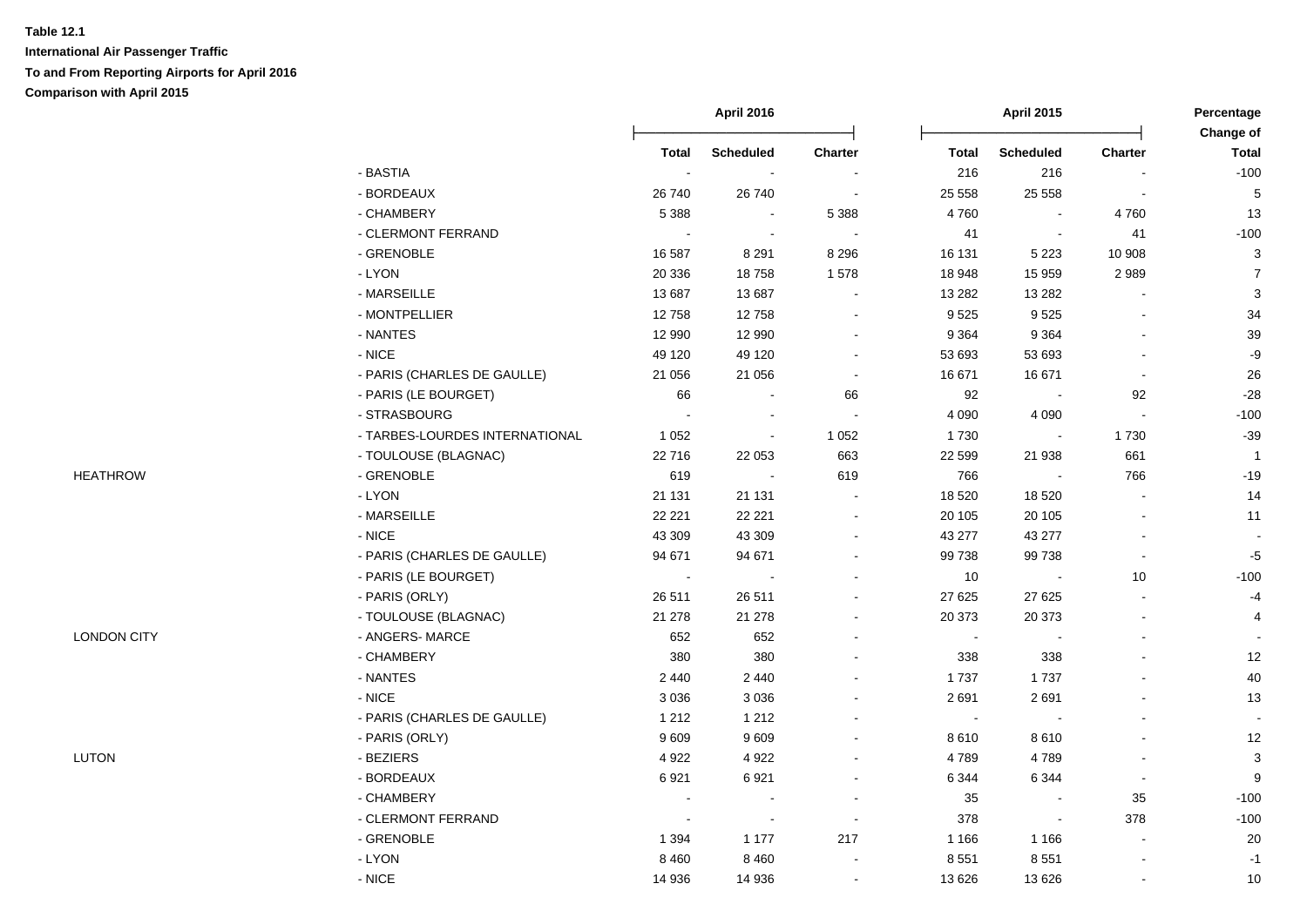**Table 12.1**

**International Air Passenger Traffic**

**To and From Reporting Airports for April 2016**

**Comparison with April 2015**

| | | April 2016 | | | April 2015 | | | Percentage Change of |
|---|---|---|---|---|---|---|---|---|
| | | Total | Scheduled | Charter | Total | Scheduled | Charter | Total |
| | - BASTIA | - | - | - | 216 | 216 | - | -100 |
| | - BORDEAUX | 26 740 | 26 740 | - | 25 558 | 25 558 | - | 5 |
| | - CHAMBERY | 5 388 | - | 5 388 | 4 760 | - | 4 760 | 13 |
| | - CLERMONT FERRAND | - | - | - | 41 | - | 41 | -100 |
| | - GRENOBLE | 16 587 | 8 291 | 8 296 | 16 131 | 5 223 | 10 908 | 3 |
| | - LYON | 20 336 | 18 758 | 1 578 | 18 948 | 15 959 | 2 989 | 7 |
| | - MARSEILLE | 13 687 | 13 687 | - | 13 282 | 13 282 | - | 3 |
| | - MONTPELLIER | 12 758 | 12 758 | - | 9 525 | 9 525 | - | 34 |
| | - NANTES | 12 990 | 12 990 | - | 9 364 | 9 364 | - | 39 |
| | - NICE | 49 120 | 49 120 | - | 53 693 | 53 693 | - | -9 |
| | - PARIS (CHARLES DE GAULLE) | 21 056 | 21 056 | - | 16 671 | 16 671 | - | 26 |
| | - PARIS (LE BOURGET) | 66 | - | 66 | 92 | - | 92 | -28 |
| | - STRASBOURG | - | - | - | 4 090 | 4 090 | - | -100 |
| | - TARBES-LOURDES INTERNATIONAL | 1 052 | - | 1 052 | 1 730 | - | 1 730 | -39 |
| | - TOULOUSE (BLAGNAC) | 22 716 | 22 053 | 663 | 22 599 | 21 938 | 661 | 1 |
| HEATHROW | - GRENOBLE | 619 | - | 619 | 766 | - | 766 | -19 |
| | - LYON | 21 131 | 21 131 | - | 18 520 | 18 520 | - | 14 |
| | - MARSEILLE | 22 221 | 22 221 | - | 20 105 | 20 105 | - | 11 |
| | - NICE | 43 309 | 43 309 | - | 43 277 | 43 277 | - | - |
| | - PARIS (CHARLES DE GAULLE) | 94 671 | 94 671 | - | 99 738 | 99 738 | - | -5 |
| | - PARIS (LE BOURGET) | - | - | - | 10 | - | 10 | -100 |
| | - PARIS (ORLY) | 26 511 | 26 511 | - | 27 625 | 27 625 | - | -4 |
| | - TOULOUSE (BLAGNAC) | 21 278 | 21 278 | - | 20 373 | 20 373 | - | 4 |
| LONDON CITY | - ANGERS- MARCE | 652 | 652 | - | - | - | - | - |
| | - CHAMBERY | 380 | 380 | - | 338 | 338 | - | 12 |
| | - NANTES | 2 440 | 2 440 | - | 1 737 | 1 737 | - | 40 |
| | - NICE | 3 036 | 3 036 | - | 2 691 | 2 691 | - | 13 |
| | - PARIS (CHARLES DE GAULLE) | 1 212 | 1 212 | - | - | - | - | - |
| | - PARIS (ORLY) | 9 609 | 9 609 | - | 8 610 | 8 610 | - | 12 |
| LUTON | - BEZIERS | 4 922 | 4 922 | - | 4 789 | 4 789 | - | 3 |
| | - BORDEAUX | 6 921 | 6 921 | - | 6 344 | 6 344 | - | 9 |
| | - CHAMBERY | - | - | - | 35 | - | 35 | -100 |
| | - CLERMONT FERRAND | - | - | - | 378 | - | 378 | -100 |
| | - GRENOBLE | 1 394 | 1 177 | 217 | 1 166 | 1 166 | - | 20 |
| | - LYON | 8 460 | 8 460 | - | 8 551 | 8 551 | - | -1 |
| | - NICE | 14 936 | 14 936 | - | 13 626 | 13 626 | - | 10 |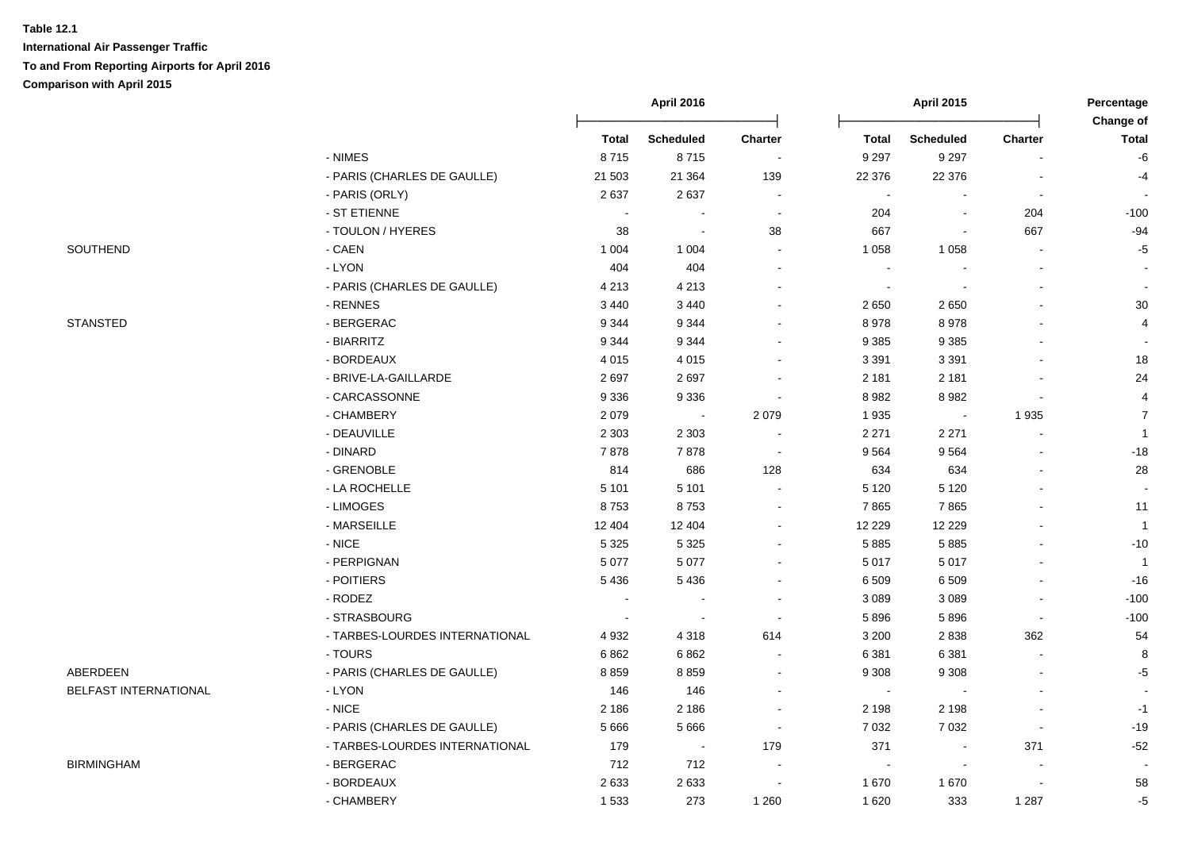**Table 12.1**

**International Air Passenger Traffic**

**To and From Reporting Airports for April 2016**

**Comparison with April 2015**

| | | April 2016 | | | April 2015 | | | Percentage Change of |
|---|---|---|---|---|---|---|---|---|
| | | Total | Scheduled | Charter | Total | Scheduled | Charter | Total |
| | - NIMES | 8 715 | 8 715 | - | 9 297 | 9 297 | - | -6 |
| | - PARIS (CHARLES DE GAULLE) | 21 503 | 21 364 | 139 | 22 376 | 22 376 | - | -4 |
| | - PARIS (ORLY) | 2 637 | 2 637 | - | - | - | - | - |
| | - ST ETIENNE | - | - | - | 204 | - | 204 | -100 |
| | - TOULON / HYERES | 38 | - | 38 | 667 | - | 667 | -94 |
| SOUTHEND | - CAEN | 1 004 | 1 004 | - | 1 058 | 1 058 | - | -5 |
| | - LYON | 404 | 404 | - | - | - | - | - |
| | - PARIS (CHARLES DE GAULLE) | 4 213 | 4 213 | - | - | - | - | - |
| | - RENNES | 3 440 | 3 440 | - | 2 650 | 2 650 | - | 30 |
| STANSTED | - BERGERAC | 9 344 | 9 344 | - | 8 978 | 8 978 | - | 4 |
| | - BIARRITZ | 9 344 | 9 344 | - | 9 385 | 9 385 | - | - |
| | - BORDEAUX | 4 015 | 4 015 | - | 3 391 | 3 391 | - | 18 |
| | - BRIVE-LA-GAILLARDE | 2 697 | 2 697 | - | 2 181 | 2 181 | - | 24 |
| | - CARCASSONNE | 9 336 | 9 336 | - | 8 982 | 8 982 | - | 4 |
| | - CHAMBERY | 2 079 | - | 2 079 | 1 935 | - | 1 935 | 7 |
| | - DEAUVILLE | 2 303 | 2 303 | - | 2 271 | 2 271 | - | 1 |
| | - DINARD | 7 878 | 7 878 | - | 9 564 | 9 564 | - | -18 |
| | - GRENOBLE | 814 | 686 | 128 | 634 | 634 | - | 28 |
| | - LA ROCHELLE | 5 101 | 5 101 | - | 5 120 | 5 120 | - | - |
| | - LIMOGES | 8 753 | 8 753 | - | 7 865 | 7 865 | - | 11 |
| | - MARSEILLE | 12 404 | 12 404 | - | 12 229 | 12 229 | - | 1 |
| | - NICE | 5 325 | 5 325 | - | 5 885 | 5 885 | - | -10 |
| | - PERPIGNAN | 5 077 | 5 077 | - | 5 017 | 5 017 | - | 1 |
| | - POITIERS | 5 436 | 5 436 | - | 6 509 | 6 509 | - | -16 |
| | - RODEZ | - | - | - | 3 089 | 3 089 | - | -100 |
| | - STRASBOURG | - | - | - | 5 896 | 5 896 | - | -100 |
| | - TARBES-LOURDES INTERNATIONAL | 4 932 | 4 318 | 614 | 3 200 | 2 838 | 362 | 54 |
| | - TOURS | 6 862 | 6 862 | - | 6 381 | 6 381 | - | 8 |
| ABERDEEN | - PARIS (CHARLES DE GAULLE) | 8 859 | 8 859 | - | 9 308 | 9 308 | - | -5 |
| BELFAST INTERNATIONAL | - LYON | 146 | 146 | - | - | - | - | - |
| | - NICE | 2 186 | 2 186 | - | 2 198 | 2 198 | - | -1 |
| | - PARIS (CHARLES DE GAULLE) | 5 666 | 5 666 | - | 7 032 | 7 032 | - | -19 |
| | - TARBES-LOURDES INTERNATIONAL | 179 | - | 179 | 371 | - | 371 | -52 |
| BIRMINGHAM | - BERGERAC | 712 | 712 | - | - | - | - | - |
| | - BORDEAUX | 2 633 | 2 633 | - | 1 670 | 1 670 | - | 58 |
| | - CHAMBERY | 1 533 | 273 | 1 260 | 1 620 | 333 | 1 287 | -5 |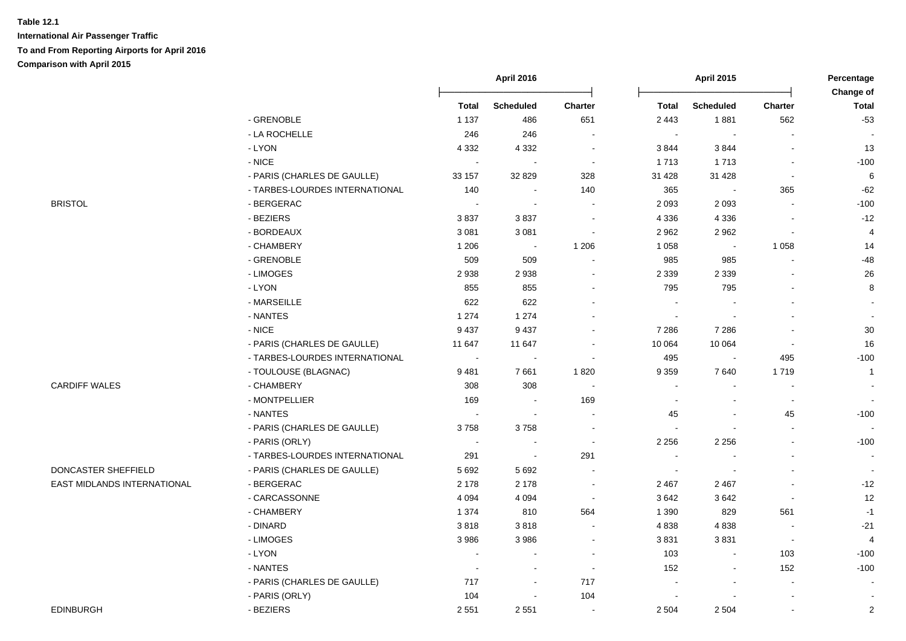**Table 12.1**

**International Air Passenger Traffic**

**To and From Reporting Airports for April 2016**

**Comparison with April 2015**

| | | April 2016 | | | April 2015 | | | Percentage Change of |
|---|---|---|---|---|---|---|---|---|
| | | Total | Scheduled | Charter | Total | Scheduled | Charter | Total |
| | - GRENOBLE | 1 137 | 486 | 651 | 2 443 | 1 881 | 562 | -53 |
| | - LA ROCHELLE | 246 | 246 | - | - | - | - | - |
| | - LYON | 4 332 | 4 332 | - | 3 844 | 3 844 | - | 13 |
| | - NICE | - | - | - | 1 713 | 1 713 | - | -100 |
| | - PARIS (CHARLES DE GAULLE) | 33 157 | 32 829 | 328 | 31 428 | 31 428 | - | 6 |
| | - TARBES-LOURDES INTERNATIONAL | 140 | - | 140 | 365 | - | 365 | -62 |
| BRISTOL | - BERGERAC | - | - | - | 2 093 | 2 093 | - | -100 |
| | - BEZIERS | 3 837 | 3 837 | - | 4 336 | 4 336 | - | -12 |
| | - BORDEAUX | 3 081 | 3 081 | - | 2 962 | 2 962 | - | 4 |
| | - CHAMBERY | 1 206 | - | 1 206 | 1 058 | - | 1 058 | 14 |
| | - GRENOBLE | 509 | 509 | - | 985 | 985 | - | -48 |
| | - LIMOGES | 2 938 | 2 938 | - | 2 339 | 2 339 | - | 26 |
| | - LYON | 855 | 855 | - | 795 | 795 | - | 8 |
| | - MARSEILLE | 622 | 622 | - | - | - | - | - |
| | - NANTES | 1 274 | 1 274 | - | - | - | - | - |
| | - NICE | 9 437 | 9 437 | - | 7 286 | 7 286 | - | 30 |
| | - PARIS (CHARLES DE GAULLE) | 11 647 | 11 647 | - | 10 064 | 10 064 | - | 16 |
| | - TARBES-LOURDES INTERNATIONAL | - | - | - | 495 | - | 495 | -100 |
| | - TOULOUSE (BLAGNAC) | 9 481 | 7 661 | 1 820 | 9 359 | 7 640 | 1 719 | 1 |
| CARDIFF WALES | - CHAMBERY | 308 | 308 | - | - | - | - | - |
| | - MONTPELLIER | 169 | - | 169 | - | - | - | - |
| | - NANTES | - | - | - | 45 | - | 45 | -100 |
| | - PARIS (CHARLES DE GAULLE) | 3 758 | 3 758 | - | - | - | - | - |
| | - PARIS (ORLY) | - | - | - | 2 256 | 2 256 | - | -100 |
| | - TARBES-LOURDES INTERNATIONAL | 291 | - | 291 | - | - | - | - |
| DONCASTER SHEFFIELD | - PARIS (CHARLES DE GAULLE) | 5 692 | 5 692 | - | - | - | - | - |
| EAST MIDLANDS INTERNATIONAL | - BERGERAC | 2 178 | 2 178 | - | 2 467 | 2 467 | - | -12 |
| | - CARCASSONNE | 4 094 | 4 094 | - | 3 642 | 3 642 | - | 12 |
| | - CHAMBERY | 1 374 | 810 | 564 | 1 390 | 829 | 561 | -1 |
| | - DINARD | 3 818 | 3 818 | - | 4 838 | 4 838 | - | -21 |
| | - LIMOGES | 3 986 | 3 986 | - | 3 831 | 3 831 | - | 4 |
| | - LYON | - | - | - | 103 | - | 103 | -100 |
| | - NANTES | - | - | - | 152 | - | 152 | -100 |
| | - PARIS (CHARLES DE GAULLE) | 717 | - | 717 | - | - | - | - |
| | - PARIS (ORLY) | 104 | - | 104 | - | - | - | - |
| EDINBURGH | - BEZIERS | 2 551 | 2 551 | - | 2 504 | 2 504 | - | 2 |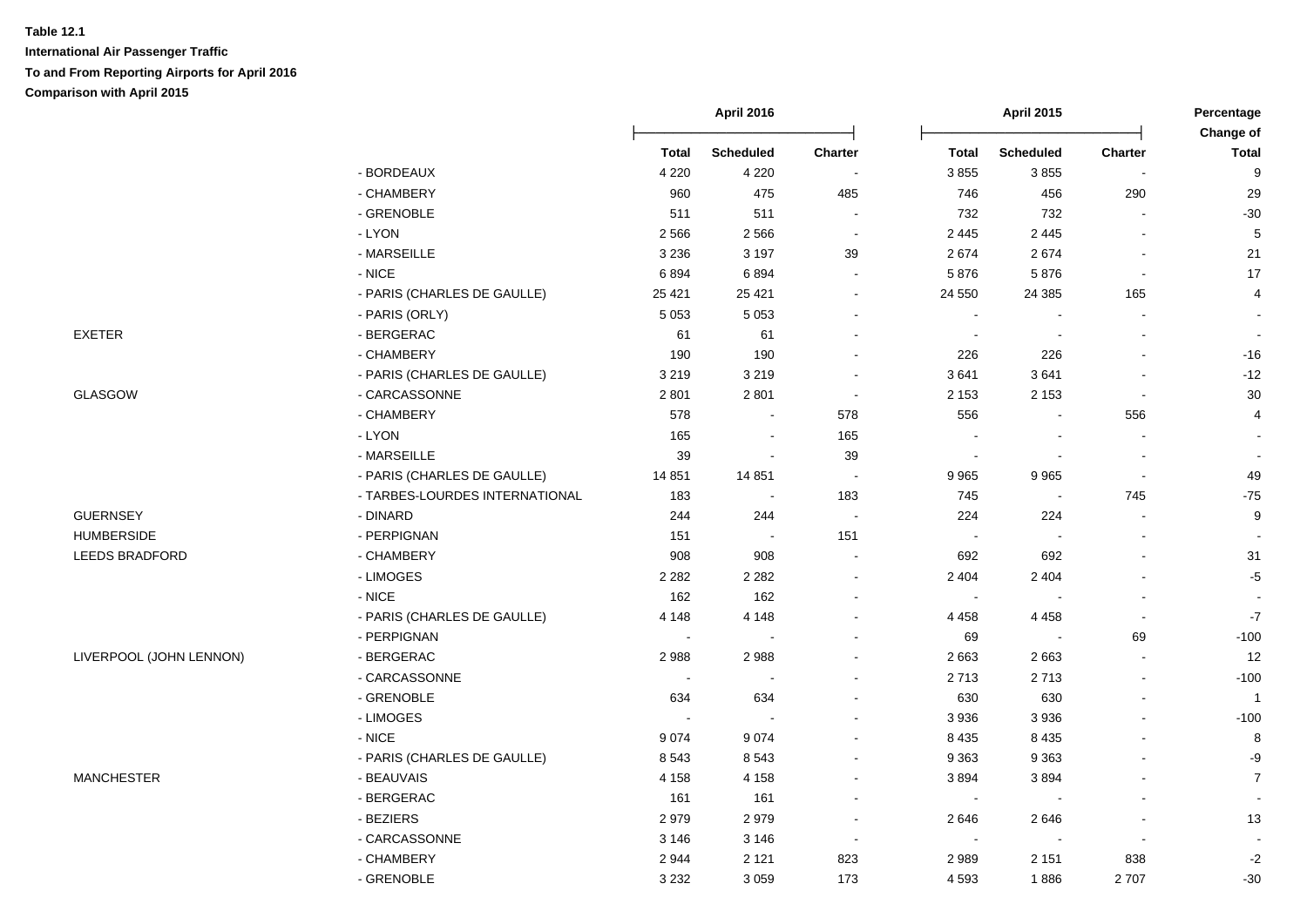**Table 12.1**

**International Air Passenger Traffic**

**To and From Reporting Airports for April 2016**

**Comparison with April 2015**

| | | April 2016 | | | April 2015 | | | Percentage Change of |
|---|---|---|---|---|---|---|---|---|
| | | Total | Scheduled | Charter | Total | Scheduled | Charter | Total |
| | - BORDEAUX | 4 220 | 4 220 | - | 3 855 | 3 855 | - | 9 |
| | - CHAMBERY | 960 | 475 | 485 | 746 | 456 | 290 | 29 |
| | - GRENOBLE | 511 | 511 | - | 732 | 732 | - | -30 |
| | - LYON | 2 566 | 2 566 | - | 2 445 | 2 445 | - | 5 |
| | - MARSEILLE | 3 236 | 3 197 | 39 | 2 674 | 2 674 | - | 21 |
| | - NICE | 6 894 | 6 894 | - | 5 876 | 5 876 | - | 17 |
| | - PARIS (CHARLES DE GAULLE) | 25 421 | 25 421 | - | 24 550 | 24 385 | 165 | 4 |
| | - PARIS (ORLY) | 5 053 | 5 053 | - | - | - | - | - |
| EXETER | - BERGERAC | 61 | 61 | - | - | - | - | - |
| | - CHAMBERY | 190 | 190 | - | 226 | 226 | - | -16 |
| | - PARIS (CHARLES DE GAULLE) | 3 219 | 3 219 | - | 3 641 | 3 641 | - | -12 |
| GLASGOW | - CARCASSONNE | 2 801 | 2 801 | - | 2 153 | 2 153 | - | 30 |
| | - CHAMBERY | 578 | - | 578 | 556 | - | 556 | 4 |
| | - LYON | 165 | - | 165 | - | - | - | - |
| | - MARSEILLE | 39 | - | 39 | - | - | - | - |
| | - PARIS (CHARLES DE GAULLE) | 14 851 | 14 851 | - | 9 965 | 9 965 | - | 49 |
| | - TARBES-LOURDES INTERNATIONAL | 183 | - | 183 | 745 | - | 745 | -75 |
| GUERNSEY | - DINARD | 244 | 244 | - | 224 | 224 | - | 9 |
| HUMBERSIDE | - PERPIGNAN | 151 | - | 151 | - | - | - | - |
| LEEDS BRADFORD | - CHAMBERY | 908 | 908 | - | 692 | 692 | - | 31 |
| | - LIMOGES | 2 282 | 2 282 | - | 2 404 | 2 404 | - | -5 |
| | - NICE | 162 | 162 | - | - | - | - | - |
| | - PARIS (CHARLES DE GAULLE) | 4 148 | 4 148 | - | 4 458 | 4 458 | - | -7 |
| | - PERPIGNAN | - | - | - | 69 | - | 69 | -100 |
| LIVERPOOL (JOHN LENNON) | - BERGERAC | 2 988 | 2 988 | - | 2 663 | 2 663 | - | 12 |
| | - CARCASSONNE | - | - | - | 2 713 | 2 713 | - | -100 |
| | - GRENOBLE | 634 | 634 | - | 630 | 630 | - | 1 |
| | - LIMOGES | - | - | - | 3 936 | 3 936 | - | -100 |
| | - NICE | 9 074 | 9 074 | - | 8 435 | 8 435 | - | 8 |
| | - PARIS (CHARLES DE GAULLE) | 8 543 | 8 543 | - | 9 363 | 9 363 | - | -9 |
| MANCHESTER | - BEAUVAIS | 4 158 | 4 158 | - | 3 894 | 3 894 | - | 7 |
| | - BERGERAC | 161 | 161 | - | - | - | - | - |
| | - BEZIERS | 2 979 | 2 979 | - | 2 646 | 2 646 | - | 13 |
| | - CARCASSONNE | 3 146 | 3 146 | - | - | - | - | - |
| | - CHAMBERY | 2 944 | 2 121 | 823 | 2 989 | 2 151 | 838 | -2 |
| | - GRENOBLE | 3 232 | 3 059 | 173 | 4 593 | 1 886 | 2 707 | -30 |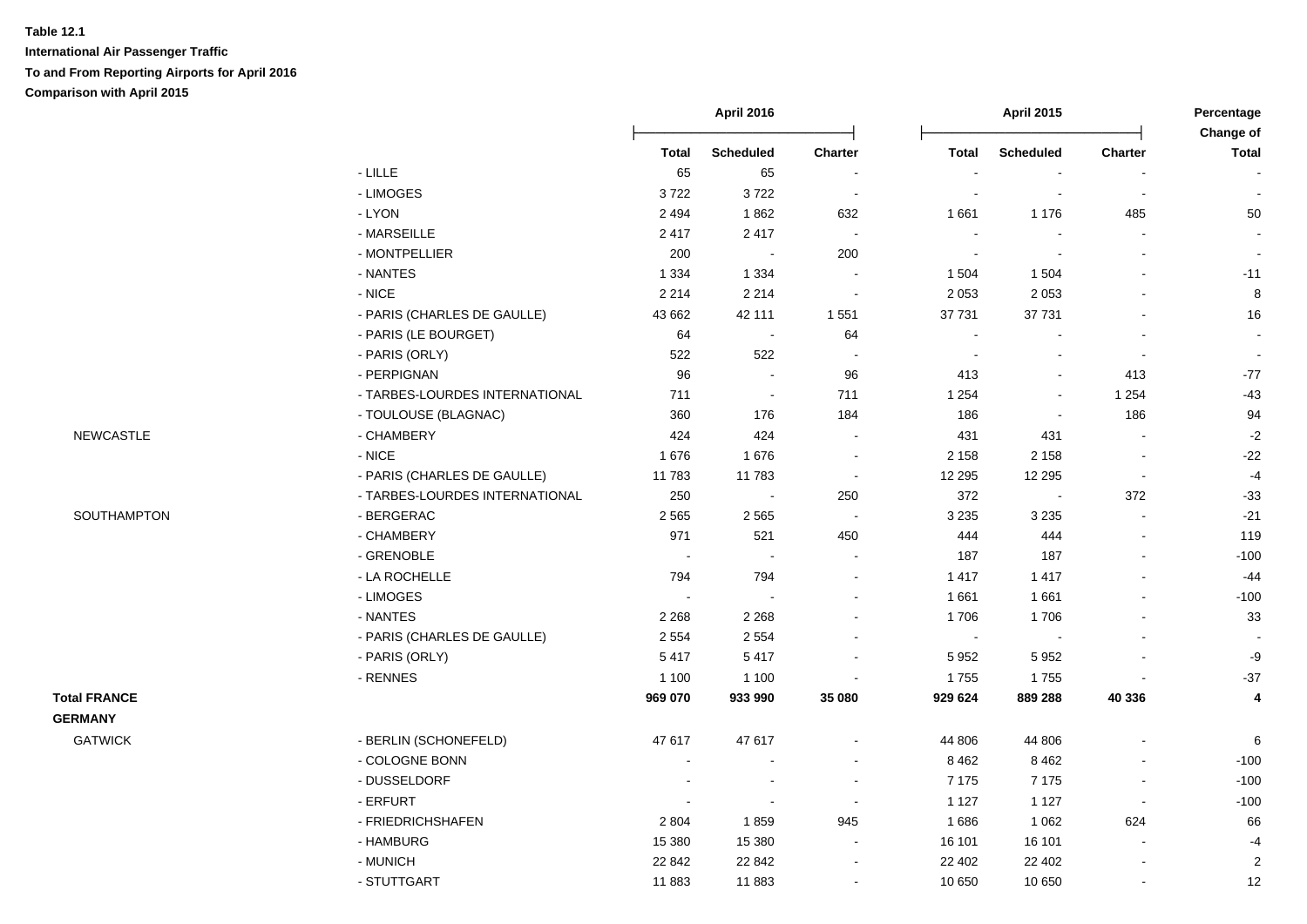**Table 12.1**

**International Air Passenger Traffic**

**To and From Reporting Airports for April 2016**

**Comparison with April 2015**

| | | April 2016 | | | April 2015 | | | Percentage Change of |
|---|---|---|---|---|---|---|---|---|
| | | Total | Scheduled | Charter | Total | Scheduled | Charter | Total |
| | - LILLE | 65 | 65 | - | - | - | - | - |
| | - LIMOGES | 3 722 | 3 722 | - | - | - | - | - |
| | - LYON | 2 494 | 1 862 | 632 | 1 661 | 1 176 | 485 | 50 |
| | - MARSEILLE | 2 417 | 2 417 | - | - | - | - | - |
| | - MONTPELLIER | 200 | - | 200 | - | - | - | - |
| | - NANTES | 1 334 | 1 334 | - | 1 504 | 1 504 | - | -11 |
| | - NICE | 2 214 | 2 214 | - | 2 053 | 2 053 | - | 8 |
| | - PARIS (CHARLES DE GAULLE) | 43 662 | 42 111 | 1 551 | 37 731 | 37 731 | - | 16 |
| | - PARIS (LE BOURGET) | 64 | - | 64 | - | - | - | - |
| | - PARIS (ORLY) | 522 | 522 | - | - | - | - | - |
| | - PERPIGNAN | 96 | - | 96 | 413 | - | 413 | -77 |
| | - TARBES-LOURDES INTERNATIONAL | 711 | - | 711 | 1 254 | - | 1 254 | -43 |
| | - TOULOUSE (BLAGNAC) | 360 | 176 | 184 | 186 | - | 186 | 94 |
| NEWCASTLE | - CHAMBERY | 424 | 424 | - | 431 | 431 | - | -2 |
| | - NICE | 1 676 | 1 676 | - | 2 158 | 2 158 | - | -22 |
| | - PARIS (CHARLES DE GAULLE) | 11 783 | 11 783 | - | 12 295 | 12 295 | - | -4 |
| | - TARBES-LOURDES INTERNATIONAL | 250 | - | 250 | 372 | - | 372 | -33 |
| SOUTHAMPTON | - BERGERAC | 2 565 | 2 565 | - | 3 235 | 3 235 | - | -21 |
| | - CHAMBERY | 971 | 521 | 450 | 444 | 444 | - | 119 |
| | - GRENOBLE | - | - | - | 187 | 187 | - | -100 |
| | - LA ROCHELLE | 794 | 794 | - | 1 417 | 1 417 | - | -44 |
| | - LIMOGES | - | - | - | 1 661 | 1 661 | - | -100 |
| | - NANTES | 2 268 | 2 268 | - | 1 706 | 1 706 | - | 33 |
| | - PARIS (CHARLES DE GAULLE) | 2 554 | 2 554 | - | - | - | - | - |
| | - PARIS (ORLY) | 5 417 | 5 417 | - | 5 952 | 5 952 | - | -9 |
| | - RENNES | 1 100 | 1 100 | - | 1 755 | 1 755 | - | -37 |
| **Total FRANCE** | | **969 070** | **933 990** | **35 080** | **929 624** | **889 288** | **40 336** | **4** |
| **GERMANY** | | | | | | | | |
| GATWICK | - BERLIN (SCHONEFELD) | 47 617 | 47 617 | - | 44 806 | 44 806 | - | 6 |
| | - COLOGNE BONN | - | - | - | 8 462 | 8 462 | - | -100 |
| | - DUSSELDORF | - | - | - | 7 175 | 7 175 | - | -100 |
| | - ERFURT | - | - | - | 1 127 | 1 127 | - | -100 |
| | - FRIEDRICHSHAFEN | 2 804 | 1 859 | 945 | 1 686 | 1 062 | 624 | 66 |
| | - HAMBURG | 15 380 | 15 380 | - | 16 101 | 16 101 | - | -4 |
| | - MUNICH | 22 842 | 22 842 | - | 22 402 | 22 402 | - | 2 |
| | - STUTTGART | 11 883 | 11 883 | - | 10 650 | 10 650 | - | 12 |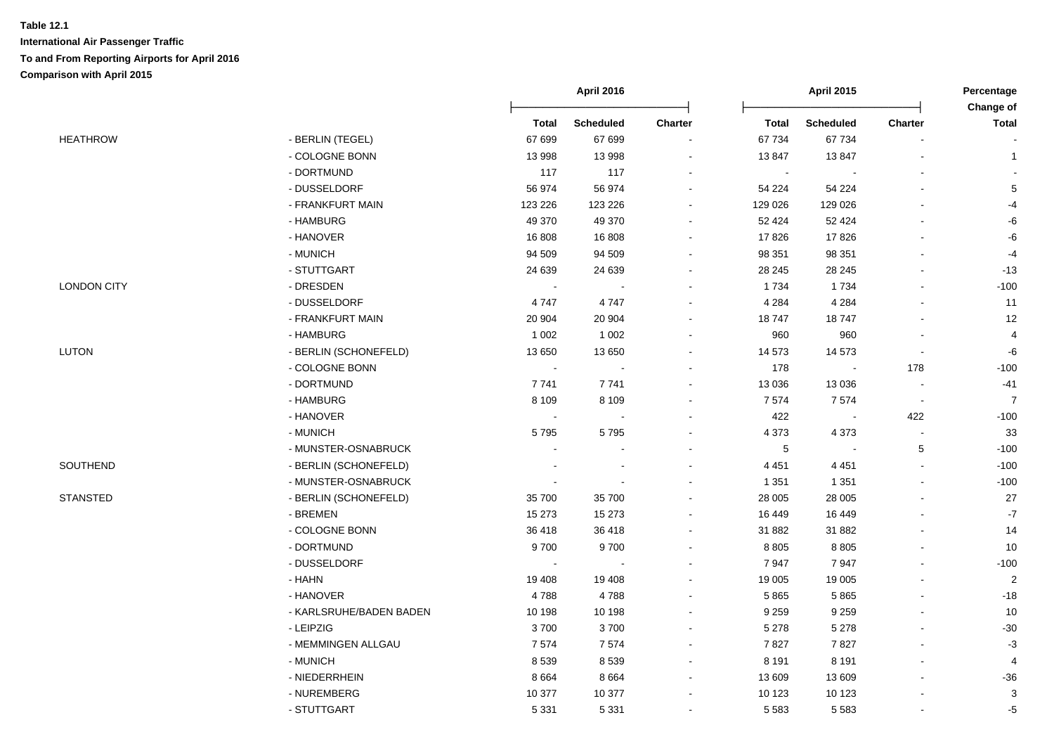**Table 12.1**

**International Air Passenger Traffic**

**To and From Reporting Airports for April 2016**

**Comparison with April 2015**

| | | April 2016 | | | April 2015 | | | Percentage Change of |
|---|---|---|---|---|---|---|---|---|
| | | Total | Scheduled | Charter | Total | Scheduled | Charter | Total |
| HEATHROW | - BERLIN (TEGEL) | 67 699 | 67 699 | - | 67 734 | 67 734 | - | - |
| | - COLOGNE BONN | 13 998 | 13 998 | - | 13 847 | 13 847 | - | 1 |
| | - DORTMUND | 117 | 117 | - | - | - | - | - |
| | - DUSSELDORF | 56 974 | 56 974 | - | 54 224 | 54 224 | - | 5 |
| | - FRANKFURT MAIN | 123 226 | 123 226 | - | 129 026 | 129 026 | - | -4 |
| | - HAMBURG | 49 370 | 49 370 | - | 52 424 | 52 424 | - | -6 |
| | - HANOVER | 16 808 | 16 808 | - | 17 826 | 17 826 | - | -6 |
| | - MUNICH | 94 509 | 94 509 | - | 98 351 | 98 351 | - | -4 |
| | - STUTTGART | 24 639 | 24 639 | - | 28 245 | 28 245 | - | -13 |
| LONDON CITY | - DRESDEN | - | - | - | 1 734 | 1 734 | - | -100 |
| | - DUSSELDORF | 4 747 | 4 747 | - | 4 284 | 4 284 | - | 11 |
| | - FRANKFURT MAIN | 20 904 | 20 904 | - | 18 747 | 18 747 | - | 12 |
| | - HAMBURG | 1 002 | 1 002 | - | 960 | 960 | - | 4 |
| LUTON | - BERLIN (SCHONEFELD) | 13 650 | 13 650 | - | 14 573 | 14 573 | - | -6 |
| | - COLOGNE BONN | - | - | - | 178 | - | 178 | -100 |
| | - DORTMUND | 7 741 | 7 741 | - | 13 036 | 13 036 | - | -41 |
| | - HAMBURG | 8 109 | 8 109 | - | 7 574 | 7 574 | - | 7 |
| | - HANOVER | - | - | - | 422 | - | 422 | -100 |
| | - MUNICH | 5 795 | 5 795 | - | 4 373 | 4 373 | - | 33 |
| | - MUNSTER-OSNABRUCK | - | - | - | 5 | - | 5 | -100 |
| SOUTHEND | - BERLIN (SCHONEFELD) | - | - | - | 4 451 | 4 451 | - | -100 |
| | - MUNSTER-OSNABRUCK | - | - | - | 1 351 | 1 351 | - | -100 |
| STANSTED | - BERLIN (SCHONEFELD) | 35 700 | 35 700 | - | 28 005 | 28 005 | - | 27 |
| | - BREMEN | 15 273 | 15 273 | - | 16 449 | 16 449 | - | -7 |
| | - COLOGNE BONN | 36 418 | 36 418 | - | 31 882 | 31 882 | - | 14 |
| | - DORTMUND | 9 700 | 9 700 | - | 8 805 | 8 805 | - | 10 |
| | - DUSSELDORF | - | - | - | 7 947 | 7 947 | - | -100 |
| | - HAHN | 19 408 | 19 408 | - | 19 005 | 19 005 | - | 2 |
| | - HANOVER | 4 788 | 4 788 | - | 5 865 | 5 865 | - | -18 |
| | - KARLSRUHE/BADEN BADEN | 10 198 | 10 198 | - | 9 259 | 9 259 | - | 10 |
| | - LEIPZIG | 3 700 | 3 700 | - | 5 278 | 5 278 | - | -30 |
| | - MEMMINGEN ALLGAU | 7 574 | 7 574 | - | 7 827 | 7 827 | - | -3 |
| | - MUNICH | 8 539 | 8 539 | - | 8 191 | 8 191 | - | 4 |
| | - NIEDERRHEIN | 8 664 | 8 664 | - | 13 609 | 13 609 | - | -36 |
| | - NUREMBERG | 10 377 | 10 377 | - | 10 123 | 10 123 | - | 3 |
| | - STUTTGART | 5 331 | 5 331 | - | 5 583 | 5 583 | - | -5 |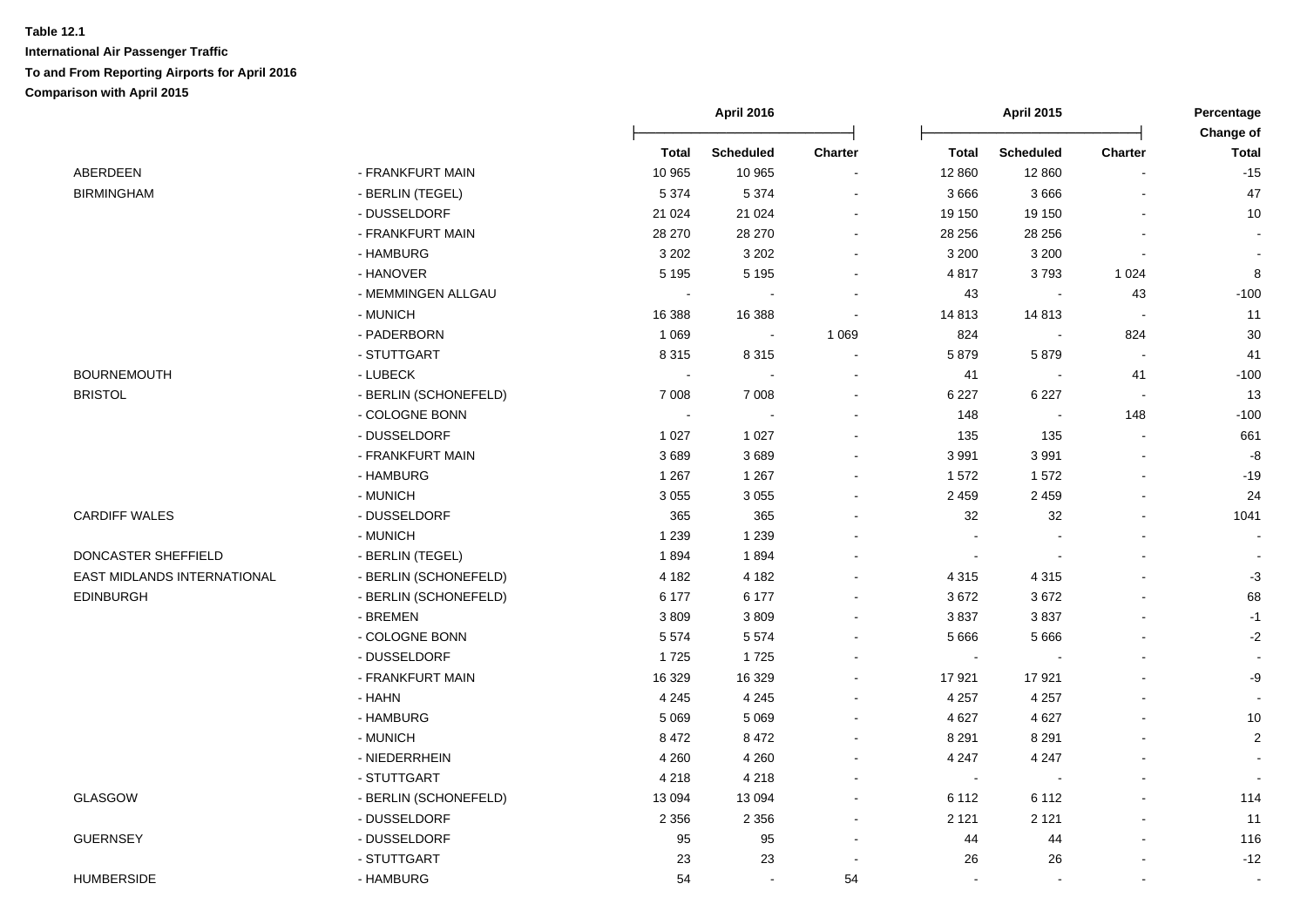**Table 12.1**

**International Air Passenger Traffic**

**To and From Reporting Airports for April 2016**

**Comparison with April 2015**

| | | April 2016 | | | April 2015 | | | Percentage Change of |
|---|---|---|---|---|---|---|---|---|
| | | Total | Scheduled | Charter | Total | Scheduled | Charter | Total |
| ABERDEEN | - FRANKFURT MAIN | 10 965 | 10 965 | - | 12 860 | 12 860 | - | -15 |
| BIRMINGHAM | - BERLIN (TEGEL) | 5 374 | 5 374 | - | 3 666 | 3 666 | - | 47 |
| | - DUSSELDORF | 21 024 | 21 024 | - | 19 150 | 19 150 | - | 10 |
| | - FRANKFURT MAIN | 28 270 | 28 270 | - | 28 256 | 28 256 | - | - |
| | - HAMBURG | 3 202 | 3 202 | - | 3 200 | 3 200 | - | - |
| | - HANOVER | 5 195 | 5 195 | - | 4 817 | 3 793 | 1 024 | 8 |
| | - MEMMINGEN ALLGAU | - | - | - | 43 | - | 43 | -100 |
| | - MUNICH | 16 388 | 16 388 | - | 14 813 | 14 813 | - | 11 |
| | - PADERBORN | 1 069 | - | 1 069 | 824 | - | 824 | 30 |
| | - STUTTGART | 8 315 | 8 315 | - | 5 879 | 5 879 | - | 41 |
| BOURNEMOUTH | - LUBECK | - | - | - | 41 | - | 41 | -100 |
| BRISTOL | - BERLIN (SCHONEFELD) | 7 008 | 7 008 | - | 6 227 | 6 227 | - | 13 |
| | - COLOGNE BONN | - | - | - | 148 | - | 148 | -100 |
| | - DUSSELDORF | 1 027 | 1 027 | - | 135 | 135 | - | 661 |
| | - FRANKFURT MAIN | 3 689 | 3 689 | - | 3 991 | 3 991 | - | -8 |
| | - HAMBURG | 1 267 | 1 267 | - | 1 572 | 1 572 | - | -19 |
| | - MUNICH | 3 055 | 3 055 | - | 2 459 | 2 459 | - | 24 |
| CARDIFF WALES | - DUSSELDORF | 365 | 365 | - | 32 | 32 | - | 1041 |
| | - MUNICH | 1 239 | 1 239 | - | - | - | - | - |
| DONCASTER SHEFFIELD | - BERLIN (TEGEL) | 1 894 | 1 894 | - | - | - | - | - |
| EAST MIDLANDS INTERNATIONAL | - BERLIN (SCHONEFELD) | 4 182 | 4 182 | - | 4 315 | 4 315 | - | -3 |
| EDINBURGH | - BERLIN (SCHONEFELD) | 6 177 | 6 177 | - | 3 672 | 3 672 | - | 68 |
| | - BREMEN | 3 809 | 3 809 | - | 3 837 | 3 837 | - | -1 |
| | - COLOGNE BONN | 5 574 | 5 574 | - | 5 666 | 5 666 | - | -2 |
| | - DUSSELDORF | 1 725 | 1 725 | - | - | - | - | - |
| | - FRANKFURT MAIN | 16 329 | 16 329 | - | 17 921 | 17 921 | - | -9 |
| | - HAHN | 4 245 | 4 245 | - | 4 257 | 4 257 | - | - |
| | - HAMBURG | 5 069 | 5 069 | - | 4 627 | 4 627 | - | 10 |
| | - MUNICH | 8 472 | 8 472 | - | 8 291 | 8 291 | - | 2 |
| | - NIEDERRHEIN | 4 260 | 4 260 | - | 4 247 | 4 247 | - | - |
| | - STUTTGART | 4 218 | 4 218 | - | - | - | - | - |
| GLASGOW | - BERLIN (SCHONEFELD) | 13 094 | 13 094 | - | 6 112 | 6 112 | - | 114 |
| | - DUSSELDORF | 2 356 | 2 356 | - | 2 121 | 2 121 | - | 11 |
| GUERNSEY | - DUSSELDORF | 95 | 95 | - | 44 | 44 | - | 116 |
| | - STUTTGART | 23 | 23 | - | 26 | 26 | - | -12 |
| HUMBERSIDE | - HAMBURG | 54 | - | 54 | - | - | - | - |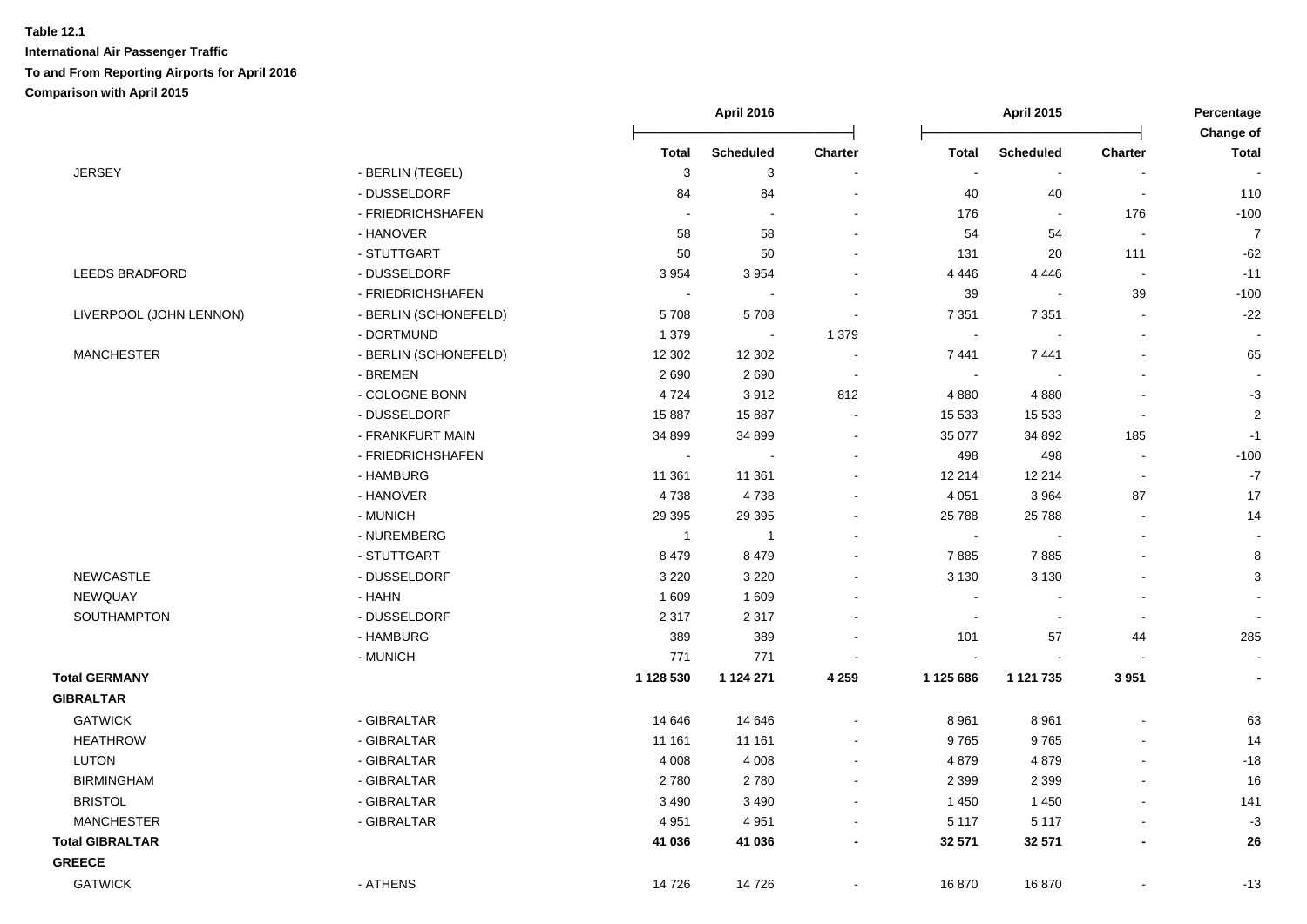**Table 12.1**

**International Air Passenger Traffic**

**To and From Reporting Airports for April 2016**

**Comparison with April 2015**

| | | April 2016 | | | April 2015 | | | Percentage Change of |
|---|---|---|---|---|---|---|---|---|
| | | Total | Scheduled | Charter | Total | Scheduled | Charter | Total |
| JERSEY | - BERLIN (TEGEL) | 3 | 3 | - | - | - | - | - |
| | - DUSSELDORF | 84 | 84 | - | 40 | 40 | - | 110 |
| | - FRIEDRICHSHAFEN | - | - | - | 176 | - | 176 | -100 |
| | - HANOVER | 58 | 58 | - | 54 | 54 | - | 7 |
| | - STUTTGART | 50 | 50 | - | 131 | 20 | 111 | -62 |
| LEEDS BRADFORD | - DUSSELDORF | 3 954 | 3 954 | - | 4 446 | 4 446 | - | -11 |
| | - FRIEDRICHSHAFEN | - | - | - | 39 | - | 39 | -100 |
| LIVERPOOL (JOHN LENNON) | - BERLIN (SCHONEFELD) | 5 708 | 5 708 | - | 7 351 | 7 351 | - | -22 |
| | - DORTMUND | 1 379 | - | 1 379 | - | - | - | - |
| MANCHESTER | - BERLIN (SCHONEFELD) | 12 302 | 12 302 | - | 7 441 | 7 441 | - | 65 |
| | - BREMEN | 2 690 | 2 690 | - | - | - | - | - |
| | - COLOGNE BONN | 4 724 | 3 912 | 812 | 4 880 | 4 880 | - | -3 |
| | - DUSSELDORF | 15 887 | 15 887 | - | 15 533 | 15 533 | - | 2 |
| | - FRANKFURT MAIN | 34 899 | 34 899 | - | 35 077 | 34 892 | 185 | -1 |
| | - FRIEDRICHSHAFEN | - | - | - | 498 | 498 | - | -100 |
| | - HAMBURG | 11 361 | 11 361 | - | 12 214 | 12 214 | - | -7 |
| | - HANOVER | 4 738 | 4 738 | - | 4 051 | 3 964 | 87 | 17 |
| | - MUNICH | 29 395 | 29 395 | - | 25 788 | 25 788 | - | 14 |
| | - NUREMBERG | 1 | 1 | - | - | - | - | - |
| | - STUTTGART | 8 479 | 8 479 | - | 7 885 | 7 885 | - | 8 |
| NEWCASTLE | - DUSSELDORF | 3 220 | 3 220 | - | 3 130 | 3 130 | - | 3 |
| NEWQUAY | - HAHN | 1 609 | 1 609 | - | - | - | - | - |
| SOUTHAMPTON | - DUSSELDORF | 2 317 | 2 317 | - | - | - | - | - |
| | - HAMBURG | 389 | 389 | - | 101 | 57 | 44 | 285 |
| | - MUNICH | 771 | 771 | - | - | - | - | - |
| **Total GERMANY** | | **1 128 530** | **1 124 271** | **4 259** | **1 125 686** | **1 121 735** | **3 951** | **-** |
| **GIBRALTAR** | | | | | | | | |
| GATWICK | - GIBRALTAR | 14 646 | 14 646 | - | 8 961 | 8 961 | - | 63 |
| HEATHROW | - GIBRALTAR | 11 161 | 11 161 | - | 9 765 | 9 765 | - | 14 |
| LUTON | - GIBRALTAR | 4 008 | 4 008 | - | 4 879 | 4 879 | - | -18 |
| BIRMINGHAM | - GIBRALTAR | 2 780 | 2 780 | - | 2 399 | 2 399 | - | 16 |
| BRISTOL | - GIBRALTAR | 3 490 | 3 490 | - | 1 450 | 1 450 | - | 141 |
| MANCHESTER | - GIBRALTAR | 4 951 | 4 951 | - | 5 117 | 5 117 | - | -3 |
| **Total GIBRALTAR** | | **41 036** | **41 036** | **-** | **32 571** | **32 571** | **-** | **26** |
| **GREECE** | | | | | | | | |
| GATWICK | - ATHENS | 14 726 | 14 726 | - | 16 870 | 16 870 | - | -13 |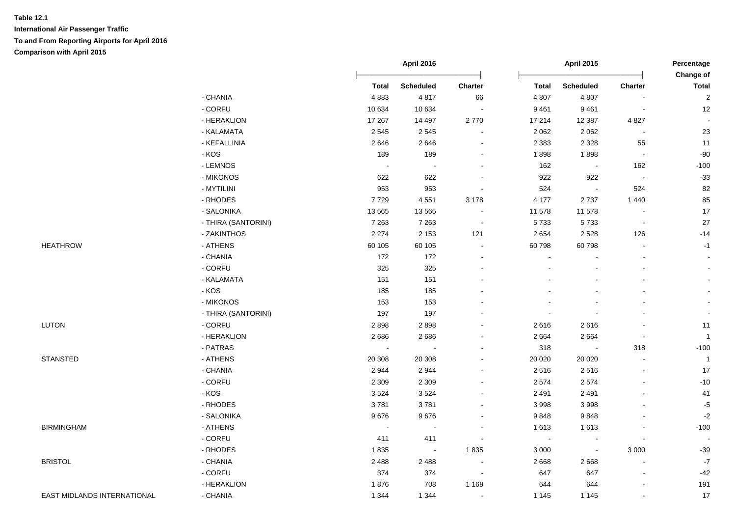**Table 12.1**

**International Air Passenger Traffic**

**To and From Reporting Airports for April 2016**

**Comparison with April 2015**

| | | April 2016 | | | April 2015 | | | Percentage Change of |
|---|---|---|---|---|---|---|---|---|
| | | Total | Scheduled | Charter | Total | Scheduled | Charter | Total |
| | - CHANIA | 4 883 | 4 817 | 66 | 4 807 | 4 807 | - | 2 |
| | - CORFU | 10 634 | 10 634 | - | 9 461 | 9 461 | - | 12 |
| | - HERAKLION | 17 267 | 14 497 | 2 770 | 17 214 | 12 387 | 4 827 | - |
| | - KALAMATA | 2 545 | 2 545 | - | 2 062 | 2 062 | - | 23 |
| | - KEFALLINIA | 2 646 | 2 646 | - | 2 383 | 2 328 | 55 | 11 |
| | - KOS | 189 | 189 | - | 1 898 | 1 898 | - | -90 |
| | - LEMNOS | - | - | - | 162 | - | 162 | -100 |
| | - MIKONOS | 622 | 622 | - | 922 | 922 | - | -33 |
| | - MYTILINI | 953 | 953 | - | 524 | - | 524 | 82 |
| | - RHODES | 7 729 | 4 551 | 3 178 | 4 177 | 2 737 | 1 440 | 85 |
| | - SALONIKA | 13 565 | 13 565 | - | 11 578 | 11 578 | - | 17 |
| | - THIRA (SANTORINI) | 7 263 | 7 263 | - | 5 733 | 5 733 | - | 27 |
| | - ZAKINTHOS | 2 274 | 2 153 | 121 | 2 654 | 2 528 | 126 | -14 |
| HEATHROW | - ATHENS | 60 105 | 60 105 | - | 60 798 | 60 798 | - | -1 |
| | - CHANIA | 172 | 172 | - | - | - | - | - |
| | - CORFU | 325 | 325 | - | - | - | - | - |
| | - KALAMATA | 151 | 151 | - | - | - | - | - |
| | - KOS | 185 | 185 | - | - | - | - | - |
| | - MIKONOS | 153 | 153 | - | - | - | - | - |
| | - THIRA (SANTORINI) | 197 | 197 | - | - | - | - | - |
| LUTON | - CORFU | 2 898 | 2 898 | - | 2 616 | 2 616 | - | 11 |
| | - HERAKLION | 2 686 | 2 686 | - | 2 664 | 2 664 | - | 1 |
| | - PATRAS | - | - | - | 318 | - | 318 | -100 |
| STANSTED | - ATHENS | 20 308 | 20 308 | - | 20 020 | 20 020 | - | 1 |
| | - CHANIA | 2 944 | 2 944 | - | 2 516 | 2 516 | - | 17 |
| | - CORFU | 2 309 | 2 309 | - | 2 574 | 2 574 | - | -10 |
| | - KOS | 3 524 | 3 524 | - | 2 491 | 2 491 | - | 41 |
| | - RHODES | 3 781 | 3 781 | - | 3 998 | 3 998 | - | -5 |
| | - SALONIKA | 9 676 | 9 676 | - | 9 848 | 9 848 | - | -2 |
| BIRMINGHAM | - ATHENS | - | - | - | 1 613 | 1 613 | - | -100 |
| | - CORFU | 411 | 411 | - | - | - | - | - |
| | - RHODES | 1 835 | - | 1 835 | 3 000 | - | 3 000 | -39 |
| BRISTOL | - CHANIA | 2 488 | 2 488 | - | 2 668 | 2 668 | - | -7 |
| | - CORFU | 374 | 374 | - | 647 | 647 | - | -42 |
| | - HERAKLION | 1 876 | 708 | 1 168 | 644 | 644 | - | 191 |
| EAST MIDLANDS INTERNATIONAL | - CHANIA | 1 344 | 1 344 | - | 1 145 | 1 145 | - | 17 |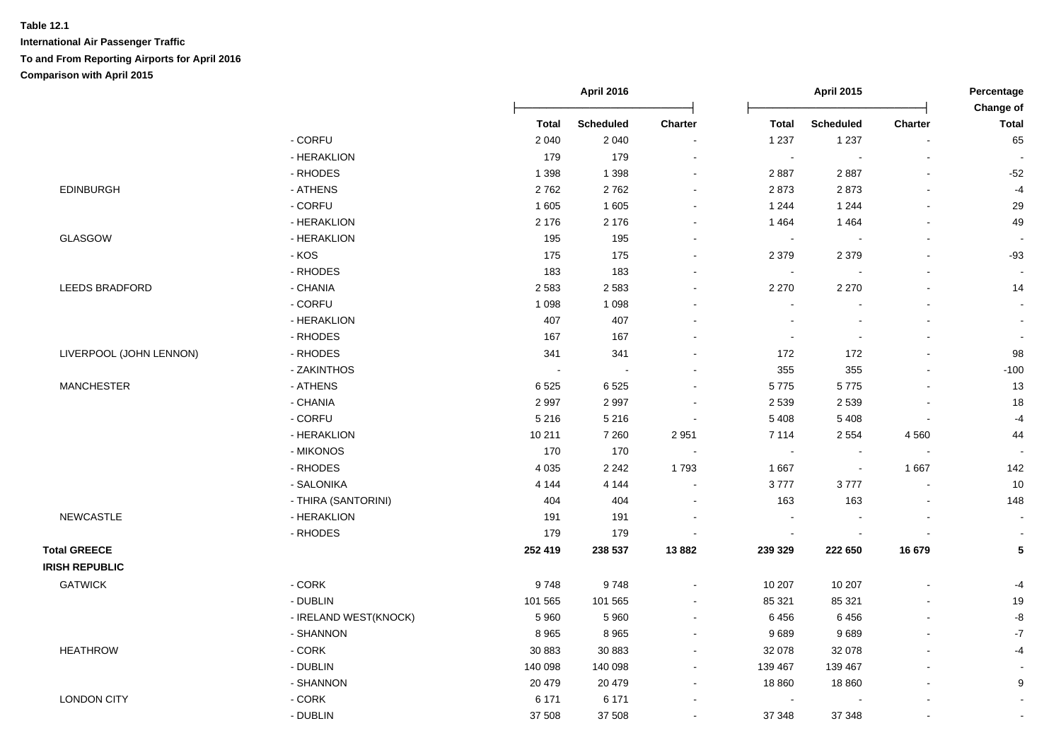**Table 12.1**

**International Air Passenger Traffic**

**To and From Reporting Airports for April 2016**

**Comparison with April 2015**

| | | April 2016 | | | April 2015 | | | Percentage Change of |
|---|---|---|---|---|---|---|---|---|
| | | Total | Scheduled | Charter | Total | Scheduled | Charter | Total |
| | - CORFU | 2 040 | 2 040 | - | 1 237 | 1 237 | - | 65 |
| | - HERAKLION | 179 | 179 | - | - | - | - | - |
| | - RHODES | 1 398 | 1 398 | - | 2 887 | 2 887 | - | -52 |
| EDINBURGH | - ATHENS | 2 762 | 2 762 | - | 2 873 | 2 873 | - | -4 |
| | - CORFU | 1 605 | 1 605 | - | 1 244 | 1 244 | - | 29 |
| | - HERAKLION | 2 176 | 2 176 | - | 1 464 | 1 464 | - | 49 |
| GLASGOW | - HERAKLION | 195 | 195 | - | - | - | - | - |
| | - KOS | 175 | 175 | - | 2 379 | 2 379 | - | -93 |
| | - RHODES | 183 | 183 | - | - | - | - | - |
| LEEDS BRADFORD | - CHANIA | 2 583 | 2 583 | - | 2 270 | 2 270 | - | 14 |
| | - CORFU | 1 098 | 1 098 | - | - | - | - | - |
| | - HERAKLION | 407 | 407 | - | - | - | - | - |
| | - RHODES | 167 | 167 | - | - | - | - | - |
| LIVERPOOL (JOHN LENNON) | - RHODES | 341 | 341 | - | 172 | 172 | - | 98 |
| | - ZAKINTHOS | - | - | - | 355 | 355 | - | -100 |
| MANCHESTER | - ATHENS | 6 525 | 6 525 | - | 5 775 | 5 775 | - | 13 |
| | - CHANIA | 2 997 | 2 997 | - | 2 539 | 2 539 | - | 18 |
| | - CORFU | 5 216 | 5 216 | - | 5 408 | 5 408 | - | -4 |
| | - HERAKLION | 10 211 | 7 260 | 2 951 | 7 114 | 2 554 | 4 560 | 44 |
| | - MIKONOS | 170 | 170 | - | - | - | - | - |
| | - RHODES | 4 035 | 2 242 | 1 793 | 1 667 | - | 1 667 | 142 |
| | - SALONIKA | 4 144 | 4 144 | - | 3 777 | 3 777 | - | 10 |
| | - THIRA (SANTORINI) | 404 | 404 | - | 163 | 163 | - | 148 |
| NEWCASTLE | - HERAKLION | 191 | 191 | - | - | - | - | - |
| | - RHODES | 179 | 179 | - | - | - | - | - |
| **Total GREECE** | | **252 419** | **238 537** | **13 882** | **239 329** | **222 650** | **16 679** | **5** |
| **IRISH REPUBLIC** | | | | | | | | |
| GATWICK | - CORK | 9 748 | 9 748 | - | 10 207 | 10 207 | - | -4 |
| | - DUBLIN | 101 565 | 101 565 | - | 85 321 | 85 321 | - | 19 |
| | - IRELAND WEST(KNOCK) | 5 960 | 5 960 | - | 6 456 | 6 456 | - | -8 |
| | - SHANNON | 8 965 | 8 965 | - | 9 689 | 9 689 | - | -7 |
| HEATHROW | - CORK | 30 883 | 30 883 | - | 32 078 | 32 078 | - | -4 |
| | - DUBLIN | 140 098 | 140 098 | - | 139 467 | 139 467 | - | - |
| | - SHANNON | 20 479 | 20 479 | - | 18 860 | 18 860 | - | 9 |
| LONDON CITY | - CORK | 6 171 | 6 171 | - | - | - | - | - |
| | - DUBLIN | 37 508 | 37 508 | - | 37 348 | 37 348 | - | - |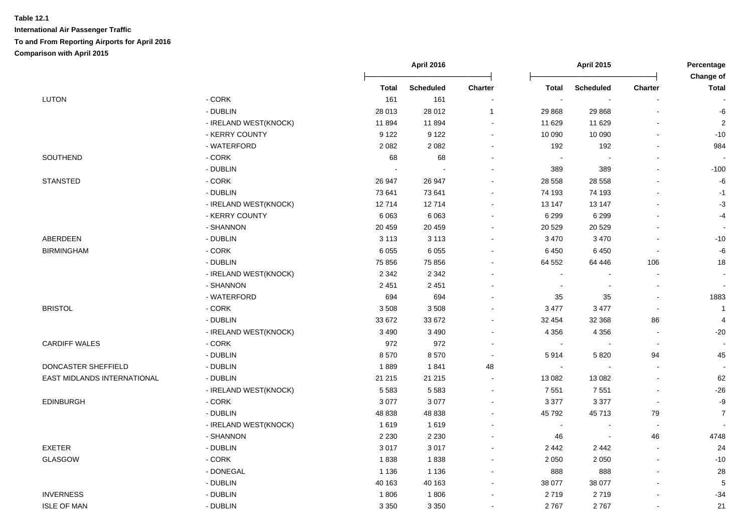**Table 12.1**

**International Air Passenger Traffic**

**To and From Reporting Airports for April 2016**

**Comparison with April 2015**

| | | April 2016 | | | April 2015 | | | Percentage Change of |
|---|---|---|---|---|---|---|---|---|
| | | Total | Scheduled | Charter | Total | Scheduled | Charter | Total |
| LUTON | - CORK | 161 | 161 | - | - | - | - | - |
| | - DUBLIN | 28 013 | 28 012 | 1 | 29 868 | 29 868 | - | -6 |
| | - IRELAND WEST(KNOCK) | 11 894 | 11 894 | - | 11 629 | 11 629 | - | 2 |
| | - KERRY COUNTY | 9 122 | 9 122 | - | 10 090 | 10 090 | - | -10 |
| | - WATERFORD | 2 082 | 2 082 | - | 192 | 192 | - | 984 |
| SOUTHEND | - CORK | 68 | 68 | - | - | - | - | - |
| | - DUBLIN | - | - | - | 389 | 389 | - | -100 |
| STANSTED | - CORK | 26 947 | 26 947 | - | 28 558 | 28 558 | - | -6 |
| | - DUBLIN | 73 641 | 73 641 | - | 74 193 | 74 193 | - | -1 |
| | - IRELAND WEST(KNOCK) | 12 714 | 12 714 | - | 13 147 | 13 147 | - | -3 |
| | - KERRY COUNTY | 6 063 | 6 063 | - | 6 299 | 6 299 | - | -4 |
| | - SHANNON | 20 459 | 20 459 | - | 20 529 | 20 529 | - | - |
| ABERDEEN | - DUBLIN | 3 113 | 3 113 | - | 3 470 | 3 470 | - | -10 |
| BIRMINGHAM | - CORK | 6 055 | 6 055 | - | 6 450 | 6 450 | - | -6 |
| | - DUBLIN | 75 856 | 75 856 | - | 64 552 | 64 446 | 106 | 18 |
| | - IRELAND WEST(KNOCK) | 2 342 | 2 342 | - | - | - | - | - |
| | - SHANNON | 2 451 | 2 451 | - | - | - | - | - |
| | - WATERFORD | 694 | 694 | - | 35 | 35 | - | 1883 |
| BRISTOL | - CORK | 3 508 | 3 508 | - | 3 477 | 3 477 | - | 1 |
| | - DUBLIN | 33 672 | 33 672 | - | 32 454 | 32 368 | 86 | 4 |
| | - IRELAND WEST(KNOCK) | 3 490 | 3 490 | - | 4 356 | 4 356 | - | -20 |
| CARDIFF WALES | - CORK | 972 | 972 | - | - | - | - | - |
| | - DUBLIN | 8 570 | 8 570 | - | 5 914 | 5 820 | 94 | 45 |
| DONCASTER SHEFFIELD | - DUBLIN | 1 889 | 1 841 | 48 | - | - | - | - |
| EAST MIDLANDS INTERNATIONAL | - DUBLIN | 21 215 | 21 215 | - | 13 082 | 13 082 | - | 62 |
| | - IRELAND WEST(KNOCK) | 5 583 | 5 583 | - | 7 551 | 7 551 | - | -26 |
| EDINBURGH | - CORK | 3 077 | 3 077 | - | 3 377 | 3 377 | - | -9 |
| | - DUBLIN | 48 838 | 48 838 | - | 45 792 | 45 713 | 79 | 7 |
| | - IRELAND WEST(KNOCK) | 1 619 | 1 619 | - | - | - | - | - |
| | - SHANNON | 2 230 | 2 230 | - | 46 | - | 46 | 4748 |
| EXETER | - DUBLIN | 3 017 | 3 017 | - | 2 442 | 2 442 | - | 24 |
| GLASGOW | - CORK | 1 838 | 1 838 | - | 2 050 | 2 050 | - | -10 |
| | - DONEGAL | 1 136 | 1 136 | - | 888 | 888 | - | 28 |
| | - DUBLIN | 40 163 | 40 163 | - | 38 077 | 38 077 | - | 5 |
| INVERNESS | - DUBLIN | 1 806 | 1 806 | - | 2 719 | 2 719 | - | -34 |
| ISLE OF MAN | - DUBLIN | 3 350 | 3 350 | - | 2 767 | 2 767 | - | 21 |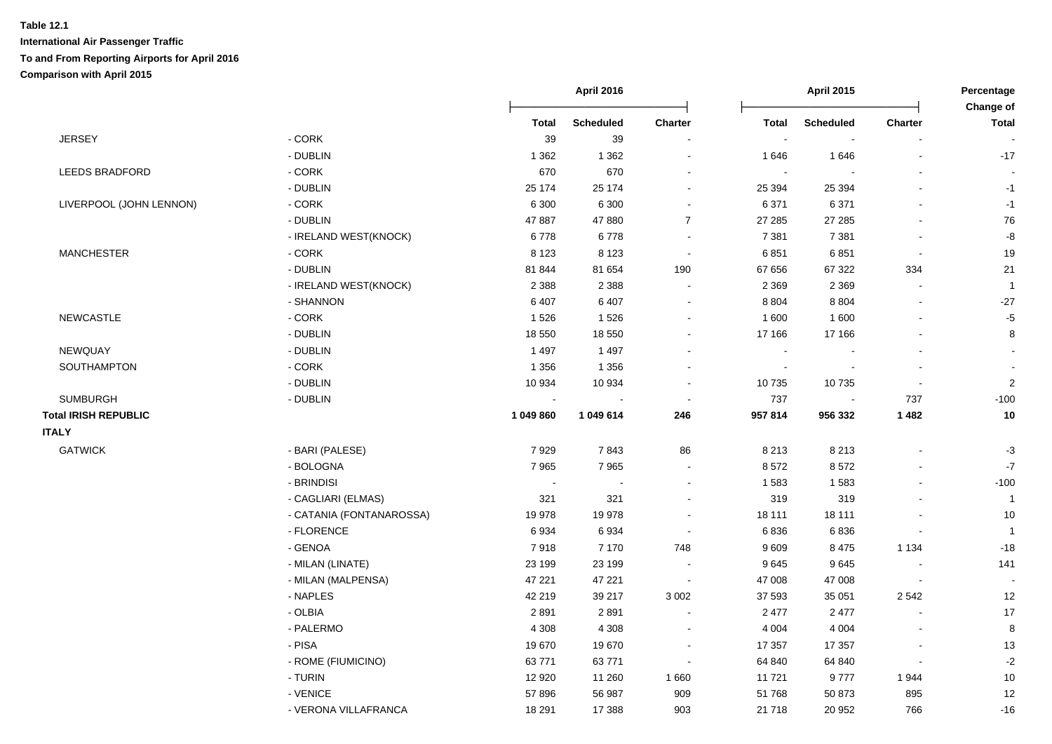**Table 12.1**

**International Air Passenger Traffic**

**To and From Reporting Airports for April 2016**

**Comparison with April 2015**

| | | April 2016 | | | April 2015 | | | Percentage Change of |
|---|---|---|---|---|---|---|---|---|
| | | Total | Scheduled | Charter | Total | Scheduled | Charter | Total |
| JERSEY | - CORK | 39 | 39 | - | - | - | - | - |
| | - DUBLIN | 1 362 | 1 362 | - | 1 646 | 1 646 | - | -17 |
| LEEDS BRADFORD | - CORK | 670 | 670 | - | - | - | - | - |
| | - DUBLIN | 25 174 | 25 174 | - | 25 394 | 25 394 | - | -1 |
| LIVERPOOL (JOHN LENNON) | - CORK | 6 300 | 6 300 | - | 6 371 | 6 371 | - | -1 |
| | - DUBLIN | 47 887 | 47 880 | 7 | 27 285 | 27 285 | - | 76 |
| | - IRELAND WEST(KNOCK) | 6 778 | 6 778 | - | 7 381 | 7 381 | - | -8 |
| MANCHESTER | - CORK | 8 123 | 8 123 | - | 6 851 | 6 851 | - | 19 |
| | - DUBLIN | 81 844 | 81 654 | 190 | 67 656 | 67 322 | 334 | 21 |
| | - IRELAND WEST(KNOCK) | 2 388 | 2 388 | - | 2 369 | 2 369 | - | 1 |
| | - SHANNON | 6 407 | 6 407 | - | 8 804 | 8 804 | - | -27 |
| NEWCASTLE | - CORK | 1 526 | 1 526 | - | 1 600 | 1 600 | - | -5 |
| | - DUBLIN | 18 550 | 18 550 | - | 17 166 | 17 166 | - | 8 |
| NEWQUAY | - DUBLIN | 1 497 | 1 497 | - | - | - | - | - |
| SOUTHAMPTON | - CORK | 1 356 | 1 356 | - | - | - | - | - |
| | - DUBLIN | 10 934 | 10 934 | - | 10 735 | 10 735 | - | 2 |
| SUMBURGH | - DUBLIN | - | - | - | 737 | - | 737 | -100 |
| **Total IRISH REPUBLIC** | | **1 049 860** | **1 049 614** | **246** | **957 814** | **956 332** | **1 482** | **10** |
| **ITALY** | | | | | | | | |
| GATWICK | - BARI (PALESE) | 7 929 | 7 843 | 86 | 8 213 | 8 213 | - | -3 |
| | - BOLOGNA | 7 965 | 7 965 | - | 8 572 | 8 572 | - | -7 |
| | - BRINDISI | - | - | - | 1 583 | 1 583 | - | -100 |
| | - CAGLIARI (ELMAS) | 321 | 321 | - | 319 | 319 | - | 1 |
| | - CATANIA (FONTANAROSSA) | 19 978 | 19 978 | - | 18 111 | 18 111 | - | 10 |
| | - FLORENCE | 6 934 | 6 934 | - | 6 836 | 6 836 | - | 1 |
| | - GENOA | 7 918 | 7 170 | 748 | 9 609 | 8 475 | 1 134 | -18 |
| | - MILAN (LINATE) | 23 199 | 23 199 | - | 9 645 | 9 645 | - | 141 |
| | - MILAN (MALPENSA) | 47 221 | 47 221 | - | 47 008 | 47 008 | - | - |
| | - NAPLES | 42 219 | 39 217 | 3 002 | 37 593 | 35 051 | 2 542 | 12 |
| | - OLBIA | 2 891 | 2 891 | - | 2 477 | 2 477 | - | 17 |
| | - PALERMO | 4 308 | 4 308 | - | 4 004 | 4 004 | - | 8 |
| | - PISA | 19 670 | 19 670 | - | 17 357 | 17 357 | - | 13 |
| | - ROME (FIUMICINO) | 63 771 | 63 771 | - | 64 840 | 64 840 | - | -2 |
| | - TURIN | 12 920 | 11 260 | 1 660 | 11 721 | 9 777 | 1 944 | 10 |
| | - VENICE | 57 896 | 56 987 | 909 | 51 768 | 50 873 | 895 | 12 |
| | - VERONA VILLAFRANCA | 18 291 | 17 388 | 903 | 21 718 | 20 952 | 766 | -16 |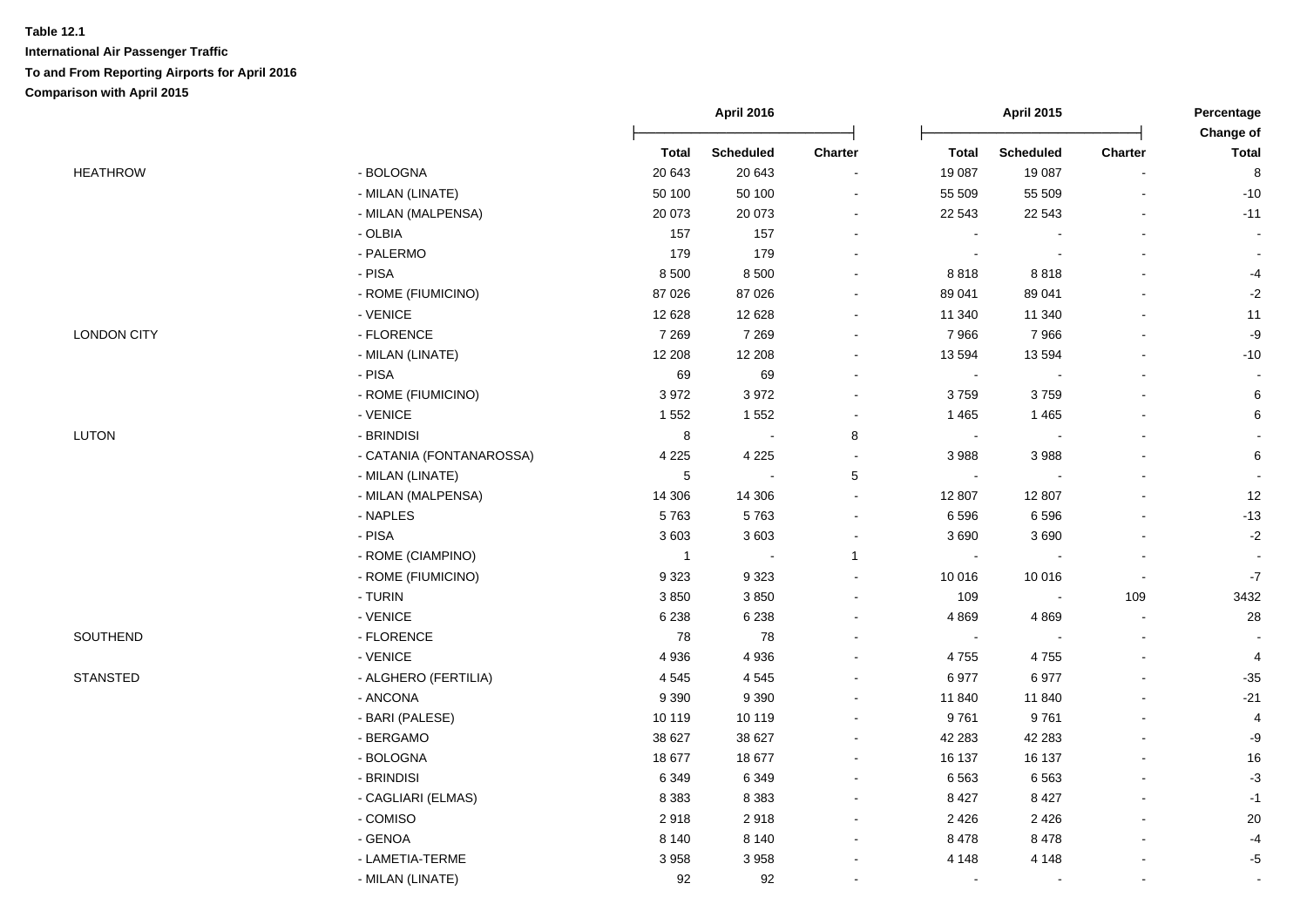**Table 12.1**

**International Air Passenger Traffic**

**To and From Reporting Airports for April 2016**

**Comparison with April 2015**

| | | April 2016 | | | April 2015 | | | Percentage Change of |
|---|---|---|---|---|---|---|---|---|
| | | Total | Scheduled | Charter | Total | Scheduled | Charter | Total |
| HEATHROW | - BOLOGNA | 20 643 | 20 643 | - | 19 087 | 19 087 | - | 8 |
| | - MILAN (LINATE) | 50 100 | 50 100 | - | 55 509 | 55 509 | - | -10 |
| | - MILAN (MALPENSA) | 20 073 | 20 073 | - | 22 543 | 22 543 | - | -11 |
| | - OLBIA | 157 | 157 | - | - | - | - | - |
| | - PALERMO | 179 | 179 | - | - | - | - | - |
| | - PISA | 8 500 | 8 500 | - | 8 818 | 8 818 | - | -4 |
| | - ROME (FIUMICINO) | 87 026 | 87 026 | - | 89 041 | 89 041 | - | -2 |
| | - VENICE | 12 628 | 12 628 | - | 11 340 | 11 340 | - | 11 |
| LONDON CITY | - FLORENCE | 7 269 | 7 269 | - | 7 966 | 7 966 | - | -9 |
| | - MILAN (LINATE) | 12 208 | 12 208 | - | 13 594 | 13 594 | - | -10 |
| | - PISA | 69 | 69 | - | - | - | - | - |
| | - ROME (FIUMICINO) | 3 972 | 3 972 | - | 3 759 | 3 759 | - | 6 |
| | - VENICE | 1 552 | 1 552 | - | 1 465 | 1 465 | - | 6 |
| LUTON | - BRINDISI | 8 | - | 8 | - | - | - | - |
| | - CATANIA (FONTANAROSSA) | 4 225 | 4 225 | - | 3 988 | 3 988 | - | 6 |
| | - MILAN (LINATE) | 5 | - | 5 | - | - | - | - |
| | - MILAN (MALPENSA) | 14 306 | 14 306 | - | 12 807 | 12 807 | - | 12 |
| | - NAPLES | 5 763 | 5 763 | - | 6 596 | 6 596 | - | -13 |
| | - PISA | 3 603 | 3 603 | - | 3 690 | 3 690 | - | -2 |
| | - ROME (CIAMPINO) | 1 | - | 1 | - | - | - | - |
| | - ROME (FIUMICINO) | 9 323 | 9 323 | - | 10 016 | 10 016 | - | -7 |
| | - TURIN | 3 850 | 3 850 | - | 109 | - | 109 | 3432 |
| | - VENICE | 6 238 | 6 238 | - | 4 869 | 4 869 | - | 28 |
| SOUTHEND | - FLORENCE | 78 | 78 | - | - | - | - | - |
| | - VENICE | 4 936 | 4 936 | - | 4 755 | 4 755 | - | 4 |
| STANSTED | - ALGHERO (FERTILIA) | 4 545 | 4 545 | - | 6 977 | 6 977 | - | -35 |
| | - ANCONA | 9 390 | 9 390 | - | 11 840 | 11 840 | - | -21 |
| | - BARI (PALESE) | 10 119 | 10 119 | - | 9 761 | 9 761 | - | 4 |
| | - BERGAMO | 38 627 | 38 627 | - | 42 283 | 42 283 | - | -9 |
| | - BOLOGNA | 18 677 | 18 677 | - | 16 137 | 16 137 | - | 16 |
| | - BRINDISI | 6 349 | 6 349 | - | 6 563 | 6 563 | - | -3 |
| | - CAGLIARI (ELMAS) | 8 383 | 8 383 | - | 8 427 | 8 427 | - | -1 |
| | - COMISO | 2 918 | 2 918 | - | 2 426 | 2 426 | - | 20 |
| | - GENOA | 8 140 | 8 140 | - | 8 478 | 8 478 | - | -4 |
| | - LAMETIA-TERME | 3 958 | 3 958 | - | 4 148 | 4 148 | - | -5 |
| | - MILAN (LINATE) | 92 | 92 | - | - | - | - | - |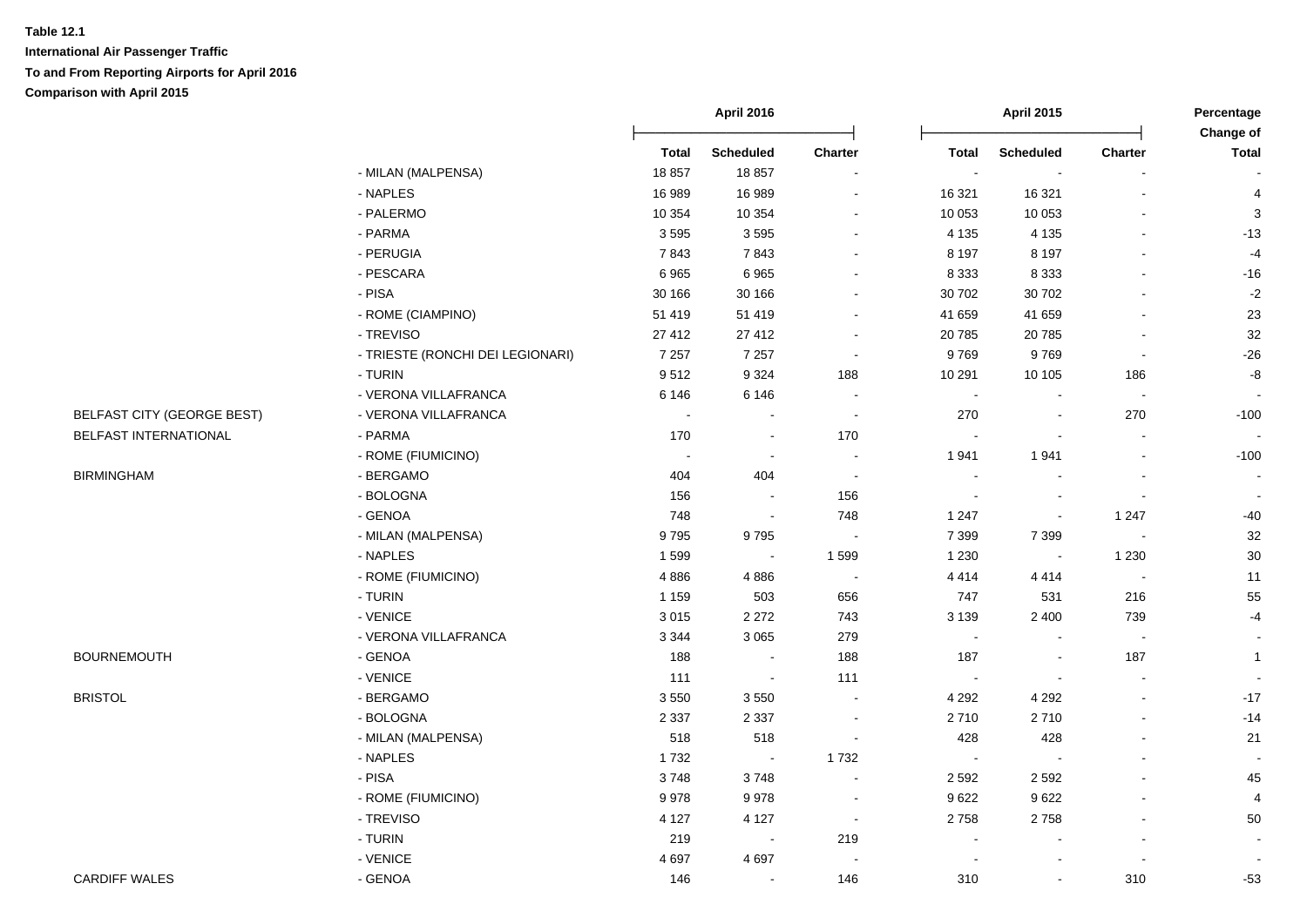**Table 12.1**

**International Air Passenger Traffic**

**To and From Reporting Airports for April 2016**

**Comparison with April 2015**

| | | April 2016 | | | April 2015 | | | Percentage Change of |
|---|---|---|---|---|---|---|---|---|
| | | Total | Scheduled | Charter | Total | Scheduled | Charter | Total |
| | - MILAN (MALPENSA) | 18 857 | 18 857 | - | - | - | - | - |
| | - NAPLES | 16 989 | 16 989 | - | 16 321 | 16 321 | - | 4 |
| | - PALERMO | 10 354 | 10 354 | - | 10 053 | 10 053 | - | 3 |
| | - PARMA | 3 595 | 3 595 | - | 4 135 | 4 135 | - | -13 |
| | - PERUGIA | 7 843 | 7 843 | - | 8 197 | 8 197 | - | -4 |
| | - PESCARA | 6 965 | 6 965 | - | 8 333 | 8 333 | - | -16 |
| | - PISA | 30 166 | 30 166 | - | 30 702 | 30 702 | - | -2 |
| | - ROME (CIAMPINO) | 51 419 | 51 419 | - | 41 659 | 41 659 | - | 23 |
| | - TREVISO | 27 412 | 27 412 | - | 20 785 | 20 785 | - | 32 |
| | - TRIESTE (RONCHI DEI LEGIONARI) | 7 257 | 7 257 | - | 9 769 | 9 769 | - | -26 |
| | - TURIN | 9 512 | 9 324 | 188 | 10 291 | 10 105 | 186 | -8 |
| | - VERONA VILLAFRANCA | 6 146 | 6 146 | - | - | - | - | - |
| BELFAST CITY (GEORGE BEST) | - VERONA VILLAFRANCA | - | - | - | 270 | - | 270 | -100 |
| BELFAST INTERNATIONAL | - PARMA | 170 | - | 170 | - | - | - | - |
| | - ROME (FIUMICINO) | - | - | - | 1 941 | 1 941 | - | -100 |
| BIRMINGHAM | - BERGAMO | 404 | 404 | - | - | - | - | - |
| | - BOLOGNA | 156 | - | 156 | - | - | - | - |
| | - GENOA | 748 | - | 748 | 1 247 | - | 1 247 | -40 |
| | - MILAN (MALPENSA) | 9 795 | 9 795 | - | 7 399 | 7 399 | - | 32 |
| | - NAPLES | 1 599 | - | 1 599 | 1 230 | - | 1 230 | 30 |
| | - ROME (FIUMICINO) | 4 886 | 4 886 | - | 4 414 | 4 414 | - | 11 |
| | - TURIN | 1 159 | 503 | 656 | 747 | 531 | 216 | 55 |
| | - VENICE | 3 015 | 2 272 | 743 | 3 139 | 2 400 | 739 | -4 |
| | - VERONA VILLAFRANCA | 3 344 | 3 065 | 279 | - | - | - | - |
| BOURNEMOUTH | - GENOA | 188 | - | 188 | 187 | - | 187 | 1 |
| | - VENICE | 111 | - | 111 | - | - | - | - |
| BRISTOL | - BERGAMO | 3 550 | 3 550 | - | 4 292 | 4 292 | - | -17 |
| | - BOLOGNA | 2 337 | 2 337 | - | 2 710 | 2 710 | - | -14 |
| | - MILAN (MALPENSA) | 518 | 518 | - | 428 | 428 | - | 21 |
| | - NAPLES | 1 732 | - | 1 732 | - | - | - | - |
| | - PISA | 3 748 | 3 748 | - | 2 592 | 2 592 | - | 45 |
| | - ROME (FIUMICINO) | 9 978 | 9 978 | - | 9 622 | 9 622 | - | 4 |
| | - TREVISO | 4 127 | 4 127 | - | 2 758 | 2 758 | - | 50 |
| | - TURIN | 219 | - | 219 | - | - | - | - |
| | - VENICE | 4 697 | 4 697 | - | - | - | - | - |
| CARDIFF WALES | - GENOA | 146 | - | 146 | 310 | - | 310 | -53 |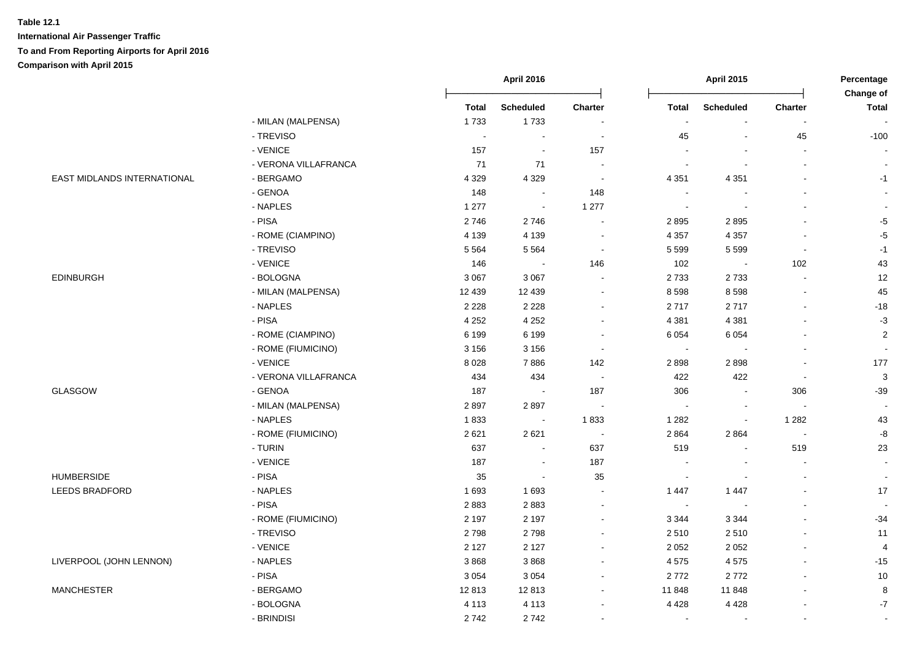**Table 12.1**

**International Air Passenger Traffic**

**To and From Reporting Airports for April 2016**

**Comparison with April 2015**

| | | April 2016 | | | April 2015 | | | Percentage Change of |
|---|---|---|---|---|---|---|---|---|
| | | Total | Scheduled | Charter | Total | Scheduled | Charter | Total |
| | - MILAN (MALPENSA) | 1 733 | 1 733 | - | - | - | - | - |
| | - TREVISO | - | - | - | 45 | - | 45 | -100 |
| | - VENICE | 157 | - | 157 | - | - | - | - |
| | - VERONA VILLAFRANCA | 71 | 71 | - | - | - | - | - |
| EAST MIDLANDS INTERNATIONAL | - BERGAMO | 4 329 | 4 329 | - | 4 351 | 4 351 | - | -1 |
| | - GENOA | 148 | - | 148 | - | - | - | - |
| | - NAPLES | 1 277 | - | 1 277 | - | - | - | - |
| | - PISA | 2 746 | 2 746 | - | 2 895 | 2 895 | - | -5 |
| | - ROME (CIAMPINO) | 4 139 | 4 139 | - | 4 357 | 4 357 | - | -5 |
| | - TREVISO | 5 564 | 5 564 | - | 5 599 | 5 599 | - | -1 |
| | - VENICE | 146 | - | 146 | 102 | - | 102 | 43 |
| EDINBURGH | - BOLOGNA | 3 067 | 3 067 | - | 2 733 | 2 733 | - | 12 |
| | - MILAN (MALPENSA) | 12 439 | 12 439 | - | 8 598 | 8 598 | - | 45 |
| | - NAPLES | 2 228 | 2 228 | - | 2 717 | 2 717 | - | -18 |
| | - PISA | 4 252 | 4 252 | - | 4 381 | 4 381 | - | -3 |
| | - ROME (CIAMPINO) | 6 199 | 6 199 | - | 6 054 | 6 054 | - | 2 |
| | - ROME (FIUMICINO) | 3 156 | 3 156 | - | - | - | - | - |
| | - VENICE | 8 028 | 7 886 | 142 | 2 898 | 2 898 | - | 177 |
| | - VERONA VILLAFRANCA | 434 | 434 | - | 422 | 422 | - | 3 |
| GLASGOW | - GENOA | 187 | - | 187 | 306 | - | 306 | -39 |
| | - MILAN (MALPENSA) | 2 897 | 2 897 | - | - | - | - | - |
| | - NAPLES | 1 833 | - | 1 833 | 1 282 | - | 1 282 | 43 |
| | - ROME (FIUMICINO) | 2 621 | 2 621 | - | 2 864 | 2 864 | - | -8 |
| | - TURIN | 637 | - | 637 | 519 | - | 519 | 23 |
| | - VENICE | 187 | - | 187 | - | - | - | - |
| HUMBERSIDE | - PISA | 35 | - | 35 | - | - | - | - |
| LEEDS BRADFORD | - NAPLES | 1 693 | 1 693 | - | 1 447 | 1 447 | - | 17 |
| | - PISA | 2 883 | 2 883 | - | - | - | - | - |
| | - ROME (FIUMICINO) | 2 197 | 2 197 | - | 3 344 | 3 344 | - | -34 |
| | - TREVISO | 2 798 | 2 798 | - | 2 510 | 2 510 | - | 11 |
| | - VENICE | 2 127 | 2 127 | - | 2 052 | 2 052 | - | 4 |
| LIVERPOOL (JOHN LENNON) | - NAPLES | 3 868 | 3 868 | - | 4 575 | 4 575 | - | -15 |
| | - PISA | 3 054 | 3 054 | - | 2 772 | 2 772 | - | 10 |
| MANCHESTER | - BERGAMO | 12 813 | 12 813 | - | 11 848 | 11 848 | - | 8 |
| | - BOLOGNA | 4 113 | 4 113 | - | 4 428 | 4 428 | - | -7 |
| | - BRINDISI | 2 742 | 2 742 | - | - | - | - | - |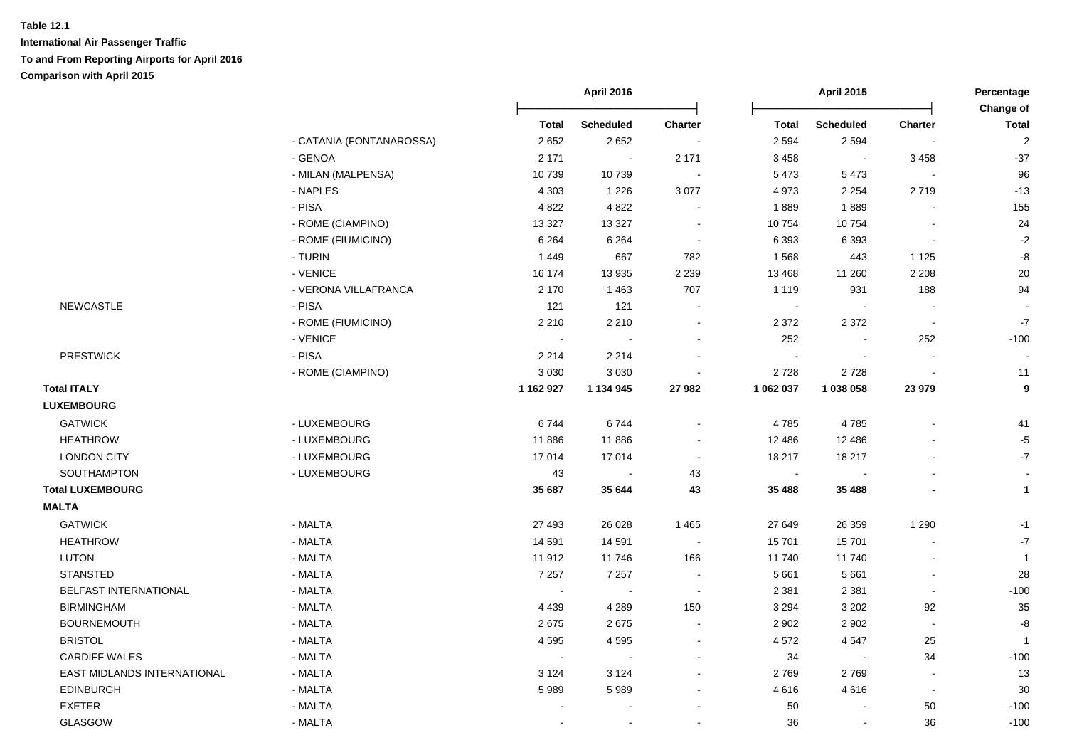**Table 12.1**

**International Air Passenger Traffic**

**To and From Reporting Airports for April 2016**

**Comparison with April 2015**

| | | April 2016 | | | April 2015 | | | Percentage Change of |
|---|---|---|---|---|---|---|---|---|
| | | **Total** | **Scheduled** | **Charter** | **Total** | **Scheduled** | **Charter** | **Total** |
| | - CATANIA (FONTANAROSSA) | 2 652 | 2 652 | - | 2 594 | 2 594 | - | 2 |
| | - GENOA | 2 171 | - | 2 171 | 3 458 | - | 3 458 | -37 |
| | - MILAN (MALPENSA) | 10 739 | 10 739 | - | 5 473 | 5 473 | - | 96 |
| | - NAPLES | 4 303 | 1 226 | 3 077 | 4 973 | 2 254 | 2 719 | -13 |
| | - PISA | 4 822 | 4 822 | - | 1 889 | 1 889 | - | 155 |
| | - ROME (CIAMPINO) | 13 327 | 13 327 | - | 10 754 | 10 754 | - | 24 |
| | - ROME (FIUMICINO) | 6 264 | 6 264 | - | 6 393 | 6 393 | - | -2 |
| | - TURIN | 1 449 | 667 | 782 | 1 568 | 443 | 1 125 | -8 |
| | - VENICE | 16 174 | 13 935 | 2 239 | 13 468 | 11 260 | 2 208 | 20 |
| | - VERONA VILLAFRANCA | 2 170 | 1 463 | 707 | 1 119 | 931 | 188 | 94 |
| NEWCASTLE | - PISA | 121 | 121 | - | - | - | - | - |
| | - ROME (FIUMICINO) | 2 210 | 2 210 | - | 2 372 | 2 372 | - | -7 |
| | - VENICE | - | - | - | 252 | - | 252 | -100 |
| PRESTWICK | - PISA | 2 214 | 2 214 | - | - | - | - | - |
| | - ROME (CIAMPINO) | 3 030 | 3 030 | - | 2 728 | 2 728 | - | 11 |
| **Total ITALY** | | **1 162 927** | **1 134 945** | **27 982** | **1 062 037** | **1 038 058** | **23 979** | **9** |
| **LUXEMBOURG** | | | | | | | | |
| GATWICK | - LUXEMBOURG | 6 744 | 6 744 | - | 4 785 | 4 785 | - | 41 |
| HEATHROW | - LUXEMBOURG | 11 886 | 11 886 | - | 12 486 | 12 486 | - | -5 |
| LONDON CITY | - LUXEMBOURG | 17 014 | 17 014 | - | 18 217 | 18 217 | - | -7 |
| SOUTHAMPTON | - LUXEMBOURG | 43 | - | 43 | - | - | - | - |
| **Total LUXEMBOURG** | | **35 687** | **35 644** | **43** | **35 488** | **35 488** | **-** | **1** |
| **MALTA** | | | | | | | | |
| GATWICK | - MALTA | 27 493 | 26 028 | 1 465 | 27 649 | 26 359 | 1 290 | -1 |
| HEATHROW | - MALTA | 14 591 | 14 591 | - | 15 701 | 15 701 | - | -7 |
| LUTON | - MALTA | 11 912 | 11 746 | 166 | 11 740 | 11 740 | - | 1 |
| STANSTED | - MALTA | 7 257 | 7 257 | - | 5 661 | 5 661 | - | 28 |
| BELFAST INTERNATIONAL | - MALTA | - | - | - | 2 381 | 2 381 | - | -100 |
| BIRMINGHAM | - MALTA | 4 439 | 4 289 | 150 | 3 294 | 3 202 | 92 | 35 |
| BOURNEMOUTH | - MALTA | 2 675 | 2 675 | - | 2 902 | 2 902 | - | -8 |
| BRISTOL | - MALTA | 4 595 | 4 595 | - | 4 572 | 4 547 | 25 | 1 |
| CARDIFF WALES | - MALTA | - | - | - | 34 | - | 34 | -100 |
| EAST MIDLANDS INTERNATIONAL | - MALTA | 3 124 | 3 124 | - | 2 769 | 2 769 | - | 13 |
| EDINBURGH | - MALTA | 5 989 | 5 989 | - | 4 616 | 4 616 | - | 30 |
| EXETER | - MALTA | - | - | - | 50 | - | 50 | -100 |
| GLASGOW | - MALTA | - | - | - | 36 | - | 36 | -100 |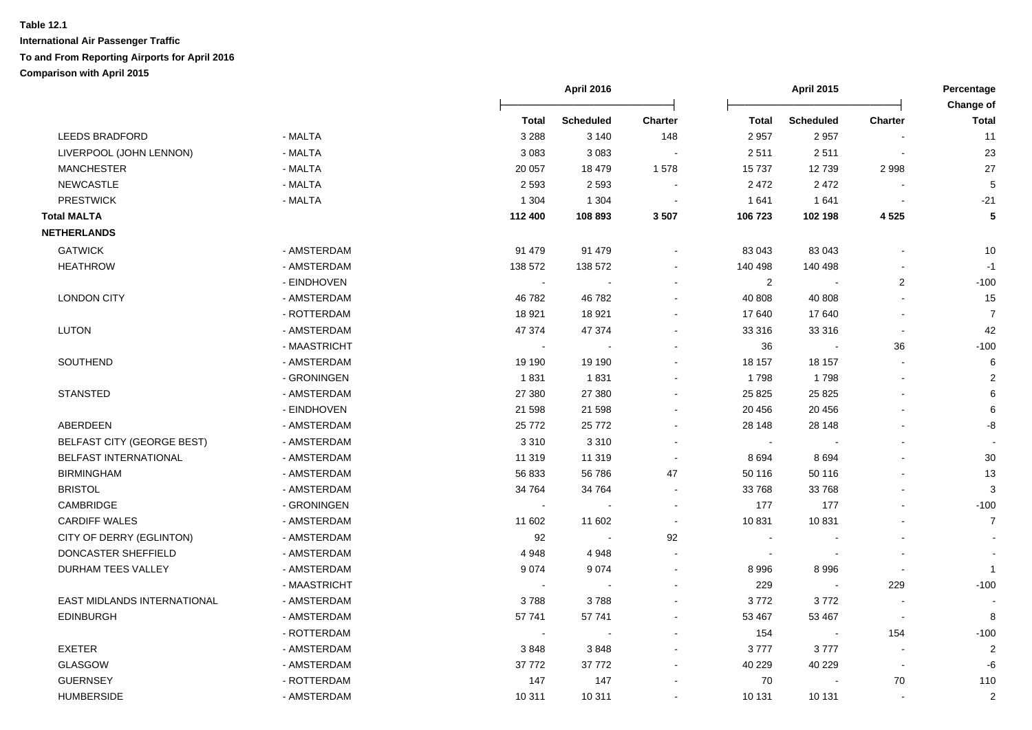**Table 12.1**
**International Air Passenger Traffic**
**To and From Reporting Airports for April 2016**
**Comparison with April 2015**

| | | April 2016 | | | April 2015 | | | Percentage Change of |
|---|---|---|---|---|---|---|---|---|
| | | **Total** | **Scheduled** | **Charter** | **Total** | **Scheduled** | **Charter** | **Total** |
| LEEDS BRADFORD | - MALTA | 3 288 | 3 140 | 148 | 2 957 | 2 957 | - | 11 |
| LIVERPOOL (JOHN LENNON) | - MALTA | 3 083 | 3 083 | - | 2 511 | 2 511 | - | 23 |
| MANCHESTER | - MALTA | 20 057 | 18 479 | 1 578 | 15 737 | 12 739 | 2 998 | 27 |
| NEWCASTLE | - MALTA | 2 593 | 2 593 | - | 2 472 | 2 472 | - | 5 |
| PRESTWICK | - MALTA | 1 304 | 1 304 | - | 1 641 | 1 641 | - | -21 |
| **Total MALTA** | | **112 400** | **108 893** | **3 507** | **106 723** | **102 198** | **4 525** | **5** |
| **NETHERLANDS** | | | | | | | | |
| GATWICK | - AMSTERDAM | 91 479 | 91 479 | - | 83 043 | 83 043 | - | 10 |
| HEATHROW | - AMSTERDAM | 138 572 | 138 572 | - | 140 498 | 140 498 | - | -1 |
| | - EINDHOVEN | - | - | - | 2 | - | 2 | -100 |
| LONDON CITY | - AMSTERDAM | 46 782 | 46 782 | - | 40 808 | 40 808 | - | 15 |
| | - ROTTERDAM | 18 921 | 18 921 | - | 17 640 | 17 640 | - | 7 |
| LUTON | - AMSTERDAM | 47 374 | 47 374 | - | 33 316 | 33 316 | - | 42 |
| | - MAASTRICHT | - | - | - | 36 | - | 36 | -100 |
| SOUTHEND | - AMSTERDAM | 19 190 | 19 190 | - | 18 157 | 18 157 | - | 6 |
| | - GRONINGEN | 1 831 | 1 831 | - | 1 798 | 1 798 | - | 2 |
| STANSTED | - AMSTERDAM | 27 380 | 27 380 | - | 25 825 | 25 825 | - | 6 |
| | - EINDHOVEN | 21 598 | 21 598 | - | 20 456 | 20 456 | - | 6 |
| ABERDEEN | - AMSTERDAM | 25 772 | 25 772 | - | 28 148 | 28 148 | - | -8 |
| BELFAST CITY (GEORGE BEST) | - AMSTERDAM | 3 310 | 3 310 | - | - | - | - | - |
| BELFAST INTERNATIONAL | - AMSTERDAM | 11 319 | 11 319 | - | 8 694 | 8 694 | - | 30 |
| BIRMINGHAM | - AMSTERDAM | 56 833 | 56 786 | 47 | 50 116 | 50 116 | - | 13 |
| BRISTOL | - AMSTERDAM | 34 764 | 34 764 | - | 33 768 | 33 768 | - | 3 |
| CAMBRIDGE | - GRONINGEN | - | - | - | 177 | 177 | - | -100 |
| CARDIFF WALES | - AMSTERDAM | 11 602 | 11 602 | - | 10 831 | 10 831 | - | 7 |
| CITY OF DERRY (EGLINTON) | - AMSTERDAM | 92 | - | 92 | - | - | - | - |
| DONCASTER SHEFFIELD | - AMSTERDAM | 4 948 | 4 948 | - | - | - | - | - |
| DURHAM TEES VALLEY | - AMSTERDAM | 9 074 | 9 074 | - | 8 996 | 8 996 | - | 1 |
| | - MAASTRICHT | - | - | - | 229 | - | 229 | -100 |
| EAST MIDLANDS INTERNATIONAL | - AMSTERDAM | 3 788 | 3 788 | - | 3 772 | 3 772 | - | - |
| EDINBURGH | - AMSTERDAM | 57 741 | 57 741 | - | 53 467 | 53 467 | - | 8 |
| | - ROTTERDAM | - | - | - | 154 | - | 154 | -100 |
| EXETER | - AMSTERDAM | 3 848 | 3 848 | - | 3 777 | 3 777 | - | 2 |
| GLASGOW | - AMSTERDAM | 37 772 | 37 772 | - | 40 229 | 40 229 | - | -6 |
| GUERNSEY | - ROTTERDAM | 147 | 147 | - | 70 | - | 70 | 110 |
| HUMBERSIDE | - AMSTERDAM | 10 311 | 10 311 | - | 10 131 | 10 131 | - | 2 |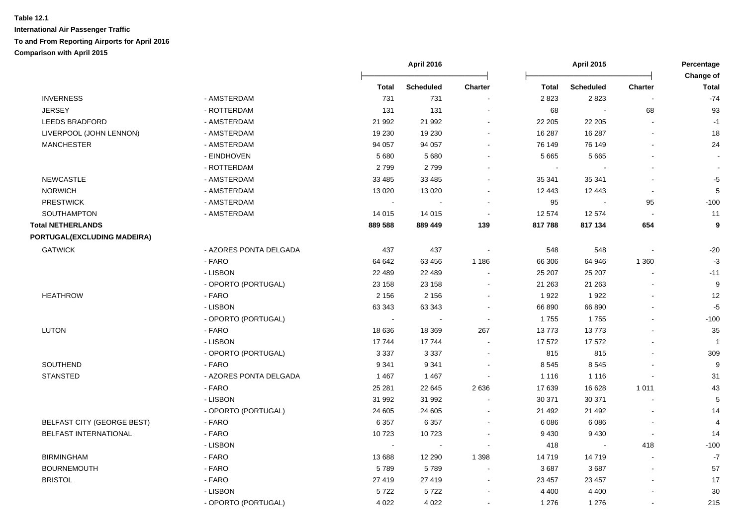**Table 12.1**

**International Air Passenger Traffic**

**To and From Reporting Airports for April 2016**

**Comparison with April 2015**

| | | April 2016 | | | April 2015 | | | Percentage Change of |
|---|---|---|---|---|---|---|---|---|
| | | **Total** | **Scheduled** | **Charter** | **Total** | **Scheduled** | **Charter** | **Total** |
| INVERNESS | - AMSTERDAM | 731 | 731 | - | 2 823 | 2 823 | - | -74 |
| JERSEY | - ROTTERDAM | 131 | 131 | - | 68 | - | 68 | 93 |
| LEEDS BRADFORD | - AMSTERDAM | 21 992 | 21 992 | - | 22 205 | 22 205 | - | -1 |
| LIVERPOOL (JOHN LENNON) | - AMSTERDAM | 19 230 | 19 230 | - | 16 287 | 16 287 | - | 18 |
| MANCHESTER | - AMSTERDAM | 94 057 | 94 057 | - | 76 149 | 76 149 | - | 24 |
| | - EINDHOVEN | 5 680 | 5 680 | - | 5 665 | 5 665 | - | - |
| | - ROTTERDAM | 2 799 | 2 799 | - | - | - | - | - |
| NEWCASTLE | - AMSTERDAM | 33 485 | 33 485 | - | 35 341 | 35 341 | - | -5 |
| NORWICH | - AMSTERDAM | 13 020 | 13 020 | - | 12 443 | 12 443 | - | 5 |
| PRESTWICK | - AMSTERDAM | - | - | - | 95 | - | 95 | -100 |
| SOUTHAMPTON | - AMSTERDAM | 14 015 | 14 015 | - | 12 574 | 12 574 | - | 11 |
| **Total NETHERLANDS** | | **889 588** | **889 449** | **139** | **817 788** | **817 134** | **654** | **9** |
| **PORTUGAL(EXCLUDING MADEIRA)** | | | | | | | | |
| GATWICK | - AZORES PONTA DELGADA | 437 | 437 | - | 548 | 548 | - | -20 |
| | - FARO | 64 642 | 63 456 | 1 186 | 66 306 | 64 946 | 1 360 | -3 |
| | - LISBON | 22 489 | 22 489 | - | 25 207 | 25 207 | - | -11 |
| | - OPORTO (PORTUGAL) | 23 158 | 23 158 | - | 21 263 | 21 263 | - | 9 |
| HEATHROW | - FARO | 2 156 | 2 156 | - | 1 922 | 1 922 | - | 12 |
| | - LISBON | 63 343 | 63 343 | - | 66 890 | 66 890 | - | -5 |
| | - OPORTO (PORTUGAL) | - | - | - | 1 755 | 1 755 | - | -100 |
| LUTON | - FARO | 18 636 | 18 369 | 267 | 13 773 | 13 773 | - | 35 |
| | - LISBON | 17 744 | 17 744 | - | 17 572 | 17 572 | - | 1 |
| | - OPORTO (PORTUGAL) | 3 337 | 3 337 | - | 815 | 815 | - | 309 |
| SOUTHEND | - FARO | 9 341 | 9 341 | - | 8 545 | 8 545 | - | 9 |
| STANSTED | - AZORES PONTA DELGADA | 1 467 | 1 467 | - | 1 116 | 1 116 | - | 31 |
| | - FARO | 25 281 | 22 645 | 2 636 | 17 639 | 16 628 | 1 011 | 43 |
| | - LISBON | 31 992 | 31 992 | - | 30 371 | 30 371 | - | 5 |
| | - OPORTO (PORTUGAL) | 24 605 | 24 605 | - | 21 492 | 21 492 | - | 14 |
| BELFAST CITY (GEORGE BEST) | - FARO | 6 357 | 6 357 | - | 6 086 | 6 086 | - | 4 |
| BELFAST INTERNATIONAL | - FARO | 10 723 | 10 723 | - | 9 430 | 9 430 | - | 14 |
| | - LISBON | - | - | - | 418 | - | 418 | -100 |
| BIRMINGHAM | - FARO | 13 688 | 12 290 | 1 398 | 14 719 | 14 719 | - | -7 |
| BOURNEMOUTH | - FARO | 5 789 | 5 789 | - | 3 687 | 3 687 | - | 57 |
| BRISTOL | - FARO | 27 419 | 27 419 | - | 23 457 | 23 457 | - | 17 |
| | - LISBON | 5 722 | 5 722 | - | 4 400 | 4 400 | - | 30 |
| | - OPORTO (PORTUGAL) | 4 022 | 4 022 | - | 1 276 | 1 276 | - | 215 |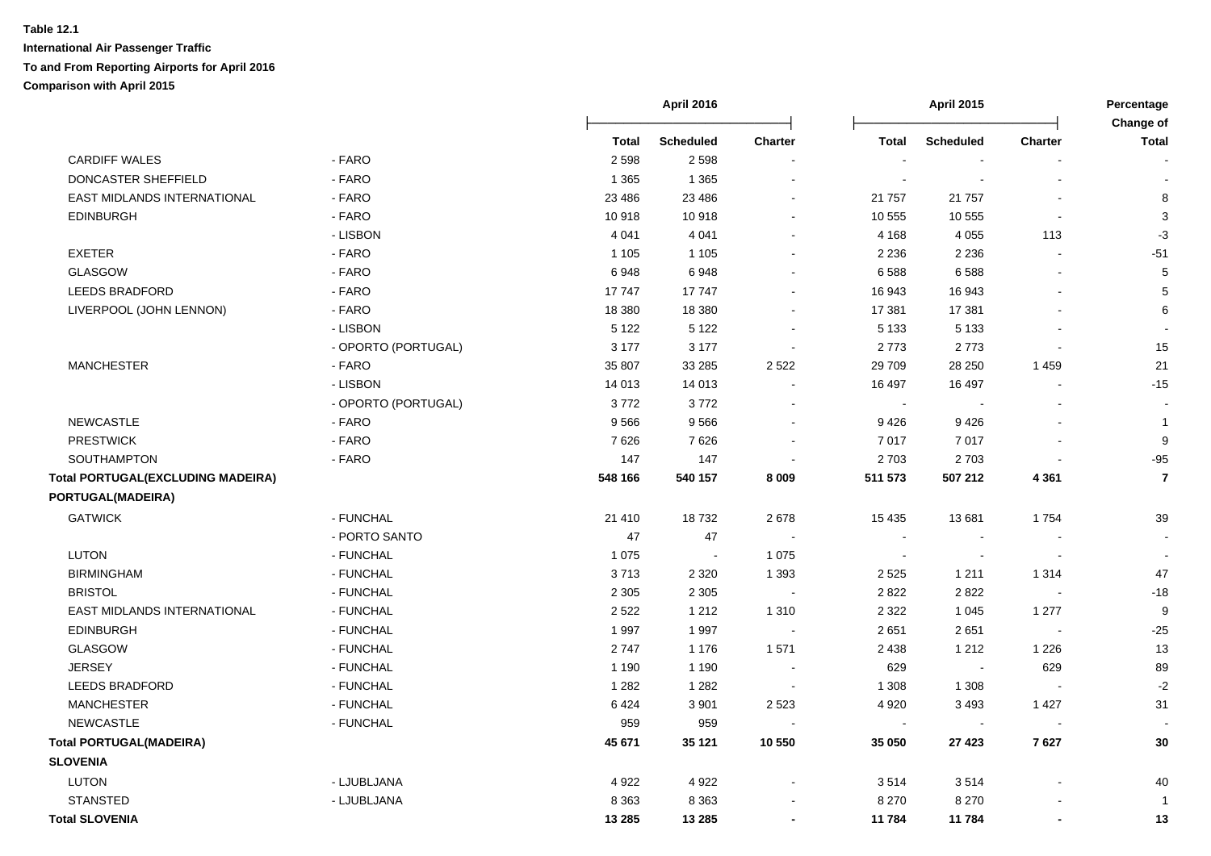**Table 12.1**

**International Air Passenger Traffic**

**To and From Reporting Airports for April 2016**

**Comparison with April 2015**

| | | April 2016 | | | April 2015 | | | Percentage Change of |
|---|---|---|---|---|---|---|---|---|
| | | Total | Scheduled | Charter | Total | Scheduled | Charter | Total |
| CARDIFF WALES | - FARO | 2 598 | 2 598 | - | - | - | - | - |
| DONCASTER SHEFFIELD | - FARO | 1 365 | 1 365 | - | - | - | - | - |
| EAST MIDLANDS INTERNATIONAL | - FARO | 23 486 | 23 486 | - | 21 757 | 21 757 | - | 8 |
| EDINBURGH | - FARO | 10 918 | 10 918 | - | 10 555 | 10 555 | - | 3 |
| | - LISBON | 4 041 | 4 041 | - | 4 168 | 4 055 | 113 | -3 |
| EXETER | - FARO | 1 105 | 1 105 | - | 2 236 | 2 236 | - | -51 |
| GLASGOW | - FARO | 6 948 | 6 948 | - | 6 588 | 6 588 | - | 5 |
| LEEDS BRADFORD | - FARO | 17 747 | 17 747 | - | 16 943 | 16 943 | - | 5 |
| LIVERPOOL (JOHN LENNON) | - FARO | 18 380 | 18 380 | - | 17 381 | 17 381 | - | 6 |
| | - LISBON | 5 122 | 5 122 | - | 5 133 | 5 133 | - | - |
| | - OPORTO (PORTUGAL) | 3 177 | 3 177 | - | 2 773 | 2 773 | - | 15 |
| MANCHESTER | - FARO | 35 807 | 33 285 | 2 522 | 29 709 | 28 250 | 1 459 | 21 |
| | - LISBON | 14 013 | 14 013 | - | 16 497 | 16 497 | - | -15 |
| | - OPORTO (PORTUGAL) | 3 772 | 3 772 | - | - | - | - | - |
| NEWCASTLE | - FARO | 9 566 | 9 566 | - | 9 426 | 9 426 | - | 1 |
| PRESTWICK | - FARO | 7 626 | 7 626 | - | 7 017 | 7 017 | - | 9 |
| SOUTHAMPTON | - FARO | 147 | 147 | - | 2 703 | 2 703 | - | -95 |
| **Total PORTUGAL(EXCLUDING MADEIRA)** | | **548 166** | **540 157** | **8 009** | **511 573** | **507 212** | **4 361** | **7** |
| **PORTUGAL(MADEIRA)** | | | | | | | | |
| GATWICK | - FUNCHAL | 21 410 | 18 732 | 2 678 | 15 435 | 13 681 | 1 754 | 39 |
| | - PORTO SANTO | 47 | 47 | - | - | - | - | - |
| LUTON | - FUNCHAL | 1 075 | - | 1 075 | - | - | - | - |
| BIRMINGHAM | - FUNCHAL | 3 713 | 2 320 | 1 393 | 2 525 | 1 211 | 1 314 | 47 |
| BRISTOL | - FUNCHAL | 2 305 | 2 305 | - | 2 822 | 2 822 | - | -18 |
| EAST MIDLANDS INTERNATIONAL | - FUNCHAL | 2 522 | 1 212 | 1 310 | 2 322 | 1 045 | 1 277 | 9 |
| EDINBURGH | - FUNCHAL | 1 997 | 1 997 | - | 2 651 | 2 651 | - | -25 |
| GLASGOW | - FUNCHAL | 2 747 | 1 176 | 1 571 | 2 438 | 1 212 | 1 226 | 13 |
| JERSEY | - FUNCHAL | 1 190 | 1 190 | - | 629 | - | 629 | 89 |
| LEEDS BRADFORD | - FUNCHAL | 1 282 | 1 282 | - | 1 308 | 1 308 | - | -2 |
| MANCHESTER | - FUNCHAL | 6 424 | 3 901 | 2 523 | 4 920 | 3 493 | 1 427 | 31 |
| NEWCASTLE | - FUNCHAL | 959 | 959 | - | - | - | - | - |
| **Total PORTUGAL(MADEIRA)** | | **45 671** | **35 121** | **10 550** | **35 050** | **27 423** | **7 627** | **30** |
| **SLOVENIA** | | | | | | | | |
| LUTON | - LJUBLJANA | 4 922 | 4 922 | - | 3 514 | 3 514 | - | 40 |
| STANSTED | - LJUBLJANA | 8 363 | 8 363 | - | 8 270 | 8 270 | - | 1 |
| **Total SLOVENIA** | | **13 285** | **13 285** | **-** | **11 784** | **11 784** | **-** | **13** |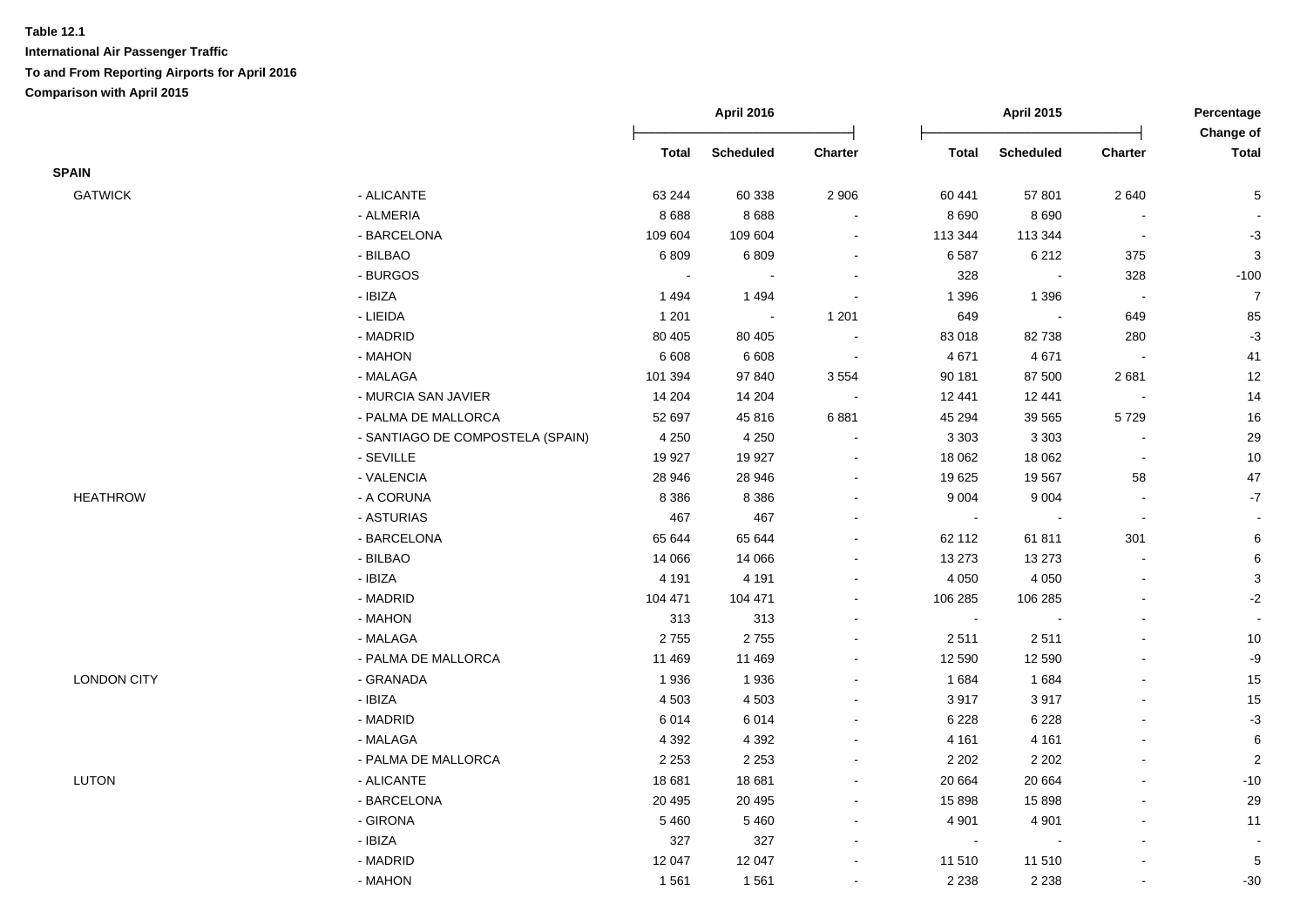**Table 12.1**

**International Air Passenger Traffic**

**To and From Reporting Airports for April 2016**

**Comparison with April 2015**

| | | April 2016 | | | April 2015 | | | Percentage Change of |
|---|---|---|---|---|---|---|---|---|
| | | Total | Scheduled | Charter | Total | Scheduled | Charter | Total |
| **SPAIN** | | | | | | | | |
| GATWICK | - ALICANTE | 63 244 | 60 338 | 2 906 | 60 441 | 57 801 | 2 640 | 5 |
| | - ALMERIA | 8 688 | 8 688 | - | 8 690 | 8 690 | - | - |
| | - BARCELONA | 109 604 | 109 604 | - | 113 344 | 113 344 | - | -3 |
| | - BILBAO | 6 809 | 6 809 | - | 6 587 | 6 212 | 375 | 3 |
| | - BURGOS | - | - | - | 328 | - | 328 | -100 |
| | - IBIZA | 1 494 | 1 494 | - | 1 396 | 1 396 | - | 7 |
| | - LIEIDA | 1 201 | - | 1 201 | 649 | - | 649 | 85 |
| | - MADRID | 80 405 | 80 405 | - | 83 018 | 82 738 | 280 | -3 |
| | - MAHON | 6 608 | 6 608 | - | 4 671 | 4 671 | - | 41 |
| | - MALAGA | 101 394 | 97 840 | 3 554 | 90 181 | 87 500 | 2 681 | 12 |
| | - MURCIA SAN JAVIER | 14 204 | 14 204 | - | 12 441 | 12 441 | - | 14 |
| | - PALMA DE MALLORCA | 52 697 | 45 816 | 6 881 | 45 294 | 39 565 | 5 729 | 16 |
| | - SANTIAGO DE COMPOSTELA (SPAIN) | 4 250 | 4 250 | - | 3 303 | 3 303 | - | 29 |
| | - SEVILLE | 19 927 | 19 927 | - | 18 062 | 18 062 | - | 10 |
| | - VALENCIA | 28 946 | 28 946 | - | 19 625 | 19 567 | 58 | 47 |
| HEATHROW | - A CORUNA | 8 386 | 8 386 | - | 9 004 | 9 004 | - | -7 |
| | - ASTURIAS | 467 | 467 | - | - | - | - | - |
| | - BARCELONA | 65 644 | 65 644 | - | 62 112 | 61 811 | 301 | 6 |
| | - BILBAO | 14 066 | 14 066 | - | 13 273 | 13 273 | - | 6 |
| | - IBIZA | 4 191 | 4 191 | - | 4 050 | 4 050 | - | 3 |
| | - MADRID | 104 471 | 104 471 | - | 106 285 | 106 285 | - | -2 |
| | - MAHON | 313 | 313 | - | - | - | - | - |
| | - MALAGA | 2 755 | 2 755 | - | 2 511 | 2 511 | - | 10 |
| | - PALMA DE MALLORCA | 11 469 | 11 469 | - | 12 590 | 12 590 | - | -9 |
| LONDON CITY | - GRANADA | 1 936 | 1 936 | - | 1 684 | 1 684 | - | 15 |
| | - IBIZA | 4 503 | 4 503 | - | 3 917 | 3 917 | - | 15 |
| | - MADRID | 6 014 | 6 014 | - | 6 228 | 6 228 | - | -3 |
| | - MALAGA | 4 392 | 4 392 | - | 4 161 | 4 161 | - | 6 |
| | - PALMA DE MALLORCA | 2 253 | 2 253 | - | 2 202 | 2 202 | - | 2 |
| LUTON | - ALICANTE | 18 681 | 18 681 | - | 20 664 | 20 664 | - | -10 |
| | - BARCELONA | 20 495 | 20 495 | - | 15 898 | 15 898 | - | 29 |
| | - GIRONA | 5 460 | 5 460 | - | 4 901 | 4 901 | - | 11 |
| | - IBIZA | 327 | 327 | - | - | - | - | - |
| | - MADRID | 12 047 | 12 047 | - | 11 510 | 11 510 | - | 5 |
| | - MAHON | 1 561 | 1 561 | - | 2 238 | 2 238 | - | -30 |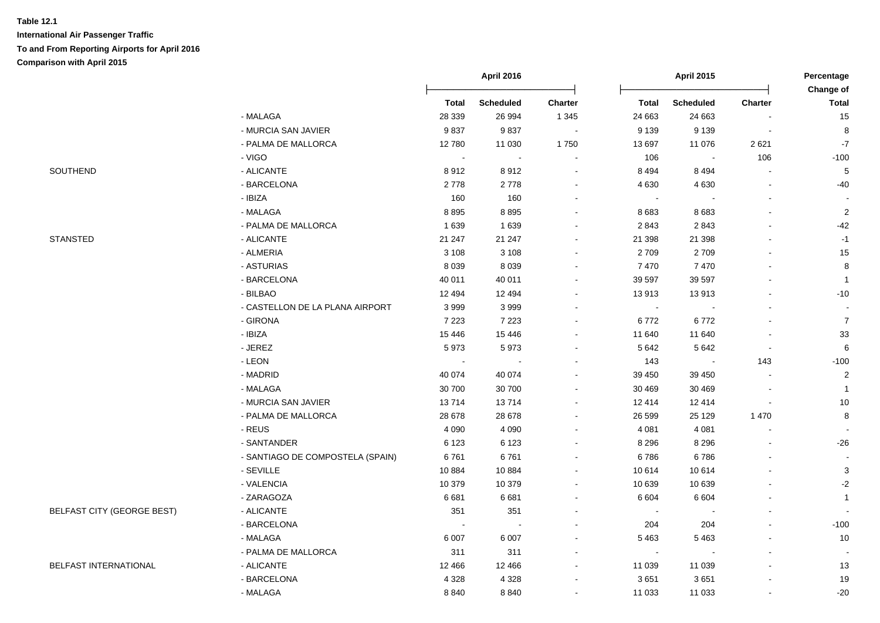**Table 12.1**

**International Air Passenger Traffic**

**To and From Reporting Airports for April 2016**

**Comparison with April 2015**

| | | April 2016 | | | April 2015 | | | Percentage Change of |
|---|---|---|---|---|---|---|---|---|
| | | Total | Scheduled | Charter | Total | Scheduled | Charter | Total |
| | - MALAGA | 28 339 | 26 994 | 1 345 | 24 663 | 24 663 | - | 15 |
| | - MURCIA SAN JAVIER | 9 837 | 9 837 | - | 9 139 | 9 139 | - | 8 |
| | - PALMA DE MALLORCA | 12 780 | 11 030 | 1 750 | 13 697 | 11 076 | 2 621 | -7 |
| | - VIGO | - | - | - | 106 | - | 106 | -100 |
| SOUTHEND | - ALICANTE | 8 912 | 8 912 | - | 8 494 | 8 494 | - | 5 |
| | - BARCELONA | 2 778 | 2 778 | - | 4 630 | 4 630 | - | -40 |
| | - IBIZA | 160 | 160 | - | - | - | - | - |
| | - MALAGA | 8 895 | 8 895 | - | 8 683 | 8 683 | - | 2 |
| | - PALMA DE MALLORCA | 1 639 | 1 639 | - | 2 843 | 2 843 | - | -42 |
| STANSTED | - ALICANTE | 21 247 | 21 247 | - | 21 398 | 21 398 | - | -1 |
| | - ALMERIA | 3 108 | 3 108 | - | 2 709 | 2 709 | - | 15 |
| | - ASTURIAS | 8 039 | 8 039 | - | 7 470 | 7 470 | - | 8 |
| | - BARCELONA | 40 011 | 40 011 | - | 39 597 | 39 597 | - | 1 |
| | - BILBAO | 12 494 | 12 494 | - | 13 913 | 13 913 | - | -10 |
| | - CASTELLON DE LA PLANA AIRPORT | 3 999 | 3 999 | - | - | - | - | - |
| | - GIRONA | 7 223 | 7 223 | - | 6 772 | 6 772 | - | 7 |
| | - IBIZA | 15 446 | 15 446 | - | 11 640 | 11 640 | - | 33 |
| | - JEREZ | 5 973 | 5 973 | - | 5 642 | 5 642 | - | 6 |
| | - LEON | - | - | - | 143 | - | 143 | -100 |
| | - MADRID | 40 074 | 40 074 | - | 39 450 | 39 450 | - | 2 |
| | - MALAGA | 30 700 | 30 700 | - | 30 469 | 30 469 | - | 1 |
| | - MURCIA SAN JAVIER | 13 714 | 13 714 | - | 12 414 | 12 414 | - | 10 |
| | - PALMA DE MALLORCA | 28 678 | 28 678 | - | 26 599 | 25 129 | 1 470 | 8 |
| | - REUS | 4 090 | 4 090 | - | 4 081 | 4 081 | - | - |
| | - SANTANDER | 6 123 | 6 123 | - | 8 296 | 8 296 | - | -26 |
| | - SANTIAGO DE COMPOSTELA (SPAIN) | 6 761 | 6 761 | - | 6 786 | 6 786 | - | - |
| | - SEVILLE | 10 884 | 10 884 | - | 10 614 | 10 614 | - | 3 |
| | - VALENCIA | 10 379 | 10 379 | - | 10 639 | 10 639 | - | -2 |
| | - ZARAGOZA | 6 681 | 6 681 | - | 6 604 | 6 604 | - | 1 |
| BELFAST CITY (GEORGE BEST) | - ALICANTE | 351 | 351 | - | - | - | - | - |
| | - BARCELONA | - | - | - | 204 | 204 | - | -100 |
| | - MALAGA | 6 007 | 6 007 | - | 5 463 | 5 463 | - | 10 |
| | - PALMA DE MALLORCA | 311 | 311 | - | - | - | - | - |
| BELFAST INTERNATIONAL | - ALICANTE | 12 466 | 12 466 | - | 11 039 | 11 039 | - | 13 |
| | - BARCELONA | 4 328 | 4 328 | - | 3 651 | 3 651 | - | 19 |
| | - MALAGA | 8 840 | 8 840 | - | 11 033 | 11 033 | - | -20 |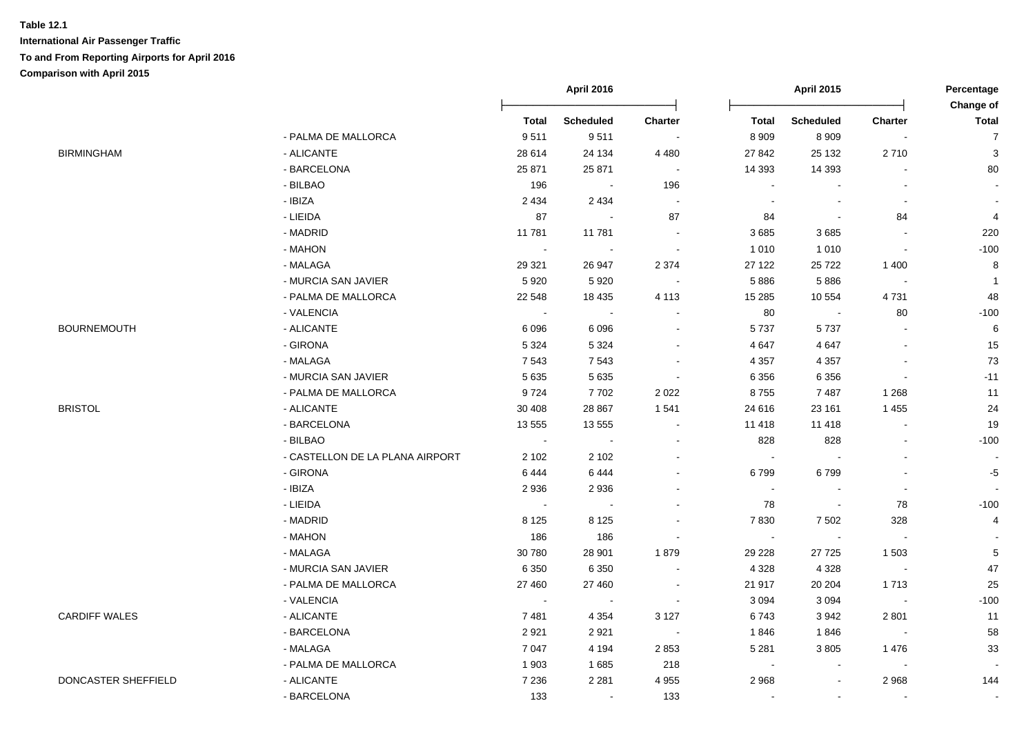**Table 12.1**

**International Air Passenger Traffic**

**To and From Reporting Airports for April 2016**

**Comparison with April 2015**

| | | April 2016 | | | April 2015 | | | Percentage Change of |
|---|---|---|---|---|---|---|---|---|
| | | Total | Scheduled | Charter | Total | Scheduled | Charter | Total |
| | - PALMA DE MALLORCA | 9 511 | 9 511 | - | 8 909 | 8 909 | - | 7 |
| BIRMINGHAM | - ALICANTE | 28 614 | 24 134 | 4 480 | 27 842 | 25 132 | 2 710 | 3 |
| | - BARCELONA | 25 871 | 25 871 | - | 14 393 | 14 393 | - | 80 |
| | - BILBAO | 196 | - | 196 | - | - | - | - |
| | - IBIZA | 2 434 | 2 434 | - | - | - | - | - |
| | - LIEIDA | 87 | - | 87 | 84 | - | 84 | 4 |
| | - MADRID | 11 781 | 11 781 | - | 3 685 | 3 685 | - | 220 |
| | - MAHON | - | - | - | 1 010 | 1 010 | - | -100 |
| | - MALAGA | 29 321 | 26 947 | 2 374 | 27 122 | 25 722 | 1 400 | 8 |
| | - MURCIA SAN JAVIER | 5 920 | 5 920 | - | 5 886 | 5 886 | - | 1 |
| | - PALMA DE MALLORCA | 22 548 | 18 435 | 4 113 | 15 285 | 10 554 | 4 731 | 48 |
| | - VALENCIA | - | - | - | 80 | - | 80 | -100 |
| BOURNEMOUTH | - ALICANTE | 6 096 | 6 096 | - | 5 737 | 5 737 | - | 6 |
| | - GIRONA | 5 324 | 5 324 | - | 4 647 | 4 647 | - | 15 |
| | - MALAGA | 7 543 | 7 543 | - | 4 357 | 4 357 | - | 73 |
| | - MURCIA SAN JAVIER | 5 635 | 5 635 | - | 6 356 | 6 356 | - | -11 |
| | - PALMA DE MALLORCA | 9 724 | 7 702 | 2 022 | 8 755 | 7 487 | 1 268 | 11 |
| BRISTOL | - ALICANTE | 30 408 | 28 867 | 1 541 | 24 616 | 23 161 | 1 455 | 24 |
| | - BARCELONA | 13 555 | 13 555 | - | 11 418 | 11 418 | - | 19 |
| | - BILBAO | - | - | - | 828 | 828 | - | -100 |
| | - CASTELLON DE LA PLANA AIRPORT | 2 102 | 2 102 | - | - | - | - | - |
| | - GIRONA | 6 444 | 6 444 | - | 6 799 | 6 799 | - | -5 |
| | - IBIZA | 2 936 | 2 936 | - | - | - | - | - |
| | - LIEIDA | - | - | - | 78 | - | 78 | -100 |
| | - MADRID | 8 125 | 8 125 | - | 7 830 | 7 502 | 328 | 4 |
| | - MAHON | 186 | 186 | - | - | - | - | - |
| | - MALAGA | 30 780 | 28 901 | 1 879 | 29 228 | 27 725 | 1 503 | 5 |
| | - MURCIA SAN JAVIER | 6 350 | 6 350 | - | 4 328 | 4 328 | - | 47 |
| | - PALMA DE MALLORCA | 27 460 | 27 460 | - | 21 917 | 20 204 | 1 713 | 25 |
| | - VALENCIA | - | - | - | 3 094 | 3 094 | - | -100 |
| CARDIFF WALES | - ALICANTE | 7 481 | 4 354 | 3 127 | 6 743 | 3 942 | 2 801 | 11 |
| | - BARCELONA | 2 921 | 2 921 | - | 1 846 | 1 846 | - | 58 |
| | - MALAGA | 7 047 | 4 194 | 2 853 | 5 281 | 3 805 | 1 476 | 33 |
| | - PALMA DE MALLORCA | 1 903 | 1 685 | 218 | - | - | - | - |
| DONCASTER SHEFFIELD | - ALICANTE | 7 236 | 2 281 | 4 955 | 2 968 | - | 2 968 | 144 |
| | - BARCELONA | 133 | - | 133 | - | - | - | - |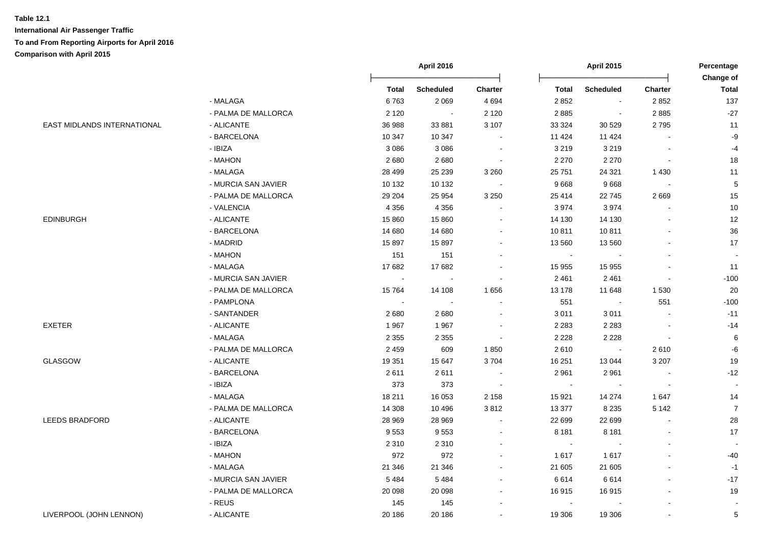**Table 12.1**

**International Air Passenger Traffic**

**To and From Reporting Airports for April 2016**

**Comparison with April 2015**

| | | April 2016 | | | April 2015 | | | Percentage Change of |
|---|---|---|---|---|---|---|---|---|
| | | Total | Scheduled | Charter | Total | Scheduled | Charter | Total |
| | - MALAGA | 6 763 | 2 069 | 4 694 | 2 852 | - | 2 852 | 137 |
| | - PALMA DE MALLORCA | 2 120 | - | 2 120 | 2 885 | - | 2 885 | -27 |
| EAST MIDLANDS INTERNATIONAL | - ALICANTE | 36 988 | 33 881 | 3 107 | 33 324 | 30 529 | 2 795 | 11 |
| | - BARCELONA | 10 347 | 10 347 | - | 11 424 | 11 424 | - | -9 |
| | - IBIZA | 3 086 | 3 086 | - | 3 219 | 3 219 | - | -4 |
| | - MAHON | 2 680 | 2 680 | - | 2 270 | 2 270 | - | 18 |
| | - MALAGA | 28 499 | 25 239 | 3 260 | 25 751 | 24 321 | 1 430 | 11 |
| | - MURCIA SAN JAVIER | 10 132 | 10 132 | - | 9 668 | 9 668 | - | 5 |
| | - PALMA DE MALLORCA | 29 204 | 25 954 | 3 250 | 25 414 | 22 745 | 2 669 | 15 |
| | - VALENCIA | 4 356 | 4 356 | - | 3 974 | 3 974 | - | 10 |
| EDINBURGH | - ALICANTE | 15 860 | 15 860 | - | 14 130 | 14 130 | - | 12 |
| | - BARCELONA | 14 680 | 14 680 | - | 10 811 | 10 811 | - | 36 |
| | - MADRID | 15 897 | 15 897 | - | 13 560 | 13 560 | - | 17 |
| | - MAHON | 151 | 151 | - | - | - | - | - |
| | - MALAGA | 17 682 | 17 682 | - | 15 955 | 15 955 | - | 11 |
| | - MURCIA SAN JAVIER | - | - | - | 2 461 | 2 461 | - | -100 |
| | - PALMA DE MALLORCA | 15 764 | 14 108 | 1 656 | 13 178 | 11 648 | 1 530 | 20 |
| | - PAMPLONA | - | - | - | 551 | - | 551 | -100 |
| | - SANTANDER | 2 680 | 2 680 | - | 3 011 | 3 011 | - | -11 |
| EXETER | - ALICANTE | 1 967 | 1 967 | - | 2 283 | 2 283 | - | -14 |
| | - MALAGA | 2 355 | 2 355 | - | 2 228 | 2 228 | - | 6 |
| | - PALMA DE MALLORCA | 2 459 | 609 | 1 850 | 2 610 | - | 2 610 | -6 |
| GLASGOW | - ALICANTE | 19 351 | 15 647 | 3 704 | 16 251 | 13 044 | 3 207 | 19 |
| | - BARCELONA | 2 611 | 2 611 | - | 2 961 | 2 961 | - | -12 |
| | - IBIZA | 373 | 373 | - | - | - | - | - |
| | - MALAGA | 18 211 | 16 053 | 2 158 | 15 921 | 14 274 | 1 647 | 14 |
| | - PALMA DE MALLORCA | 14 308 | 10 496 | 3 812 | 13 377 | 8 235 | 5 142 | 7 |
| LEEDS BRADFORD | - ALICANTE | 28 969 | 28 969 | - | 22 699 | 22 699 | - | 28 |
| | - BARCELONA | 9 553 | 9 553 | - | 8 181 | 8 181 | - | 17 |
| | - IBIZA | 2 310 | 2 310 | - | - | - | - | - |
| | - MAHON | 972 | 972 | - | 1 617 | 1 617 | - | -40 |
| | - MALAGA | 21 346 | 21 346 | - | 21 605 | 21 605 | - | -1 |
| | - MURCIA SAN JAVIER | 5 484 | 5 484 | - | 6 614 | 6 614 | - | -17 |
| | - PALMA DE MALLORCA | 20 098 | 20 098 | - | 16 915 | 16 915 | - | 19 |
| | - REUS | 145 | 145 | - | - | - | - | - |
| LIVERPOOL (JOHN LENNON) | - ALICANTE | 20 186 | 20 186 | - | 19 306 | 19 306 | - | 5 |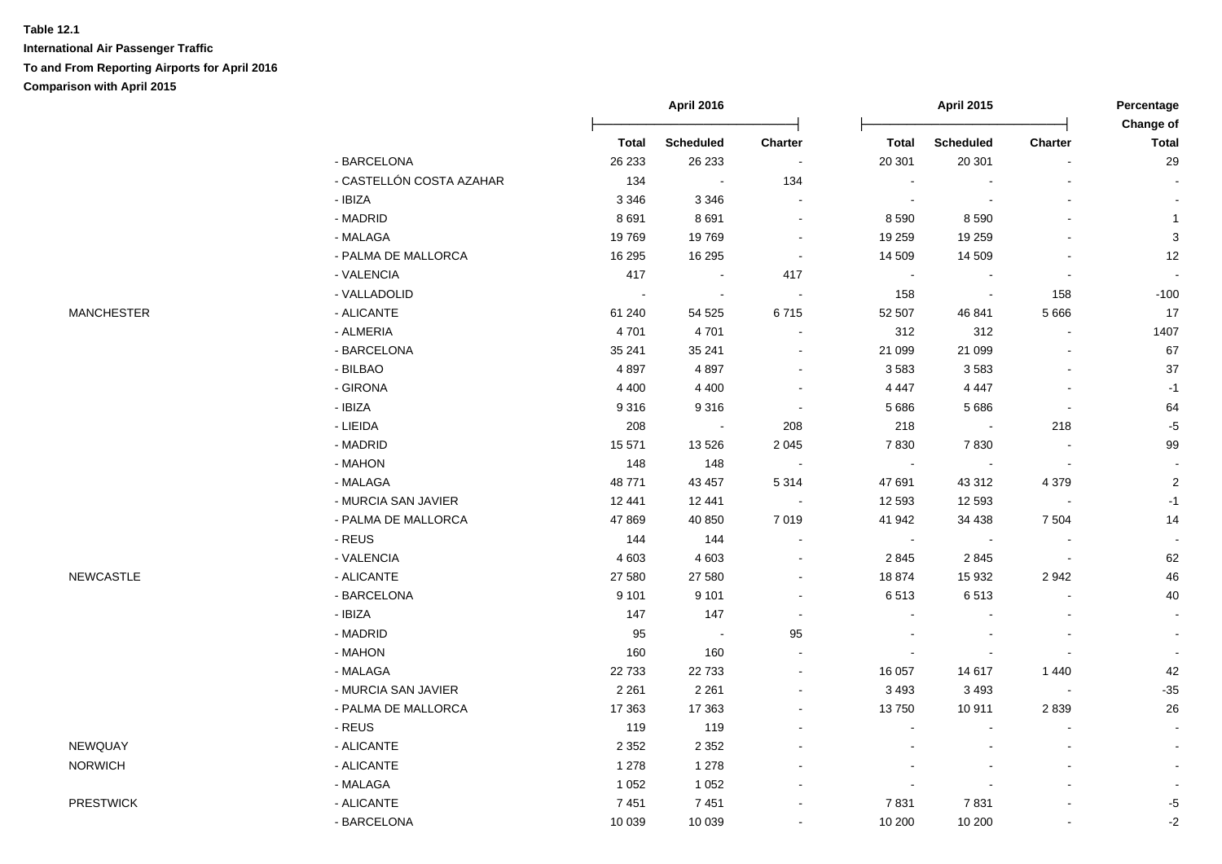**Table 12.1**

**International Air Passenger Traffic**

**To and From Reporting Airports for April 2016**

**Comparison with April 2015**

| | | April 2016 | | | April 2015 | | | Percentage Change of |
|---|---|---|---|---|---|---|---|---|
| | | Total | Scheduled | Charter | Total | Scheduled | Charter | Total |
| | - BARCELONA | 26 233 | 26 233 | - | 20 301 | 20 301 | - | 29 |
| | - CASTELLÓN COSTA AZAHAR | 134 | - | 134 | - | - | - | - |
| | - IBIZA | 3 346 | 3 346 | - | - | - | - | - |
| | - MADRID | 8 691 | 8 691 | - | 8 590 | 8 590 | - | 1 |
| | - MALAGA | 19 769 | 19 769 | - | 19 259 | 19 259 | - | 3 |
| | - PALMA DE MALLORCA | 16 295 | 16 295 | - | 14 509 | 14 509 | - | 12 |
| | - VALENCIA | 417 | - | 417 | - | - | - | - |
| | - VALLADOLID | - | - | - | 158 | - | 158 | -100 |
| MANCHESTER | - ALICANTE | 61 240 | 54 525 | 6 715 | 52 507 | 46 841 | 5 666 | 17 |
| | - ALMERIA | 4 701 | 4 701 | - | 312 | 312 | - | 1407 |
| | - BARCELONA | 35 241 | 35 241 | - | 21 099 | 21 099 | - | 67 |
| | - BILBAO | 4 897 | 4 897 | - | 3 583 | 3 583 | - | 37 |
| | - GIRONA | 4 400 | 4 400 | - | 4 447 | 4 447 | - | -1 |
| | - IBIZA | 9 316 | 9 316 | - | 5 686 | 5 686 | - | 64 |
| | - LIEIDA | 208 | - | 208 | 218 | - | 218 | -5 |
| | - MADRID | 15 571 | 13 526 | 2 045 | 7 830 | 7 830 | - | 99 |
| | - MAHON | 148 | 148 | - | - | - | - | - |
| | - MALAGA | 48 771 | 43 457 | 5 314 | 47 691 | 43 312 | 4 379 | 2 |
| | - MURCIA SAN JAVIER | 12 441 | 12 441 | - | 12 593 | 12 593 | - | -1 |
| | - PALMA DE MALLORCA | 47 869 | 40 850 | 7 019 | 41 942 | 34 438 | 7 504 | 14 |
| | - REUS | 144 | 144 | - | - | - | - | - |
| | - VALENCIA | 4 603 | 4 603 | - | 2 845 | 2 845 | - | 62 |
| NEWCASTLE | - ALICANTE | 27 580 | 27 580 | - | 18 874 | 15 932 | 2 942 | 46 |
| | - BARCELONA | 9 101 | 9 101 | - | 6 513 | 6 513 | - | 40 |
| | - IBIZA | 147 | 147 | - | - | - | - | - |
| | - MADRID | 95 | - | 95 | - | - | - | - |
| | - MAHON | 160 | 160 | - | - | - | - | - |
| | - MALAGA | 22 733 | 22 733 | - | 16 057 | 14 617 | 1 440 | 42 |
| | - MURCIA SAN JAVIER | 2 261 | 2 261 | - | 3 493 | 3 493 | - | -35 |
| | - PALMA DE MALLORCA | 17 363 | 17 363 | - | 13 750 | 10 911 | 2 839 | 26 |
| | - REUS | 119 | 119 | - | - | - | - | - |
| NEWQUAY | - ALICANTE | 2 352 | 2 352 | - | - | - | - | - |
| NORWICH | - ALICANTE | 1 278 | 1 278 | - | - | - | - | - |
| | - MALAGA | 1 052 | 1 052 | - | - | - | - | - |
| PRESTWICK | - ALICANTE | 7 451 | 7 451 | - | 7 831 | 7 831 | - | -5 |
| | - BARCELONA | 10 039 | 10 039 | - | 10 200 | 10 200 | - | -2 |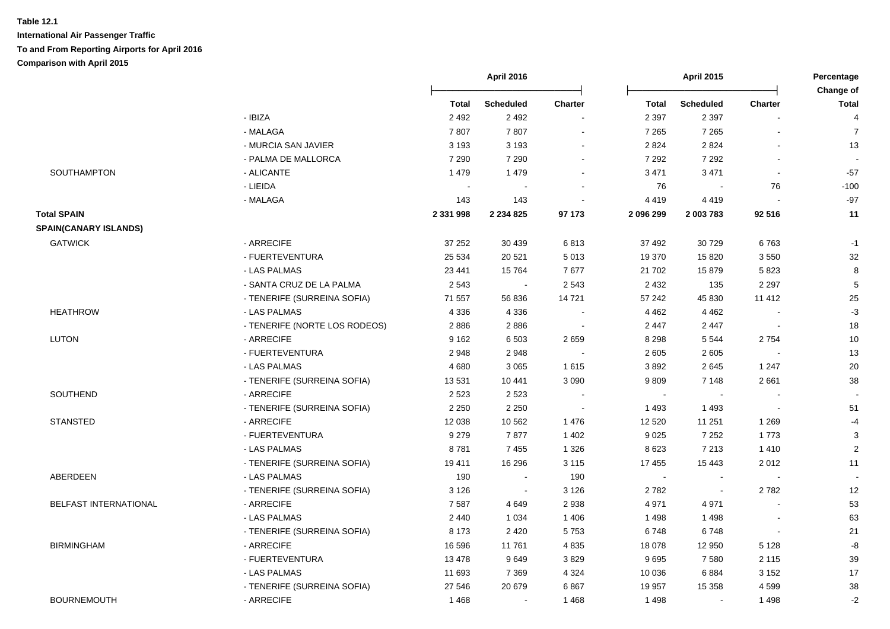**Table 12.1**

**International Air Passenger Traffic**

**To and From Reporting Airports for April 2016**

**Comparison with April 2015**

| | | April 2016 | | | April 2015 | | | Percentage Change of |
|---|---|---|---|---|---|---|---|---|
| | | **Total** | **Scheduled** | **Charter** | **Total** | **Scheduled** | **Charter** | **Total** |
| | - IBIZA | 2 492 | 2 492 | - | 2 397 | 2 397 | - | 4 |
| | - MALAGA | 7 807 | 7 807 | - | 7 265 | 7 265 | - | 7 |
| | - MURCIA SAN JAVIER | 3 193 | 3 193 | - | 2 824 | 2 824 | - | 13 |
| | - PALMA DE MALLORCA | 7 290 | 7 290 | - | 7 292 | 7 292 | - | - |
| SOUTHAMPTON | - ALICANTE | 1 479 | 1 479 | - | 3 471 | 3 471 | - | -57 |
| | - LIEIDA | - | - | - | 76 | - | 76 | -100 |
| | - MALAGA | 143 | 143 | - | 4 419 | 4 419 | - | -97 |
| **Total SPAIN** | | **2 331 998** | **2 234 825** | **97 173** | **2 096 299** | **2 003 783** | **92 516** | **11** |
| **SPAIN(CANARY ISLANDS)** | | | | | | | | |
| GATWICK | - ARRECIFE | 37 252 | 30 439 | 6 813 | 37 492 | 30 729 | 6 763 | -1 |
| | - FUERTEVENTURA | 25 534 | 20 521 | 5 013 | 19 370 | 15 820 | 3 550 | 32 |
| | - LAS PALMAS | 23 441 | 15 764 | 7 677 | 21 702 | 15 879 | 5 823 | 8 |
| | - SANTA CRUZ DE LA PALMA | 2 543 | - | 2 543 | 2 432 | 135 | 2 297 | 5 |
| | - TENERIFE (SURREINA SOFIA) | 71 557 | 56 836 | 14 721 | 57 242 | 45 830 | 11 412 | 25 |
| HEATHROW | - LAS PALMAS | 4 336 | 4 336 | - | 4 462 | 4 462 | - | -3 |
| | - TENERIFE (NORTE LOS RODEOS) | 2 886 | 2 886 | - | 2 447 | 2 447 | - | 18 |
| LUTON | - ARRECIFE | 9 162 | 6 503 | 2 659 | 8 298 | 5 544 | 2 754 | 10 |
| | - FUERTEVENTURA | 2 948 | 2 948 | - | 2 605 | 2 605 | - | 13 |
| | - LAS PALMAS | 4 680 | 3 065 | 1 615 | 3 892 | 2 645 | 1 247 | 20 |
| | - TENERIFE (SURREINA SOFIA) | 13 531 | 10 441 | 3 090 | 9 809 | 7 148 | 2 661 | 38 |
| SOUTHEND | - ARRECIFE | 2 523 | 2 523 | - | - | - | - | - |
| | - TENERIFE (SURREINA SOFIA) | 2 250 | 2 250 | - | 1 493 | 1 493 | - | 51 |
| STANSTED | - ARRECIFE | 12 038 | 10 562 | 1 476 | 12 520 | 11 251 | 1 269 | -4 |
| | - FUERTEVENTURA | 9 279 | 7 877 | 1 402 | 9 025 | 7 252 | 1 773 | 3 |
| | - LAS PALMAS | 8 781 | 7 455 | 1 326 | 8 623 | 7 213 | 1 410 | 2 |
| | - TENERIFE (SURREINA SOFIA) | 19 411 | 16 296 | 3 115 | 17 455 | 15 443 | 2 012 | 11 |
| ABERDEEN | - LAS PALMAS | 190 | - | 190 | - | - | - | - |
| | - TENERIFE (SURREINA SOFIA) | 3 126 | - | 3 126 | 2 782 | - | 2 782 | 12 |
| BELFAST INTERNATIONAL | - ARRECIFE | 7 587 | 4 649 | 2 938 | 4 971 | 4 971 | - | 53 |
| | - LAS PALMAS | 2 440 | 1 034 | 1 406 | 1 498 | 1 498 | - | 63 |
| | - TENERIFE (SURREINA SOFIA) | 8 173 | 2 420 | 5 753 | 6 748 | 6 748 | - | 21 |
| BIRMINGHAM | - ARRECIFE | 16 596 | 11 761 | 4 835 | 18 078 | 12 950 | 5 128 | -8 |
| | - FUERTEVENTURA | 13 478 | 9 649 | 3 829 | 9 695 | 7 580 | 2 115 | 39 |
| | - LAS PALMAS | 11 693 | 7 369 | 4 324 | 10 036 | 6 884 | 3 152 | 17 |
| | - TENERIFE (SURREINA SOFIA) | 27 546 | 20 679 | 6 867 | 19 957 | 15 358 | 4 599 | 38 |
| BOURNEMOUTH | - ARRECIFE | 1 468 | - | 1 468 | 1 498 | - | 1 498 | -2 |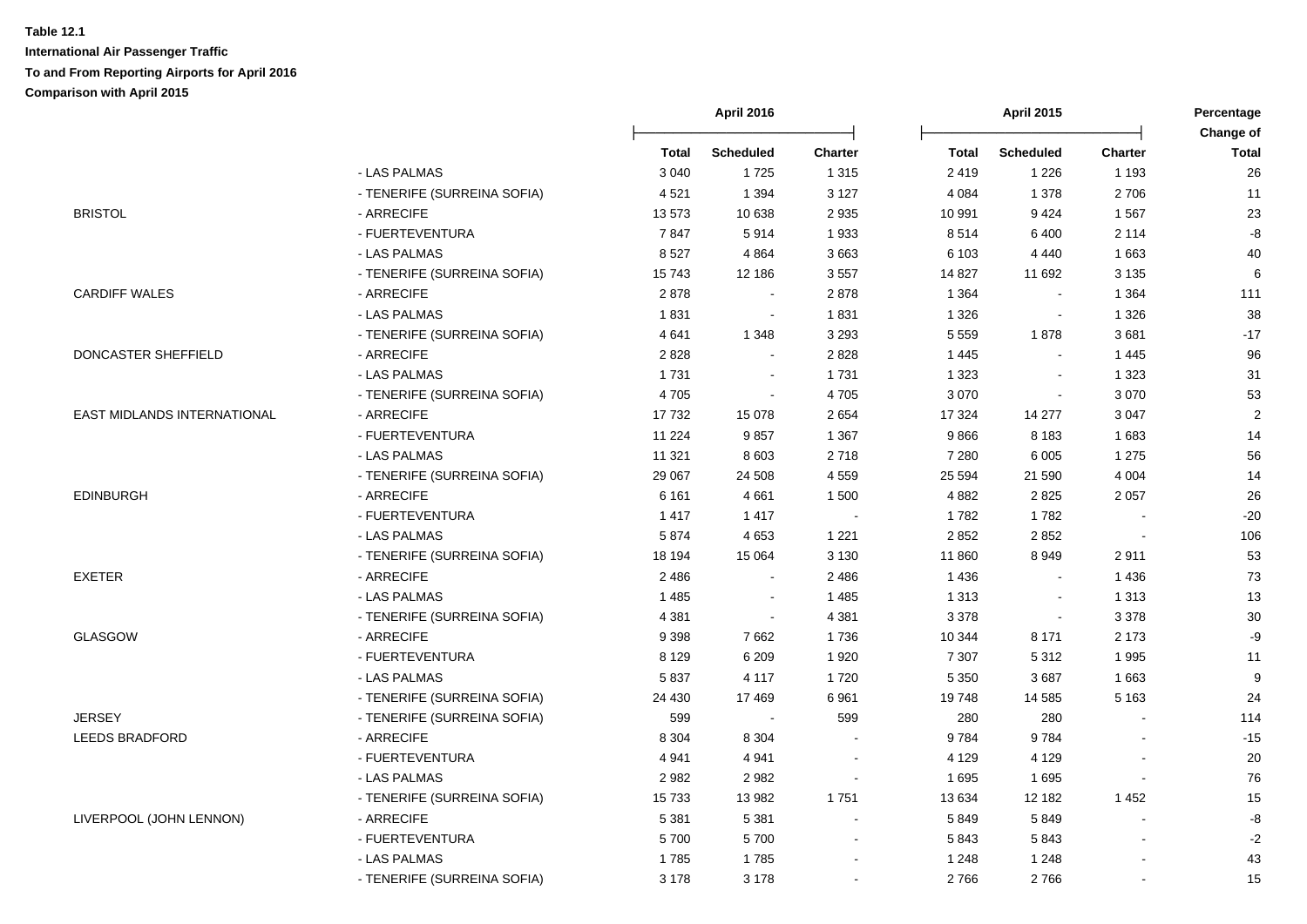**Table 12.1**

**International Air Passenger Traffic**

**To and From Reporting Airports for April 2016**

**Comparison with April 2015**

| | | April 2016 | | | April 2015 | | | Percentage Change of |
|---|---|---|---|---|---|---|---|---|
| | | Total | Scheduled | Charter | Total | Scheduled | Charter | Total |
| | - LAS PALMAS | 3 040 | 1 725 | 1 315 | 2 419 | 1 226 | 1 193 | 26 |
| | - TENERIFE (SURREINA SOFIA) | 4 521 | 1 394 | 3 127 | 4 084 | 1 378 | 2 706 | 11 |
| BRISTOL | - ARRECIFE | 13 573 | 10 638 | 2 935 | 10 991 | 9 424 | 1 567 | 23 |
| | - FUERTEVENTURA | 7 847 | 5 914 | 1 933 | 8 514 | 6 400 | 2 114 | -8 |
| | - LAS PALMAS | 8 527 | 4 864 | 3 663 | 6 103 | 4 440 | 1 663 | 40 |
| | - TENERIFE (SURREINA SOFIA) | 15 743 | 12 186 | 3 557 | 14 827 | 11 692 | 3 135 | 6 |
| CARDIFF WALES | - ARRECIFE | 2 878 | - | 2 878 | 1 364 | - | 1 364 | 111 |
| | - LAS PALMAS | 1 831 | - | 1 831 | 1 326 | - | 1 326 | 38 |
| | - TENERIFE (SURREINA SOFIA) | 4 641 | 1 348 | 3 293 | 5 559 | 1 878 | 3 681 | -17 |
| DONCASTER SHEFFIELD | - ARRECIFE | 2 828 | - | 2 828 | 1 445 | - | 1 445 | 96 |
| | - LAS PALMAS | 1 731 | - | 1 731 | 1 323 | - | 1 323 | 31 |
| | - TENERIFE (SURREINA SOFIA) | 4 705 | - | 4 705 | 3 070 | - | 3 070 | 53 |
| EAST MIDLANDS INTERNATIONAL | - ARRECIFE | 17 732 | 15 078 | 2 654 | 17 324 | 14 277 | 3 047 | 2 |
| | - FUERTEVENTURA | 11 224 | 9 857 | 1 367 | 9 866 | 8 183 | 1 683 | 14 |
| | - LAS PALMAS | 11 321 | 8 603 | 2 718 | 7 280 | 6 005 | 1 275 | 56 |
| | - TENERIFE (SURREINA SOFIA) | 29 067 | 24 508 | 4 559 | 25 594 | 21 590 | 4 004 | 14 |
| EDINBURGH | - ARRECIFE | 6 161 | 4 661 | 1 500 | 4 882 | 2 825 | 2 057 | 26 |
| | - FUERTEVENTURA | 1 417 | 1 417 | - | 1 782 | 1 782 | - | -20 |
| | - LAS PALMAS | 5 874 | 4 653 | 1 221 | 2 852 | 2 852 | - | 106 |
| | - TENERIFE (SURREINA SOFIA) | 18 194 | 15 064 | 3 130 | 11 860 | 8 949 | 2 911 | 53 |
| EXETER | - ARRECIFE | 2 486 | - | 2 486 | 1 436 | - | 1 436 | 73 |
| | - LAS PALMAS | 1 485 | - | 1 485 | 1 313 | - | 1 313 | 13 |
| | - TENERIFE (SURREINA SOFIA) | 4 381 | - | 4 381 | 3 378 | - | 3 378 | 30 |
| GLASGOW | - ARRECIFE | 9 398 | 7 662 | 1 736 | 10 344 | 8 171 | 2 173 | -9 |
| | - FUERTEVENTURA | 8 129 | 6 209 | 1 920 | 7 307 | 5 312 | 1 995 | 11 |
| | - LAS PALMAS | 5 837 | 4 117 | 1 720 | 5 350 | 3 687 | 1 663 | 9 |
| | - TENERIFE (SURREINA SOFIA) | 24 430 | 17 469 | 6 961 | 19 748 | 14 585 | 5 163 | 24 |
| JERSEY | - TENERIFE (SURREINA SOFIA) | 599 | - | 599 | 280 | 280 | - | 114 |
| LEEDS BRADFORD | - ARRECIFE | 8 304 | 8 304 | - | 9 784 | 9 784 | - | -15 |
| | - FUERTEVENTURA | 4 941 | 4 941 | - | 4 129 | 4 129 | - | 20 |
| | - LAS PALMAS | 2 982 | 2 982 | - | 1 695 | 1 695 | - | 76 |
| | - TENERIFE (SURREINA SOFIA) | 15 733 | 13 982 | 1 751 | 13 634 | 12 182 | 1 452 | 15 |
| LIVERPOOL (JOHN LENNON) | - ARRECIFE | 5 381 | 5 381 | - | 5 849 | 5 849 | - | -8 |
| | - FUERTEVENTURA | 5 700 | 5 700 | - | 5 843 | 5 843 | - | -2 |
| | - LAS PALMAS | 1 785 | 1 785 | - | 1 248 | 1 248 | - | 43 |
| | - TENERIFE (SURREINA SOFIA) | 3 178 | 3 178 | - | 2 766 | 2 766 | - | 15 |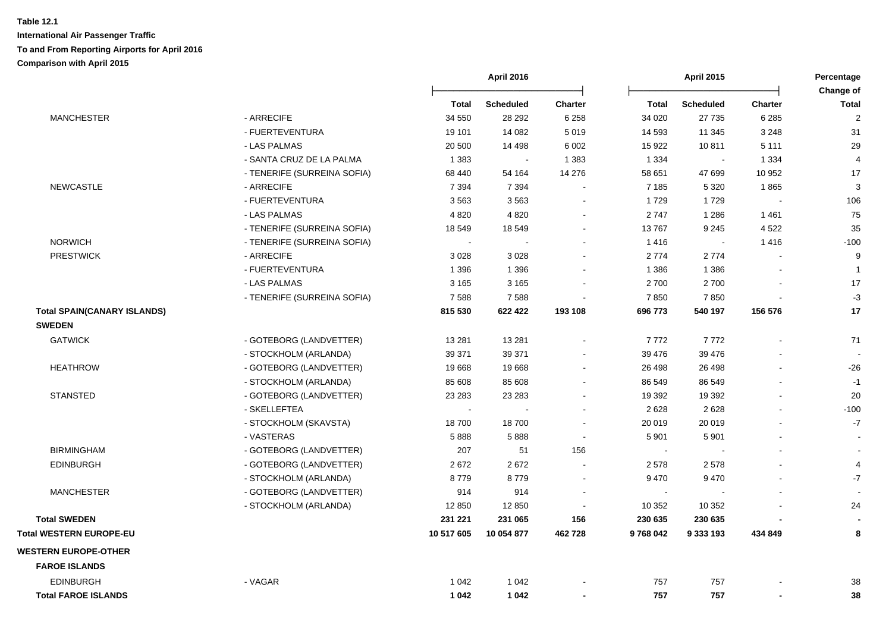**Table 12.1**

**International Air Passenger Traffic**

**To and From Reporting Airports for April 2016**

**Comparison with April 2015**

| | | April 2016 | | | April 2015 | | | Percentage Change of |
|---|---|---|---|---|---|---|---|---|
| | | Total | Scheduled | Charter | Total | Scheduled | Charter | Total |
| MANCHESTER | - ARRECIFE | 34 550 | 28 292 | 6 258 | 34 020 | 27 735 | 6 285 | 2 |
| | - FUERTEVENTURA | 19 101 | 14 082 | 5 019 | 14 593 | 11 345 | 3 248 | 31 |
| | - LAS PALMAS | 20 500 | 14 498 | 6 002 | 15 922 | 10 811 | 5 111 | 29 |
| | - SANTA CRUZ DE LA PALMA | 1 383 | - | 1 383 | 1 334 | - | 1 334 | 4 |
| | - TENERIFE (SURREINA SOFIA) | 68 440 | 54 164 | 14 276 | 58 651 | 47 699 | 10 952 | 17 |
| NEWCASTLE | - ARRECIFE | 7 394 | 7 394 | - | 7 185 | 5 320 | 1 865 | 3 |
| | - FUERTEVENTURA | 3 563 | 3 563 | - | 1 729 | 1 729 | - | 106 |
| | - LAS PALMAS | 4 820 | 4 820 | - | 2 747 | 1 286 | 1 461 | 75 |
| | - TENERIFE (SURREINA SOFIA) | 18 549 | 18 549 | - | 13 767 | 9 245 | 4 522 | 35 |
| NORWICH | - TENERIFE (SURREINA SOFIA) | - | - | - | 1 416 | - | 1 416 | -100 |
| PRESTWICK | - ARRECIFE | 3 028 | 3 028 | - | 2 774 | 2 774 | - | 9 |
| | - FUERTEVENTURA | 1 396 | 1 396 | - | 1 386 | 1 386 | - | 1 |
| | - LAS PALMAS | 3 165 | 3 165 | - | 2 700 | 2 700 | - | 17 |
| | - TENERIFE (SURREINA SOFIA) | 7 588 | 7 588 | - | 7 850 | 7 850 | - | -3 |
| **Total SPAIN(CANARY ISLANDS)** | | **815 530** | **622 422** | **193 108** | **696 773** | **540 197** | **156 576** | **17** |
| **SWEDEN** | | | | | | | | |
| GATWICK | - GOTEBORG (LANDVETTER) | 13 281 | 13 281 | - | 7 772 | 7 772 | - | 71 |
| | - STOCKHOLM (ARLANDA) | 39 371 | 39 371 | - | 39 476 | 39 476 | - | - |
| HEATHROW | - GOTEBORG (LANDVETTER) | 19 668 | 19 668 | - | 26 498 | 26 498 | - | -26 |
| | - STOCKHOLM (ARLANDA) | 85 608 | 85 608 | - | 86 549 | 86 549 | - | -1 |
| STANSTED | - GOTEBORG (LANDVETTER) | 23 283 | 23 283 | - | 19 392 | 19 392 | - | 20 |
| | - SKELLEFTEA | - | - | - | 2 628 | 2 628 | - | -100 |
| | - STOCKHOLM (SKAVSTA) | 18 700 | 18 700 | - | 20 019 | 20 019 | - | -7 |
| | - VASTERAS | 5 888 | 5 888 | - | 5 901 | 5 901 | - | - |
| BIRMINGHAM | - GOTEBORG (LANDVETTER) | 207 | 51 | 156 | - | - | - | - |
| EDINBURGH | - GOTEBORG (LANDVETTER) | 2 672 | 2 672 | - | 2 578 | 2 578 | - | 4 |
| | - STOCKHOLM (ARLANDA) | 8 779 | 8 779 | - | 9 470 | 9 470 | - | -7 |
| MANCHESTER | - GOTEBORG (LANDVETTER) | 914 | 914 | - | - | - | - | - |
| | - STOCKHOLM (ARLANDA) | 12 850 | 12 850 | - | 10 352 | 10 352 | - | 24 |
| **Total SWEDEN** | | **231 221** | **231 065** | **156** | **230 635** | **230 635** | **-** | **-** |
| **Total WESTERN EUROPE-EU** | | **10 517 605** | **10 054 877** | **462 728** | **9 768 042** | **9 333 193** | **434 849** | **8** |
| **WESTERN EUROPE-OTHER** | | | | | | | | |
| **FAROE ISLANDS** | | | | | | | | |
| EDINBURGH | - VAGAR | 1 042 | 1 042 | - | 757 | 757 | - | 38 |
| **Total FAROE ISLANDS** | | **1 042** | **1 042** | **-** | **757** | **757** | **-** | **38** |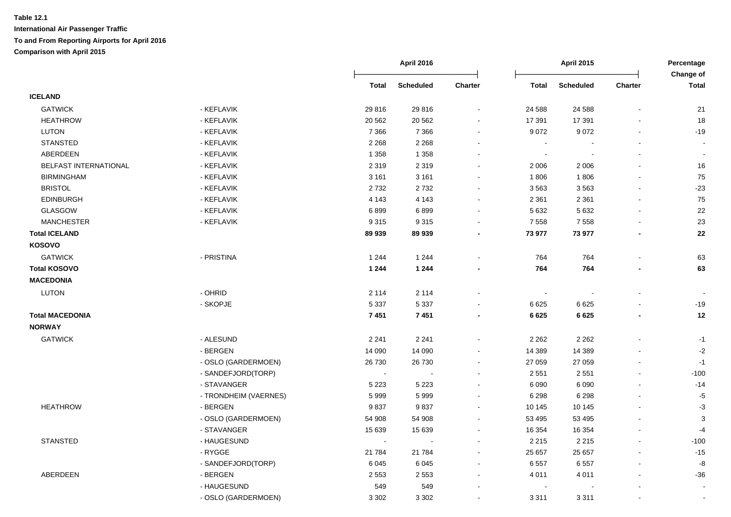**Table 12.1**

**International Air Passenger Traffic**

**To and From Reporting Airports for April 2016**

**Comparison with April 2015**

| | | April 2016 | | | April 2015 | | | Percentage Change of |
|---|---|---|---|---|---|---|---|---|
| | | Total | Scheduled | Charter | Total | Scheduled | Charter | Total |
| **ICELAND** | | | | | | | | |
| GATWICK | - KEFLAVIK | 29 816 | 29 816 | - | 24 588 | 24 588 | - | 21 |
| HEATHROW | - KEFLAVIK | 20 562 | 20 562 | - | 17 391 | 17 391 | - | 18 |
| LUTON | - KEFLAVIK | 7 366 | 7 366 | - | 9 072 | 9 072 | - | -19 |
| STANSTED | - KEFLAVIK | 2 268 | 2 268 | - | - | - | - | - |
| ABERDEEN | - KEFLAVIK | 1 358 | 1 358 | - | - | - | - | - |
| BELFAST INTERNATIONAL | - KEFLAVIK | 2 319 | 2 319 | - | 2 006 | 2 006 | - | 16 |
| BIRMINGHAM | - KEFLAVIK | 3 161 | 3 161 | - | 1 806 | 1 806 | - | 75 |
| BRISTOL | - KEFLAVIK | 2 732 | 2 732 | - | 3 563 | 3 563 | - | -23 |
| EDINBURGH | - KEFLAVIK | 4 143 | 4 143 | - | 2 361 | 2 361 | - | 75 |
| GLASGOW | - KEFLAVIK | 6 899 | 6 899 | - | 5 632 | 5 632 | - | 22 |
| MANCHESTER | - KEFLAVIK | 9 315 | 9 315 | - | 7 558 | 7 558 | - | 23 |
| **Total ICELAND** | | **89 939** | **89 939** | **-** | **73 977** | **73 977** | **-** | **22** |
| **KOSOVO** | | | | | | | | |
| GATWICK | - PRISTINA | 1 244 | 1 244 | - | 764 | 764 | - | 63 |
| **Total KOSOVO** | | **1 244** | **1 244** | **-** | **764** | **764** | **-** | **63** |
| **MACEDONIA** | | | | | | | | |
| LUTON | - OHRID | 2 114 | 2 114 | - | - | - | - | - |
| | - SKOPJE | 5 337 | 5 337 | - | 6 625 | 6 625 | - | -19 |
| **Total MACEDONIA** | | **7 451** | **7 451** | **-** | **6 625** | **6 625** | **-** | **12** |
| **NORWAY** | | | | | | | | |
| GATWICK | - ALESUND | 2 241 | 2 241 | - | 2 262 | 2 262 | - | -1 |
| | - BERGEN | 14 090 | 14 090 | - | 14 389 | 14 389 | - | -2 |
| | - OSLO (GARDERMOEN) | 26 730 | 26 730 | - | 27 059 | 27 059 | - | -1 |
| | - SANDEFJORD(TORP) | - | - | - | 2 551 | 2 551 | - | -100 |
| | - STAVANGER | 5 223 | 5 223 | - | 6 090 | 6 090 | - | -14 |
| | - TRONDHEIM (VAERNES) | 5 999 | 5 999 | - | 6 298 | 6 298 | - | -5 |
| HEATHROW | - BERGEN | 9 837 | 9 837 | - | 10 145 | 10 145 | - | -3 |
| | - OSLO (GARDERMOEN) | 54 908 | 54 908 | - | 53 495 | 53 495 | - | 3 |
| | - STAVANGER | 15 639 | 15 639 | - | 16 354 | 16 354 | - | -4 |
| STANSTED | - HAUGESUND | - | - | - | 2 215 | 2 215 | - | -100 |
| | - RYGGE | 21 784 | 21 784 | - | 25 657 | 25 657 | - | -15 |
| | - SANDEFJORD(TORP) | 6 045 | 6 045 | - | 6 557 | 6 557 | - | -8 |
| ABERDEEN | - BERGEN | 2 553 | 2 553 | - | 4 011 | 4 011 | - | -36 |
| | - HAUGESUND | 549 | 549 | - | - | - | - | - |
| | - OSLO (GARDERMOEN) | 3 302 | 3 302 | - | 3 311 | 3 311 | - | - |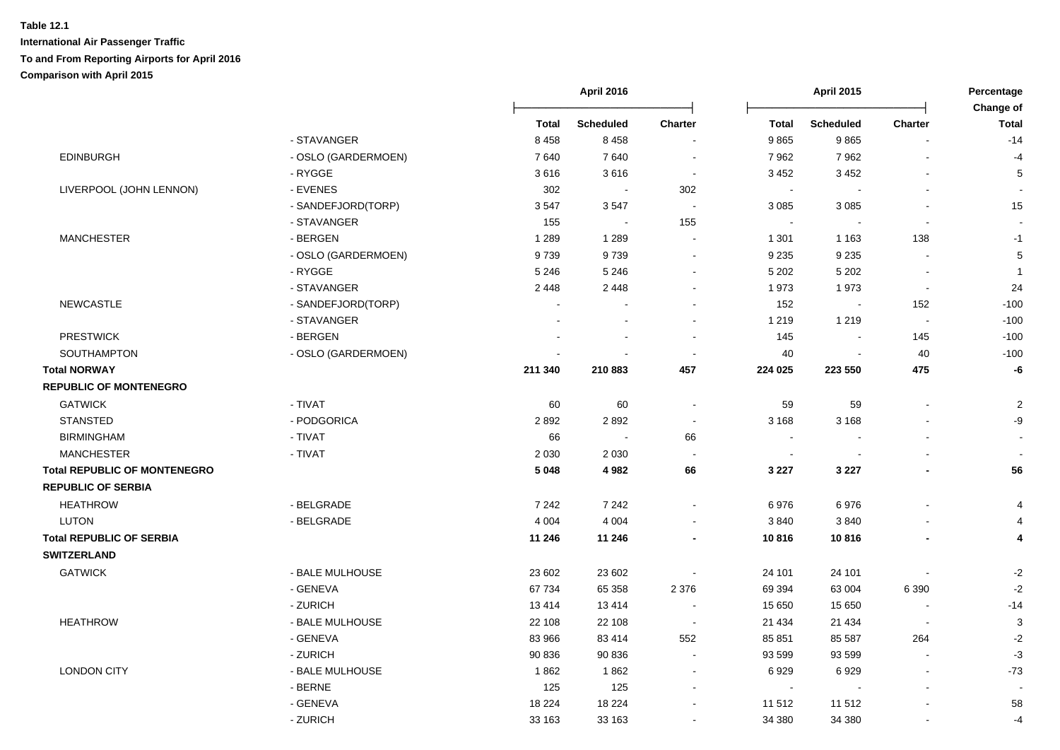**Table 12.1**

**International Air Passenger Traffic**

**To and From Reporting Airports for April 2016**

**Comparison with April 2015**

| | | April 2016 | | | April 2015 | | | Percentage Change of |
|---|---|---|---|---|---|---|---|---|
| | | Total | Scheduled | Charter | Total | Scheduled | Charter | Total |
| | - STAVANGER | 8 458 | 8 458 | - | 9 865 | 9 865 | - | -14 |
| EDINBURGH | - OSLO (GARDERMOEN) | 7 640 | 7 640 | - | 7 962 | 7 962 | - | -4 |
| | - RYGGE | 3 616 | 3 616 | - | 3 452 | 3 452 | - | 5 |
| LIVERPOOL (JOHN LENNON) | - EVENES | 302 | - | 302 | - | - | - | - |
| | - SANDEFJORD(TORP) | 3 547 | 3 547 | - | 3 085 | 3 085 | - | 15 |
| | - STAVANGER | 155 | - | 155 | - | - | - | - |
| MANCHESTER | - BERGEN | 1 289 | 1 289 | - | 1 301 | 1 163 | 138 | -1 |
| | - OSLO (GARDERMOEN) | 9 739 | 9 739 | - | 9 235 | 9 235 | - | 5 |
| | - RYGGE | 5 246 | 5 246 | - | 5 202 | 5 202 | - | 1 |
| | - STAVANGER | 2 448 | 2 448 | - | 1 973 | 1 973 | - | 24 |
| NEWCASTLE | - SANDEFJORD(TORP) | - | - | - | 152 | - | 152 | -100 |
| | - STAVANGER | - | - | - | 1 219 | 1 219 | - | -100 |
| PRESTWICK | - BERGEN | - | - | - | 145 | - | 145 | -100 |
| SOUTHAMPTON | - OSLO (GARDERMOEN) | - | - | - | 40 | - | 40 | -100 |
| **Total NORWAY** | | **211 340** | **210 883** | **457** | **224 025** | **223 550** | **475** | **-6** |
| **REPUBLIC OF MONTENEGRO** | | | | | | | | |
| GATWICK | - TIVAT | 60 | 60 | - | 59 | 59 | - | 2 |
| STANSTED | - PODGORICA | 2 892 | 2 892 | - | 3 168 | 3 168 | - | -9 |
| BIRMINGHAM | - TIVAT | 66 | - | 66 | - | - | - | - |
| MANCHESTER | - TIVAT | 2 030 | 2 030 | - | - | - | - | - |
| **Total REPUBLIC OF MONTENEGRO** | | **5 048** | **4 982** | **66** | **3 227** | **3 227** | **-** | **56** |
| **REPUBLIC OF SERBIA** | | | | | | | | |
| HEATHROW | - BELGRADE | 7 242 | 7 242 | - | 6 976 | 6 976 | - | 4 |
| LUTON | - BELGRADE | 4 004 | 4 004 | - | 3 840 | 3 840 | - | 4 |
| **Total REPUBLIC OF SERBIA** | | **11 246** | **11 246** | **-** | **10 816** | **10 816** | **-** | **4** |
| **SWITZERLAND** | | | | | | | | |
| GATWICK | - BALE MULHOUSE | 23 602 | 23 602 | - | 24 101 | 24 101 | - | -2 |
| | - GENEVA | 67 734 | 65 358 | 2 376 | 69 394 | 63 004 | 6 390 | -2 |
| | - ZURICH | 13 414 | 13 414 | - | 15 650 | 15 650 | - | -14 |
| HEATHROW | - BALE MULHOUSE | 22 108 | 22 108 | - | 21 434 | 21 434 | - | 3 |
| | - GENEVA | 83 966 | 83 414 | 552 | 85 851 | 85 587 | 264 | -2 |
| | - ZURICH | 90 836 | 90 836 | - | 93 599 | 93 599 | - | -3 |
| LONDON CITY | - BALE MULHOUSE | 1 862 | 1 862 | - | 6 929 | 6 929 | - | -73 |
| | - BERNE | 125 | 125 | - | - | - | - | - |
| | - GENEVA | 18 224 | 18 224 | - | 11 512 | 11 512 | - | 58 |
| | - ZURICH | 33 163 | 33 163 | - | 34 380 | 34 380 | - | -4 |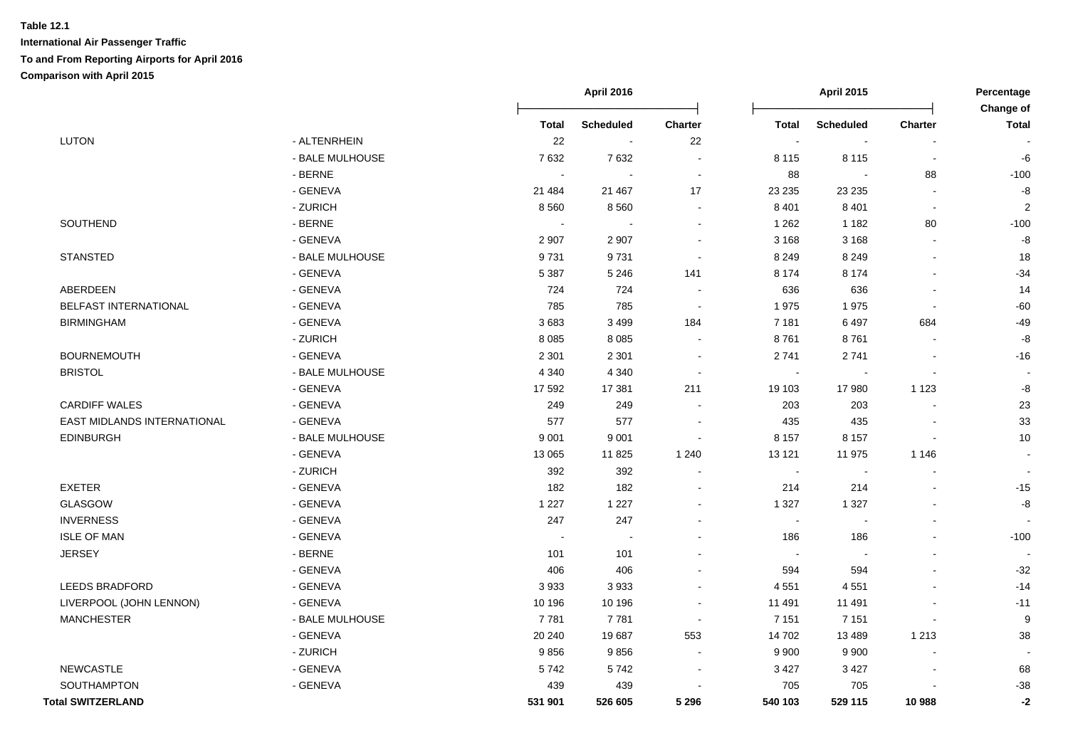**Table 12.1**

**International Air Passenger Traffic**

**To and From Reporting Airports for April 2016**

**Comparison with April 2015**

| | | April 2016 | | | April 2015 | | | Percentage Change of |
|---|---|---|---|---|---|---|---|---|
| | | Total | Scheduled | Charter | Total | Scheduled | Charter | Total |
| LUTON | - ALTENRHEIN | 22 | - | 22 | - | - | - | - |
| | - BALE MULHOUSE | 7 632 | 7 632 | - | 8 115 | 8 115 | - | -6 |
| | - BERNE | - | - | - | 88 | - | 88 | -100 |
| | - GENEVA | 21 484 | 21 467 | 17 | 23 235 | 23 235 | - | -8 |
| | - ZURICH | 8 560 | 8 560 | - | 8 401 | 8 401 | - | 2 |
| SOUTHEND | - BERNE | - | - | - | 1 262 | 1 182 | 80 | -100 |
| | - GENEVA | 2 907 | 2 907 | - | 3 168 | 3 168 | - | -8 |
| STANSTED | - BALE MULHOUSE | 9 731 | 9 731 | - | 8 249 | 8 249 | - | 18 |
| | - GENEVA | 5 387 | 5 246 | 141 | 8 174 | 8 174 | - | -34 |
| ABERDEEN | - GENEVA | 724 | 724 | - | 636 | 636 | - | 14 |
| BELFAST INTERNATIONAL | - GENEVA | 785 | 785 | - | 1 975 | 1 975 | - | -60 |
| BIRMINGHAM | - GENEVA | 3 683 | 3 499 | 184 | 7 181 | 6 497 | 684 | -49 |
| | - ZURICH | 8 085 | 8 085 | - | 8 761 | 8 761 | - | -8 |
| BOURNEMOUTH | - GENEVA | 2 301 | 2 301 | - | 2 741 | 2 741 | - | -16 |
| BRISTOL | - BALE MULHOUSE | 4 340 | 4 340 | - | - | - | - | - |
| | - GENEVA | 17 592 | 17 381 | 211 | 19 103 | 17 980 | 1 123 | -8 |
| CARDIFF WALES | - GENEVA | 249 | 249 | - | 203 | 203 | - | 23 |
| EAST MIDLANDS INTERNATIONAL | - GENEVA | 577 | 577 | - | 435 | 435 | - | 33 |
| EDINBURGH | - BALE MULHOUSE | 9 001 | 9 001 | - | 8 157 | 8 157 | - | 10 |
| | - GENEVA | 13 065 | 11 825 | 1 240 | 13 121 | 11 975 | 1 146 | - |
| | - ZURICH | 392 | 392 | - | - | - | - | - |
| EXETER | - GENEVA | 182 | 182 | - | 214 | 214 | - | -15 |
| GLASGOW | - GENEVA | 1 227 | 1 227 | - | 1 327 | 1 327 | - | -8 |
| INVERNESS | - GENEVA | 247 | 247 | - | - | - | - | - |
| ISLE OF MAN | - GENEVA | - | - | - | 186 | 186 | - | -100 |
| JERSEY | - BERNE | 101 | 101 | - | - | - | - | - |
| | - GENEVA | 406 | 406 | - | 594 | 594 | - | -32 |
| LEEDS BRADFORD | - GENEVA | 3 933 | 3 933 | - | 4 551 | 4 551 | - | -14 |
| LIVERPOOL (JOHN LENNON) | - GENEVA | 10 196 | 10 196 | - | 11 491 | 11 491 | - | -11 |
| MANCHESTER | - BALE MULHOUSE | 7 781 | 7 781 | - | 7 151 | 7 151 | - | 9 |
| | - GENEVA | 20 240 | 19 687 | 553 | 14 702 | 13 489 | 1 213 | 38 |
| | - ZURICH | 9 856 | 9 856 | - | 9 900 | 9 900 | - | - |
| NEWCASTLE | - GENEVA | 5 742 | 5 742 | - | 3 427 | 3 427 | - | 68 |
| SOUTHAMPTON | - GENEVA | 439 | 439 | - | 705 | 705 | - | -38 |
| **Total SWITZERLAND** | | **531 901** | **526 605** | **5 296** | **540 103** | **529 115** | **10 988** | **-2** |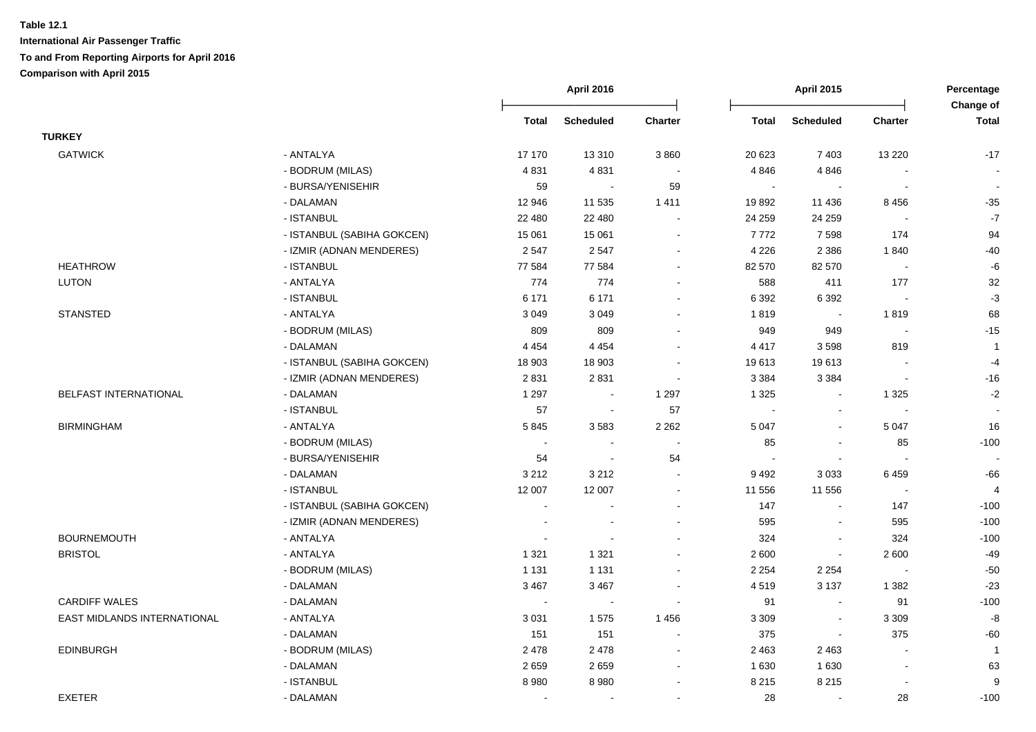**Table 12.1**

**International Air Passenger Traffic**

**To and From Reporting Airports for April 2016**

**Comparison with April 2015**

| | | April 2016 | | | April 2015 | | | Percentage Change of |
|---|---|---|---|---|---|---|---|---|
| | | Total | Scheduled | Charter | Total | Scheduled | Charter | Total |
| **TURKEY** | | | | | | | | |
| GATWICK | - ANTALYA | 17 170 | 13 310 | 3 860 | 20 623 | 7 403 | 13 220 | -17 |
| | - BODRUM (MILAS) | 4 831 | 4 831 | - | 4 846 | 4 846 | - | - |
| | - BURSA/YENISEHIR | 59 | - | 59 | - | - | - | - |
| | - DALAMAN | 12 946 | 11 535 | 1 411 | 19 892 | 11 436 | 8 456 | -35 |
| | - ISTANBUL | 22 480 | 22 480 | - | 24 259 | 24 259 | - | -7 |
| | - ISTANBUL (SABIHA GOKCEN) | 15 061 | 15 061 | - | 7 772 | 7 598 | 174 | 94 |
| | - IZMIR (ADNAN MENDERES) | 2 547 | 2 547 | - | 4 226 | 2 386 | 1 840 | -40 |
| HEATHROW | - ISTANBUL | 77 584 | 77 584 | - | 82 570 | 82 570 | - | -6 |
| LUTON | - ANTALYA | 774 | 774 | - | 588 | 411 | 177 | 32 |
| | - ISTANBUL | 6 171 | 6 171 | - | 6 392 | 6 392 | - | -3 |
| STANSTED | - ANTALYA | 3 049 | 3 049 | - | 1 819 | - | 1 819 | 68 |
| | - BODRUM (MILAS) | 809 | 809 | - | 949 | 949 | - | -15 |
| | - DALAMAN | 4 454 | 4 454 | - | 4 417 | 3 598 | 819 | 1 |
| | - ISTANBUL (SABIHA GOKCEN) | 18 903 | 18 903 | - | 19 613 | 19 613 | - | -4 |
| | - IZMIR (ADNAN MENDERES) | 2 831 | 2 831 | - | 3 384 | 3 384 | - | -16 |
| BELFAST INTERNATIONAL | - DALAMAN | 1 297 | - | 1 297 | 1 325 | - | 1 325 | -2 |
| | - ISTANBUL | 57 | - | 57 | - | - | - | - |
| BIRMINGHAM | - ANTALYA | 5 845 | 3 583 | 2 262 | 5 047 | - | 5 047 | 16 |
| | - BODRUM (MILAS) | - | - | - | 85 | - | 85 | -100 |
| | - BURSA/YENISEHIR | 54 | - | 54 | - | - | - | - |
| | - DALAMAN | 3 212 | 3 212 | - | 9 492 | 3 033 | 6 459 | -66 |
| | - ISTANBUL | 12 007 | 12 007 | - | 11 556 | 11 556 | - | 4 |
| | - ISTANBUL (SABIHA GOKCEN) | - | - | - | 147 | - | 147 | -100 |
| | - IZMIR (ADNAN MENDERES) | - | - | - | 595 | - | 595 | -100 |
| BOURNEMOUTH | - ANTALYA | - | - | - | 324 | - | 324 | -100 |
| BRISTOL | - ANTALYA | 1 321 | 1 321 | - | 2 600 | - | 2 600 | -49 |
| | - BODRUM (MILAS) | 1 131 | 1 131 | - | 2 254 | 2 254 | - | -50 |
| | - DALAMAN | 3 467 | 3 467 | - | 4 519 | 3 137 | 1 382 | -23 |
| CARDIFF WALES | - DALAMAN | - | - | - | 91 | - | 91 | -100 |
| EAST MIDLANDS INTERNATIONAL | - ANTALYA | 3 031 | 1 575 | 1 456 | 3 309 | - | 3 309 | -8 |
| | - DALAMAN | 151 | 151 | - | 375 | - | 375 | -60 |
| EDINBURGH | - BODRUM (MILAS) | 2 478 | 2 478 | - | 2 463 | 2 463 | - | 1 |
| | - DALAMAN | 2 659 | 2 659 | - | 1 630 | 1 630 | - | 63 |
| | - ISTANBUL | 8 980 | 8 980 | - | 8 215 | 8 215 | - | 9 |
| EXETER | - DALAMAN | - | - | - | 28 | - | 28 | -100 |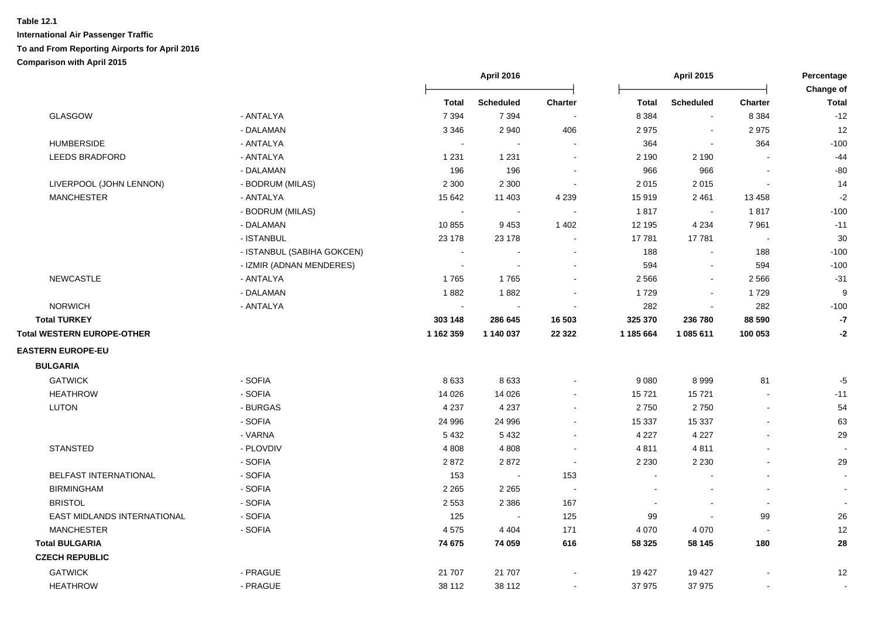**Table 12.1**

**International Air Passenger Traffic**

**To and From Reporting Airports for April 2016**

**Comparison with April 2015**

| | | April 2016 | | | April 2015 | | | Percentage Change of |
|---|---|---|---|---|---|---|---|---|
| | | **Total** | **Scheduled** | **Charter** | **Total** | **Scheduled** | **Charter** | **Total** |
| GLASGOW | - ANTALYA | 7 394 | 7 394 | - | 8 384 | - | 8 384 | -12 |
| | - DALAMAN | 3 346 | 2 940 | 406 | 2 975 | - | 2 975 | 12 |
| HUMBERSIDE | - ANTALYA | - | - | - | 364 | - | 364 | -100 |
| LEEDS BRADFORD | - ANTALYA | 1 231 | 1 231 | - | 2 190 | 2 190 | - | -44 |
| | - DALAMAN | 196 | 196 | - | 966 | 966 | - | -80 |
| LIVERPOOL (JOHN LENNON) | - BODRUM (MILAS) | 2 300 | 2 300 | - | 2 015 | 2 015 | - | 14 |
| MANCHESTER | - ANTALYA | 15 642 | 11 403 | 4 239 | 15 919 | 2 461 | 13 458 | -2 |
| | - BODRUM (MILAS) | - | - | - | 1 817 | - | 1 817 | -100 |
| | - DALAMAN | 10 855 | 9 453 | 1 402 | 12 195 | 4 234 | 7 961 | -11 |
| | - ISTANBUL | 23 178 | 23 178 | - | 17 781 | 17 781 | - | 30 |
| | - ISTANBUL (SABIHA GOKCEN) | - | - | - | 188 | - | 188 | -100 |
| | - IZMIR (ADNAN MENDERES) | - | - | - | 594 | - | 594 | -100 |
| NEWCASTLE | - ANTALYA | 1 765 | 1 765 | - | 2 566 | - | 2 566 | -31 |
| | - DALAMAN | 1 882 | 1 882 | - | 1 729 | - | 1 729 | 9 |
| NORWICH | - ANTALYA | - | - | - | 282 | - | 282 | -100 |
| **Total TURKEY** | | **303 148** | **286 645** | **16 503** | **325 370** | **236 780** | **88 590** | **-7** |
| **Total WESTERN EUROPE-OTHER** | | **1 162 359** | **1 140 037** | **22 322** | **1 185 664** | **1 085 611** | **100 053** | **-2** |
| **EASTERN EUROPE-EU** | | | | | | | | |
| **BULGARIA** | | | | | | | | |
| GATWICK | - SOFIA | 8 633 | 8 633 | - | 9 080 | 8 999 | 81 | -5 |
| HEATHROW | - SOFIA | 14 026 | 14 026 | - | 15 721 | 15 721 | - | -11 |
| LUTON | - BURGAS | 4 237 | 4 237 | - | 2 750 | 2 750 | - | 54 |
| | - SOFIA | 24 996 | 24 996 | - | 15 337 | 15 337 | - | 63 |
| | - VARNA | 5 432 | 5 432 | - | 4 227 | 4 227 | - | 29 |
| STANSTED | - PLOVDIV | 4 808 | 4 808 | - | 4 811 | 4 811 | - | - |
| | - SOFIA | 2 872 | 2 872 | - | 2 230 | 2 230 | - | 29 |
| BELFAST INTERNATIONAL | - SOFIA | 153 | - | 153 | - | - | - | - |
| BIRMINGHAM | - SOFIA | 2 265 | 2 265 | - | - | - | - | - |
| BRISTOL | - SOFIA | 2 553 | 2 386 | 167 | - | - | - | - |
| EAST MIDLANDS INTERNATIONAL | - SOFIA | 125 | - | 125 | 99 | - | 99 | 26 |
| MANCHESTER | - SOFIA | 4 575 | 4 404 | 171 | 4 070 | 4 070 | - | 12 |
| **Total BULGARIA** | | **74 675** | **74 059** | **616** | **58 325** | **58 145** | **180** | **28** |
| **CZECH REPUBLIC** | | | | | | | | |
| GATWICK | - PRAGUE | 21 707 | 21 707 | - | 19 427 | 19 427 | - | 12 |
| HEATHROW | - PRAGUE | 38 112 | 38 112 | - | 37 975 | 37 975 | - | - |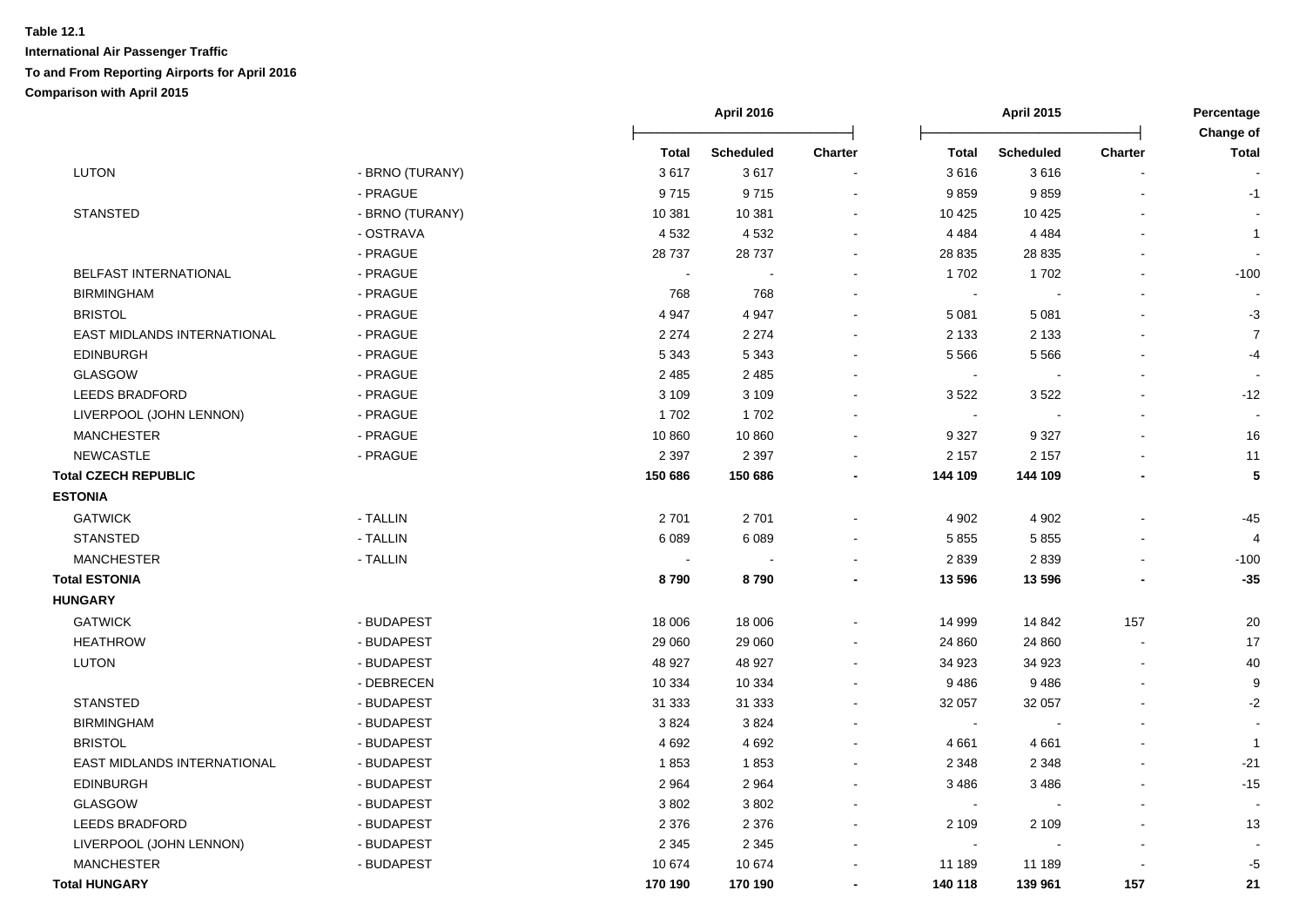**Table 12.1**

**International Air Passenger Traffic**

**To and From Reporting Airports for April 2016**

**Comparison with April 2015**

| | | April 2016 | | | April 2015 | | | Percentage Change of |
|---|---|---|---|---|---|---|---|---|
| | | **Total** | **Scheduled** | **Charter** | **Total** | **Scheduled** | **Charter** | **Total** |
| LUTON | - BRNO (TURANY) | 3 617 | 3 617 | - | 3 616 | 3 616 | - | - |
| | - PRAGUE | 9 715 | 9 715 | - | 9 859 | 9 859 | - | -1 |
| STANSTED | - BRNO (TURANY) | 10 381 | 10 381 | - | 10 425 | 10 425 | - | - |
| | - OSTRAVA | 4 532 | 4 532 | - | 4 484 | 4 484 | - | 1 |
| | - PRAGUE | 28 737 | 28 737 | - | 28 835 | 28 835 | - | - |
| BELFAST INTERNATIONAL | - PRAGUE | - | - | - | 1 702 | 1 702 | - | -100 |
| BIRMINGHAM | - PRAGUE | 768 | 768 | - | - | - | - | - |
| BRISTOL | - PRAGUE | 4 947 | 4 947 | - | 5 081 | 5 081 | - | -3 |
| EAST MIDLANDS INTERNATIONAL | - PRAGUE | 2 274 | 2 274 | - | 2 133 | 2 133 | - | 7 |
| EDINBURGH | - PRAGUE | 5 343 | 5 343 | - | 5 566 | 5 566 | - | -4 |
| GLASGOW | - PRAGUE | 2 485 | 2 485 | - | - | - | - | - |
| LEEDS BRADFORD | - PRAGUE | 3 109 | 3 109 | - | 3 522 | 3 522 | - | -12 |
| LIVERPOOL (JOHN LENNON) | - PRAGUE | 1 702 | 1 702 | - | - | - | - | - |
| MANCHESTER | - PRAGUE | 10 860 | 10 860 | - | 9 327 | 9 327 | - | 16 |
| NEWCASTLE | - PRAGUE | 2 397 | 2 397 | - | 2 157 | 2 157 | - | 11 |
| **Total CZECH REPUBLIC** | | **150 686** | **150 686** | **-** | **144 109** | **144 109** | **-** | **5** |
| **ESTONIA** | | | | | | | | |
| GATWICK | - TALLIN | 2 701 | 2 701 | - | 4 902 | 4 902 | - | -45 |
| STANSTED | - TALLIN | 6 089 | 6 089 | - | 5 855 | 5 855 | - | 4 |
| MANCHESTER | - TALLIN | - | - | - | 2 839 | 2 839 | - | -100 |
| **Total ESTONIA** | | **8 790** | **8 790** | **-** | **13 596** | **13 596** | **-** | **-35** |
| **HUNGARY** | | | | | | | | |
| GATWICK | - BUDAPEST | 18 006 | 18 006 | - | 14 999 | 14 842 | 157 | 20 |
| HEATHROW | - BUDAPEST | 29 060 | 29 060 | - | 24 860 | 24 860 | - | 17 |
| LUTON | - BUDAPEST | 48 927 | 48 927 | - | 34 923 | 34 923 | - | 40 |
| | - DEBRECEN | 10 334 | 10 334 | - | 9 486 | 9 486 | - | 9 |
| STANSTED | - BUDAPEST | 31 333 | 31 333 | - | 32 057 | 32 057 | - | -2 |
| BIRMINGHAM | - BUDAPEST | 3 824 | 3 824 | - | - | - | - | - |
| BRISTOL | - BUDAPEST | 4 692 | 4 692 | - | 4 661 | 4 661 | - | 1 |
| EAST MIDLANDS INTERNATIONAL | - BUDAPEST | 1 853 | 1 853 | - | 2 348 | 2 348 | - | -21 |
| EDINBURGH | - BUDAPEST | 2 964 | 2 964 | - | 3 486 | 3 486 | - | -15 |
| GLASGOW | - BUDAPEST | 3 802 | 3 802 | - | - | - | - | - |
| LEEDS BRADFORD | - BUDAPEST | 2 376 | 2 376 | - | 2 109 | 2 109 | - | 13 |
| LIVERPOOL (JOHN LENNON) | - BUDAPEST | 2 345 | 2 345 | - | - | - | - | - |
| MANCHESTER | - BUDAPEST | 10 674 | 10 674 | - | 11 189 | 11 189 | - | -5 |
| **Total HUNGARY** | | **170 190** | **170 190** | **-** | **140 118** | **139 961** | **157** | **21** |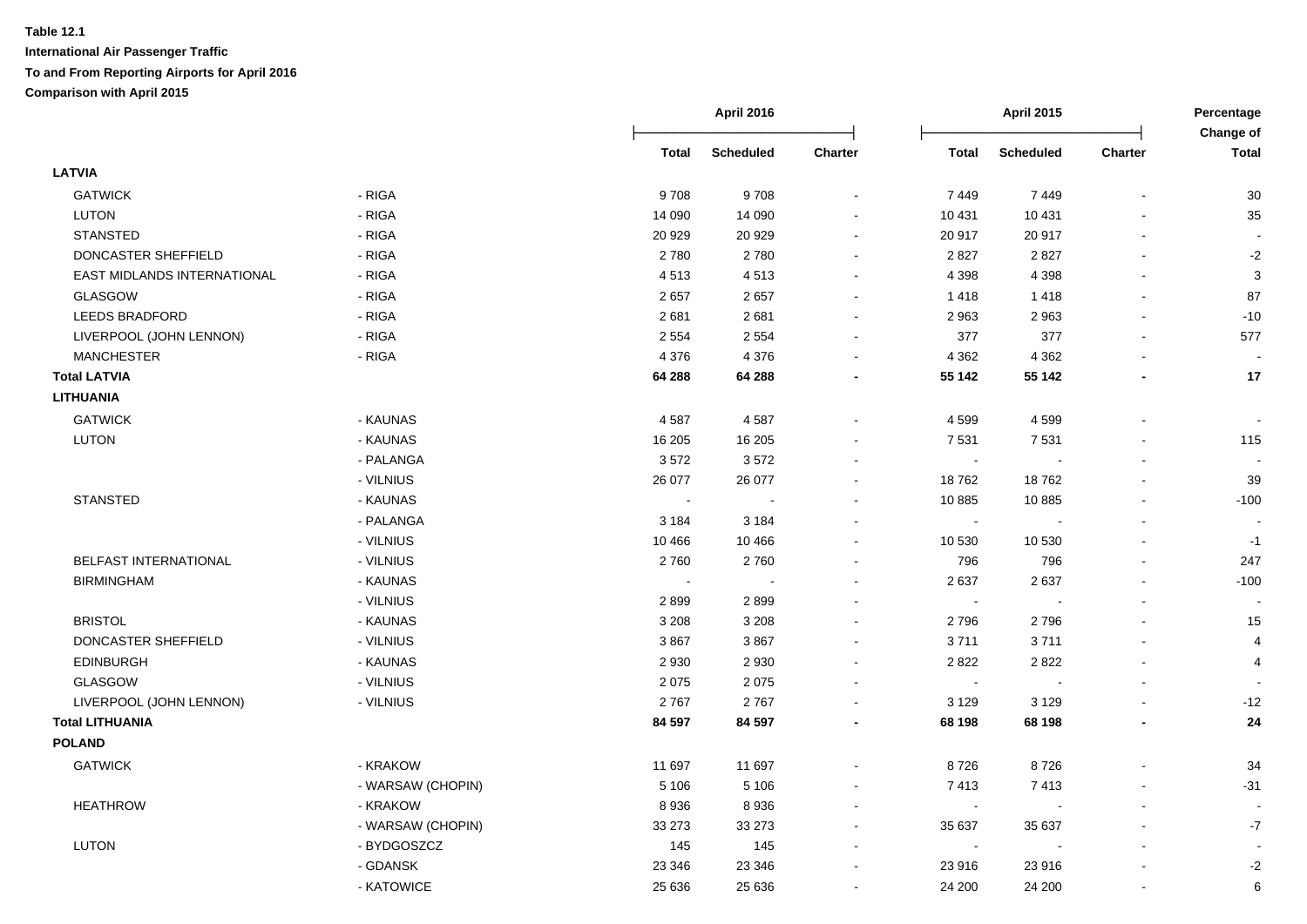**Table 12.1**

**International Air Passenger Traffic**

**To and From Reporting Airports for April 2016**

**Comparison with April 2015**

| | | April 2016 | | | April 2015 | | | Percentage Change of |
|---|---|---|---|---|---|---|---|---|
| | | Total | Scheduled | Charter | Total | Scheduled | Charter | Total |
| **LATVIA** | | | | | | | | |
| GATWICK | - RIGA | 9 708 | 9 708 | - | 7 449 | 7 449 | - | 30 |
| LUTON | - RIGA | 14 090 | 14 090 | - | 10 431 | 10 431 | - | 35 |
| STANSTED | - RIGA | 20 929 | 20 929 | - | 20 917 | 20 917 | - | - |
| DONCASTER SHEFFIELD | - RIGA | 2 780 | 2 780 | - | 2 827 | 2 827 | - | -2 |
| EAST MIDLANDS INTERNATIONAL | - RIGA | 4 513 | 4 513 | - | 4 398 | 4 398 | - | 3 |
| GLASGOW | - RIGA | 2 657 | 2 657 | - | 1 418 | 1 418 | - | 87 |
| LEEDS BRADFORD | - RIGA | 2 681 | 2 681 | - | 2 963 | 2 963 | - | -10 |
| LIVERPOOL (JOHN LENNON) | - RIGA | 2 554 | 2 554 | - | 377 | 377 | - | 577 |
| MANCHESTER | - RIGA | 4 376 | 4 376 | - | 4 362 | 4 362 | - | - |
| **Total LATVIA** | | **64 288** | **64 288** | **-** | **55 142** | **55 142** | **-** | **17** |
| **LITHUANIA** | | | | | | | | |
| GATWICK | - KAUNAS | 4 587 | 4 587 | - | 4 599 | 4 599 | - | - |
| LUTON | - KAUNAS | 16 205 | 16 205 | - | 7 531 | 7 531 | - | 115 |
| | - PALANGA | 3 572 | 3 572 | - | - | - | - | - |
| | - VILNIUS | 26 077 | 26 077 | - | 18 762 | 18 762 | - | 39 |
| STANSTED | - KAUNAS | - | - | - | 10 885 | 10 885 | - | -100 |
| | - PALANGA | 3 184 | 3 184 | - | - | - | - | - |
| | - VILNIUS | 10 466 | 10 466 | - | 10 530 | 10 530 | - | -1 |
| BELFAST INTERNATIONAL | - VILNIUS | 2 760 | 2 760 | - | 796 | 796 | - | 247 |
| BIRMINGHAM | - KAUNAS | - | - | - | 2 637 | 2 637 | - | -100 |
| | - VILNIUS | 2 899 | 2 899 | - | - | - | - | - |
| BRISTOL | - KAUNAS | 3 208 | 3 208 | - | 2 796 | 2 796 | - | 15 |
| DONCASTER SHEFFIELD | - VILNIUS | 3 867 | 3 867 | - | 3 711 | 3 711 | - | 4 |
| EDINBURGH | - KAUNAS | 2 930 | 2 930 | - | 2 822 | 2 822 | - | 4 |
| GLASGOW | - VILNIUS | 2 075 | 2 075 | - | - | - | - | - |
| LIVERPOOL (JOHN LENNON) | - VILNIUS | 2 767 | 2 767 | - | 3 129 | 3 129 | - | -12 |
| **Total LITHUANIA** | | **84 597** | **84 597** | **-** | **68 198** | **68 198** | **-** | **24** |
| **POLAND** | | | | | | | | |
| GATWICK | - KRAKOW | 11 697 | 11 697 | - | 8 726 | 8 726 | - | 34 |
| | - WARSAW (CHOPIN) | 5 106 | 5 106 | - | 7 413 | 7 413 | - | -31 |
| HEATHROW | - KRAKOW | 8 936 | 8 936 | - | - | - | - | - |
| | - WARSAW (CHOPIN) | 33 273 | 33 273 | - | 35 637 | 35 637 | - | -7 |
| LUTON | - BYDGOSZCZ | 145 | 145 | - | - | - | - | - |
| | - GDANSK | 23 346 | 23 346 | - | 23 916 | 23 916 | - | -2 |
| | - KATOWICE | 25 636 | 25 636 | - | 24 200 | 24 200 | - | 6 |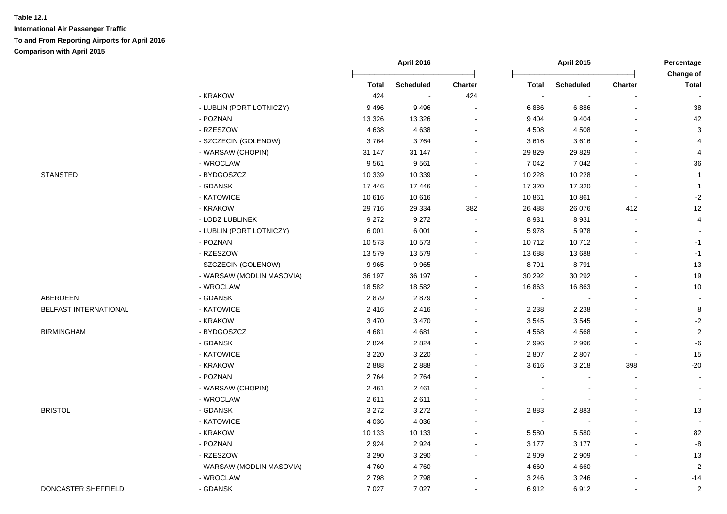**Table 12.1**

**International Air Passenger Traffic**

**To and From Reporting Airports for April 2016**

**Comparison with April 2015**

| | | April 2016 | | | April 2015 | | | Percentage Change of |
|---|---|---|---|---|---|---|---|---|
| | | Total | Scheduled | Charter | Total | Scheduled | Charter | Total |
| | - KRAKOW | 424 | - | 424 | - | - | - | - |
| | - LUBLIN (PORT LOTNICZY) | 9 496 | 9 496 | - | 6 886 | 6 886 | - | 38 |
| | - POZNAN | 13 326 | 13 326 | - | 9 404 | 9 404 | - | 42 |
| | - RZESZOW | 4 638 | 4 638 | - | 4 508 | 4 508 | - | 3 |
| | - SZCZECIN (GOLENOW) | 3 764 | 3 764 | - | 3 616 | 3 616 | - | 4 |
| | - WARSAW (CHOPIN) | 31 147 | 31 147 | - | 29 829 | 29 829 | - | 4 |
| | - WROCLAW | 9 561 | 9 561 | - | 7 042 | 7 042 | - | 36 |
| STANSTED | - BYDGOSZCZ | 10 339 | 10 339 | - | 10 228 | 10 228 | - | 1 |
| | - GDANSK | 17 446 | 17 446 | - | 17 320 | 17 320 | - | 1 |
| | - KATOWICE | 10 616 | 10 616 | - | 10 861 | 10 861 | - | -2 |
| | - KRAKOW | 29 716 | 29 334 | 382 | 26 488 | 26 076 | 412 | 12 |
| | - LODZ LUBLINEK | 9 272 | 9 272 | - | 8 931 | 8 931 | - | 4 |
| | - LUBLIN (PORT LOTNICZY) | 6 001 | 6 001 | - | 5 978 | 5 978 | - | - |
| | - POZNAN | 10 573 | 10 573 | - | 10 712 | 10 712 | - | -1 |
| | - RZESZOW | 13 579 | 13 579 | - | 13 688 | 13 688 | - | -1 |
| | - SZCZECIN (GOLENOW) | 9 965 | 9 965 | - | 8 791 | 8 791 | - | 13 |
| | - WARSAW (MODLIN MASOVIA) | 36 197 | 36 197 | - | 30 292 | 30 292 | - | 19 |
| | - WROCLAW | 18 582 | 18 582 | - | 16 863 | 16 863 | - | 10 |
| ABERDEEN | - GDANSK | 2 879 | 2 879 | - | - | - | - | - |
| BELFAST INTERNATIONAL | - KATOWICE | 2 416 | 2 416 | - | 2 238 | 2 238 | - | 8 |
| | - KRAKOW | 3 470 | 3 470 | - | 3 545 | 3 545 | - | -2 |
| BIRMINGHAM | - BYDGOSZCZ | 4 681 | 4 681 | - | 4 568 | 4 568 | - | 2 |
| | - GDANSK | 2 824 | 2 824 | - | 2 996 | 2 996 | - | -6 |
| | - KATOWICE | 3 220 | 3 220 | - | 2 807 | 2 807 | - | 15 |
| | - KRAKOW | 2 888 | 2 888 | - | 3 616 | 3 218 | 398 | -20 |
| | - POZNAN | 2 764 | 2 764 | - | - | - | - | - |
| | - WARSAW (CHOPIN) | 2 461 | 2 461 | - | - | - | - | - |
| | - WROCLAW | 2 611 | 2 611 | - | - | - | - | - |
| BRISTOL | - GDANSK | 3 272 | 3 272 | - | 2 883 | 2 883 | - | 13 |
| | - KATOWICE | 4 036 | 4 036 | - | - | - | - | - |
| | - KRAKOW | 10 133 | 10 133 | - | 5 580 | 5 580 | - | 82 |
| | - POZNAN | 2 924 | 2 924 | - | 3 177 | 3 177 | - | -8 |
| | - RZESZOW | 3 290 | 3 290 | - | 2 909 | 2 909 | - | 13 |
| | - WARSAW (MODLIN MASOVIA) | 4 760 | 4 760 | - | 4 660 | 4 660 | - | 2 |
| | - WROCLAW | 2 798 | 2 798 | - | 3 246 | 3 246 | - | -14 |
| DONCASTER SHEFFIELD | - GDANSK | 7 027 | 7 027 | - | 6 912 | 6 912 | - | 2 |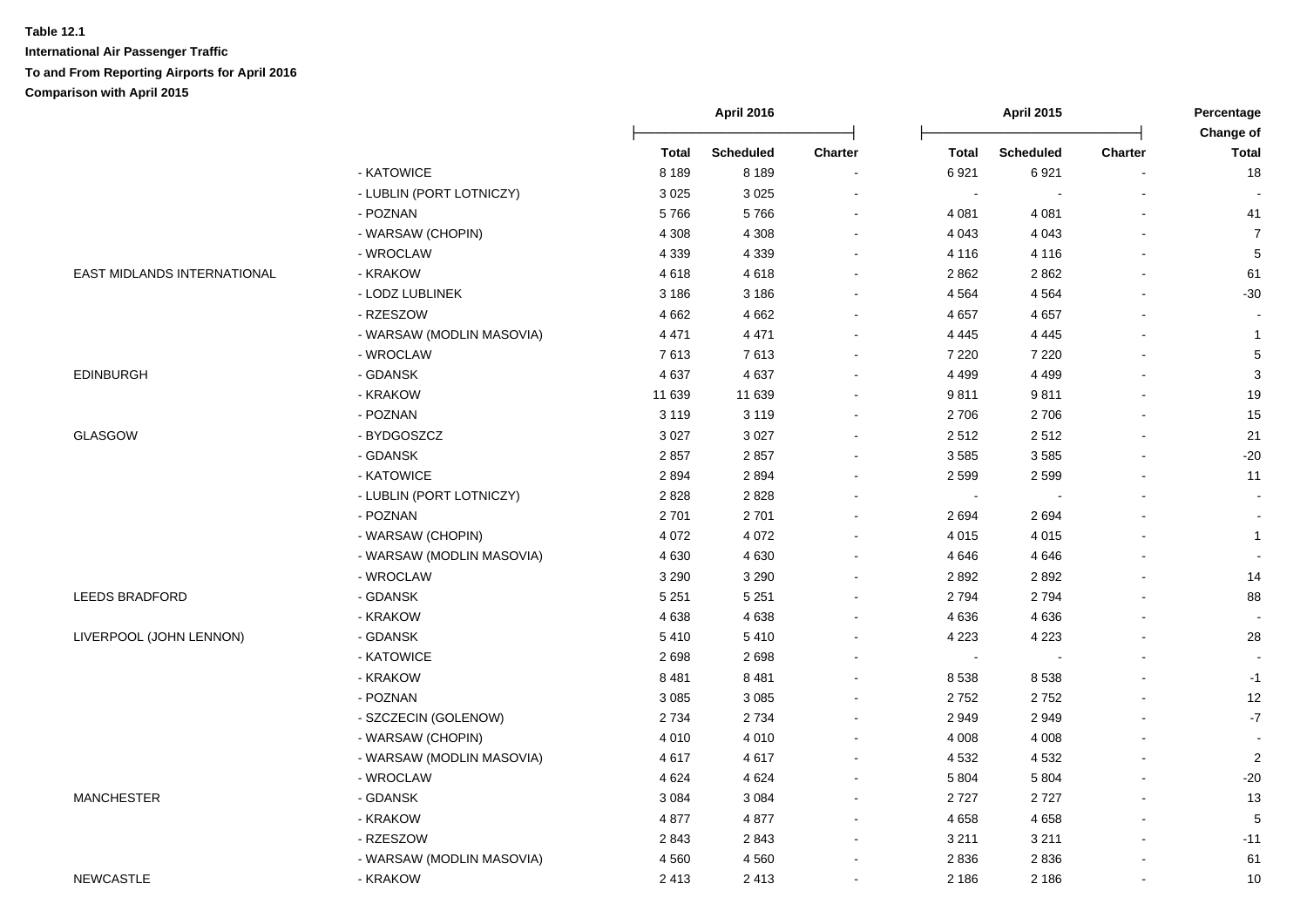**Table 12.1**

**International Air Passenger Traffic**

**To and From Reporting Airports for April 2016**

**Comparison with April 2015**

| | | April 2016 | | | April 2015 | | | Percentage Change of |
|---|---|---|---|---|---|---|---|---|
| | | Total | Scheduled | Charter | Total | Scheduled | Charter | Total |
| | - KATOWICE | 8 189 | 8 189 | - | 6 921 | 6 921 | - | 18 |
| | - LUBLIN (PORT LOTNICZY) | 3 025 | 3 025 | - | - | - | - | - |
| | - POZNAN | 5 766 | 5 766 | - | 4 081 | 4 081 | - | 41 |
| | - WARSAW (CHOPIN) | 4 308 | 4 308 | - | 4 043 | 4 043 | - | 7 |
| | - WROCLAW | 4 339 | 4 339 | - | 4 116 | 4 116 | - | 5 |
| EAST MIDLANDS INTERNATIONAL | - KRAKOW | 4 618 | 4 618 | - | 2 862 | 2 862 | - | 61 |
| | - LODZ LUBLINEK | 3 186 | 3 186 | - | 4 564 | 4 564 | - | -30 |
| | - RZESZOW | 4 662 | 4 662 | - | 4 657 | 4 657 | - | - |
| | - WARSAW (MODLIN MASOVIA) | 4 471 | 4 471 | - | 4 445 | 4 445 | - | 1 |
| | - WROCLAW | 7 613 | 7 613 | - | 7 220 | 7 220 | - | 5 |
| EDINBURGH | - GDANSK | 4 637 | 4 637 | - | 4 499 | 4 499 | - | 3 |
| | - KRAKOW | 11 639 | 11 639 | - | 9 811 | 9 811 | - | 19 |
| | - POZNAN | 3 119 | 3 119 | - | 2 706 | 2 706 | - | 15 |
| GLASGOW | - BYDGOSZCZ | 3 027 | 3 027 | - | 2 512 | 2 512 | - | 21 |
| | - GDANSK | 2 857 | 2 857 | - | 3 585 | 3 585 | - | -20 |
| | - KATOWICE | 2 894 | 2 894 | - | 2 599 | 2 599 | - | 11 |
| | - LUBLIN (PORT LOTNICZY) | 2 828 | 2 828 | - | - | - | - | - |
| | - POZNAN | 2 701 | 2 701 | - | 2 694 | 2 694 | - | - |
| | - WARSAW (CHOPIN) | 4 072 | 4 072 | - | 4 015 | 4 015 | - | 1 |
| | - WARSAW (MODLIN MASOVIA) | 4 630 | 4 630 | - | 4 646 | 4 646 | - | - |
| | - WROCLAW | 3 290 | 3 290 | - | 2 892 | 2 892 | - | 14 |
| LEEDS BRADFORD | - GDANSK | 5 251 | 5 251 | - | 2 794 | 2 794 | - | 88 |
| | - KRAKOW | 4 638 | 4 638 | - | 4 636 | 4 636 | - | - |
| LIVERPOOL (JOHN LENNON) | - GDANSK | 5 410 | 5 410 | - | 4 223 | 4 223 | - | 28 |
| | - KATOWICE | 2 698 | 2 698 | - | - | - | - | - |
| | - KRAKOW | 8 481 | 8 481 | - | 8 538 | 8 538 | - | -1 |
| | - POZNAN | 3 085 | 3 085 | - | 2 752 | 2 752 | - | 12 |
| | - SZCZECIN (GOLENOW) | 2 734 | 2 734 | - | 2 949 | 2 949 | - | -7 |
| | - WARSAW (CHOPIN) | 4 010 | 4 010 | - | 4 008 | 4 008 | - | - |
| | - WARSAW (MODLIN MASOVIA) | 4 617 | 4 617 | - | 4 532 | 4 532 | - | 2 |
| | - WROCLAW | 4 624 | 4 624 | - | 5 804 | 5 804 | - | -20 |
| MANCHESTER | - GDANSK | 3 084 | 3 084 | - | 2 727 | 2 727 | - | 13 |
| | - KRAKOW | 4 877 | 4 877 | - | 4 658 | 4 658 | - | 5 |
| | - RZESZOW | 2 843 | 2 843 | - | 3 211 | 3 211 | - | -11 |
| | - WARSAW (MODLIN MASOVIA) | 4 560 | 4 560 | - | 2 836 | 2 836 | - | 61 |
| NEWCASTLE | - KRAKOW | 2 413 | 2 413 | - | 2 186 | 2 186 | - | 10 |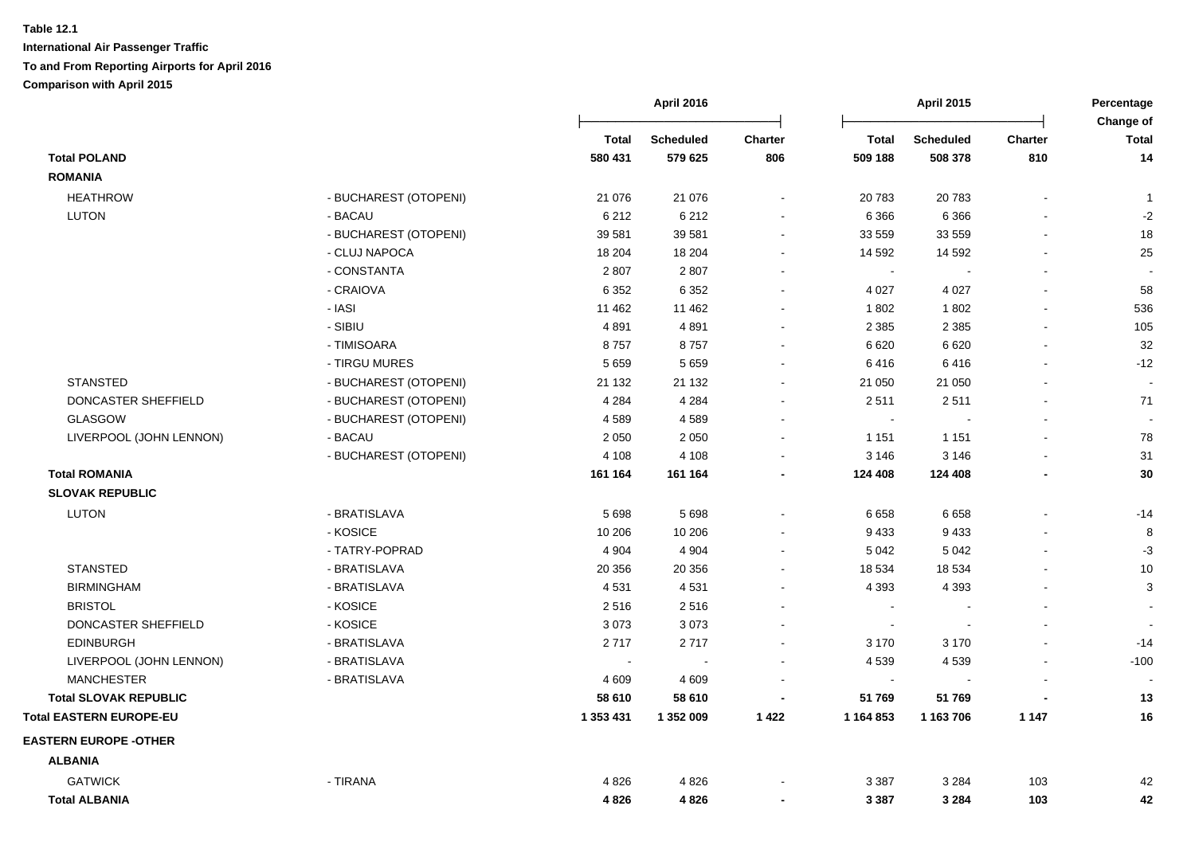**Table 12.1**

**International Air Passenger Traffic**

**To and From Reporting Airports for April 2016**

**Comparison with April 2015**

| | | April 2016 | | | April 2015 | | | Percentage Change of |
|---|---|---|---|---|---|---|---|---|
| | | Total | Scheduled | Charter | Total | Scheduled | Charter | Total |
| **Total POLAND** | | **580 431** | **579 625** | **806** | **509 188** | **508 378** | **810** | **14** |
| **ROMANIA** | | | | | | | | |
| HEATHROW | - BUCHAREST (OTOPENI) | 21 076 | 21 076 | - | 20 783 | 20 783 | - | 1 |
| LUTON | - BACAU | 6 212 | 6 212 | - | 6 366 | 6 366 | - | -2 |
| | - BUCHAREST (OTOPENI) | 39 581 | 39 581 | - | 33 559 | 33 559 | - | 18 |
| | - CLUJ NAPOCA | 18 204 | 18 204 | - | 14 592 | 14 592 | - | 25 |
| | - CONSTANTA | 2 807 | 2 807 | - | - | - | - | - |
| | - CRAIOVA | 6 352 | 6 352 | - | 4 027 | 4 027 | - | 58 |
| | - IASI | 11 462 | 11 462 | - | 1 802 | 1 802 | - | 536 |
| | - SIBIU | 4 891 | 4 891 | - | 2 385 | 2 385 | - | 105 |
| | - TIMISOARA | 8 757 | 8 757 | - | 6 620 | 6 620 | - | 32 |
| | - TIRGU MURES | 5 659 | 5 659 | - | 6 416 | 6 416 | - | -12 |
| STANSTED | - BUCHAREST (OTOPENI) | 21 132 | 21 132 | - | 21 050 | 21 050 | - | - |
| DONCASTER SHEFFIELD | - BUCHAREST (OTOPENI) | 4 284 | 4 284 | - | 2 511 | 2 511 | - | 71 |
| GLASGOW | - BUCHAREST (OTOPENI) | 4 589 | 4 589 | - | - | - | - | - |
| LIVERPOOL (JOHN LENNON) | - BACAU | 2 050 | 2 050 | - | 1 151 | 1 151 | - | 78 |
| | - BUCHAREST (OTOPENI) | 4 108 | 4 108 | - | 3 146 | 3 146 | - | 31 |
| **Total ROMANIA** | | **161 164** | **161 164** | **-** | **124 408** | **124 408** | **-** | **30** |
| **SLOVAK REPUBLIC** | | | | | | | | |
| LUTON | - BRATISLAVA | 5 698 | 5 698 | - | 6 658 | 6 658 | - | -14 |
| | - KOSICE | 10 206 | 10 206 | - | 9 433 | 9 433 | - | 8 |
| | - TATRY-POPRAD | 4 904 | 4 904 | - | 5 042 | 5 042 | - | -3 |
| STANSTED | - BRATISLAVA | 20 356 | 20 356 | - | 18 534 | 18 534 | - | 10 |
| BIRMINGHAM | - BRATISLAVA | 4 531 | 4 531 | - | 4 393 | 4 393 | - | 3 |
| BRISTOL | - KOSICE | 2 516 | 2 516 | - | - | - | - | - |
| DONCASTER SHEFFIELD | - KOSICE | 3 073 | 3 073 | - | - | - | - | - |
| EDINBURGH | - BRATISLAVA | 2 717 | 2 717 | - | 3 170 | 3 170 | - | -14 |
| LIVERPOOL (JOHN LENNON) | - BRATISLAVA | - | - | - | 4 539 | 4 539 | - | -100 |
| MANCHESTER | - BRATISLAVA | 4 609 | 4 609 | - | - | - | - | - |
| **Total SLOVAK REPUBLIC** | | **58 610** | **58 610** | **-** | **51 769** | **51 769** | **-** | **13** |
| **Total EASTERN EUROPE-EU** | | **1 353 431** | **1 352 009** | **1 422** | **1 164 853** | **1 163 706** | **1 147** | **16** |
| **EASTERN EUROPE -OTHER** | | | | | | | | |
| **ALBANIA** | | | | | | | | |
| GATWICK | - TIRANA | 4 826 | 4 826 | - | 3 387 | 3 284 | 103 | 42 |
| **Total ALBANIA** | | **4 826** | **4 826** | **-** | **3 387** | **3 284** | **103** | **42** |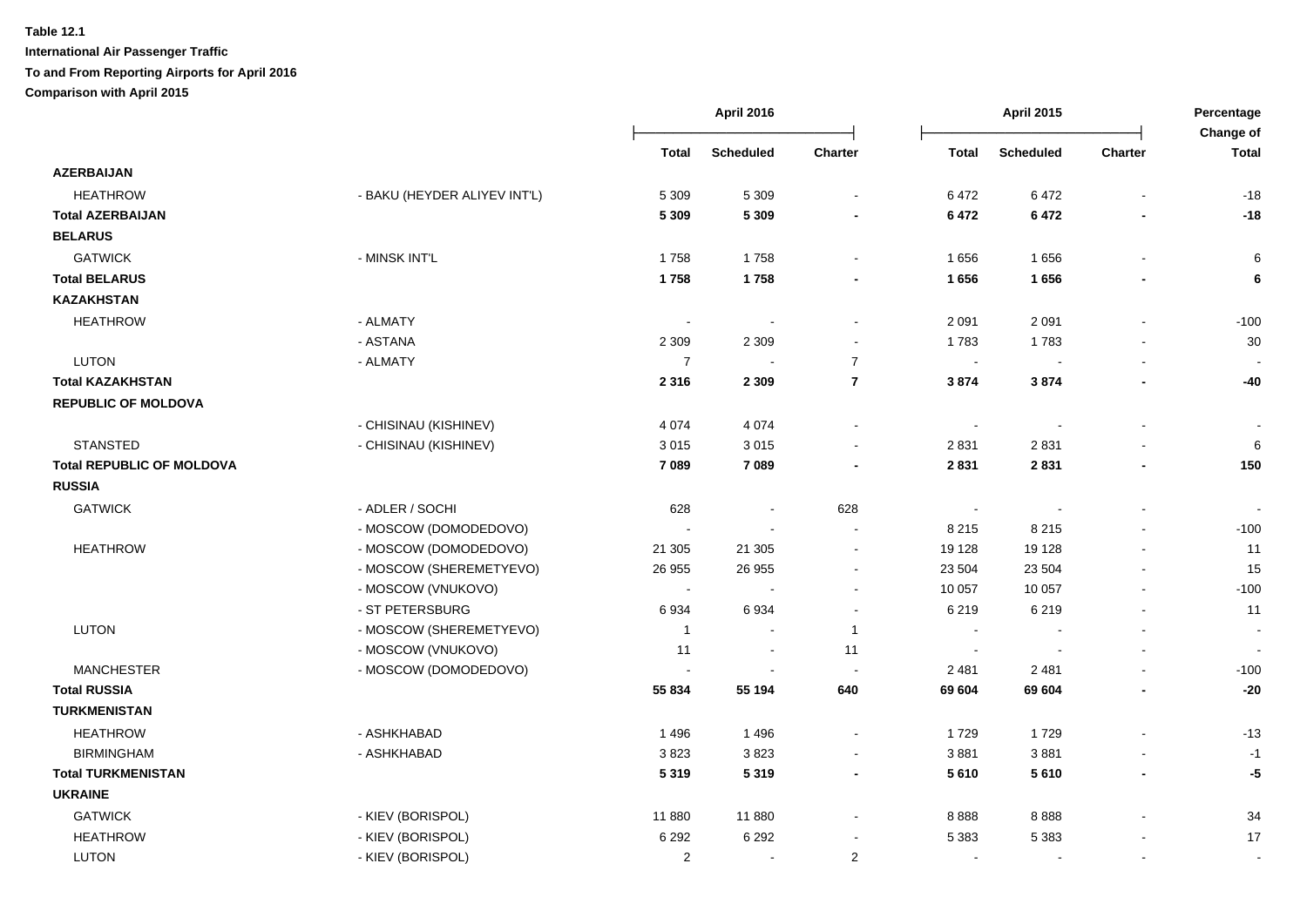**Table 12.1**

**International Air Passenger Traffic**

**To and From Reporting Airports for April 2016**

**Comparison with April 2015**

| | | April 2016 | | | April 2015 | | | Percentage Change of |
|---|---|---|---|---|---|---|---|---|
| | | **Total** | **Scheduled** | **Charter** | **Total** | **Scheduled** | **Charter** | **Total** |
| **AZERBAIJAN** | | | | | | | | |
| HEATHROW | - BAKU (HEYDER ALIYEV INT'L) | 5 309 | 5 309 | - | 6 472 | 6 472 | - | -18 |
| **Total AZERBAIJAN** | | **5 309** | **5 309** | **-** | **6 472** | **6 472** | **-** | **-18** |
| **BELARUS** | | | | | | | | |
| GATWICK | - MINSK INT'L | 1 758 | 1 758 | - | 1 656 | 1 656 | - | 6 |
| **Total BELARUS** | | **1 758** | **1 758** | **-** | **1 656** | **1 656** | **-** | **6** |
| **KAZAKHSTAN** | | | | | | | | |
| HEATHROW | - ALMATY | - | - | - | 2 091 | 2 091 | - | -100 |
| | - ASTANA | 2 309 | 2 309 | - | 1 783 | 1 783 | - | 30 |
| LUTON | - ALMATY | 7 | - | 7 | - | - | - | - |
| **Total KAZAKHSTAN** | | **2 316** | **2 309** | **7** | **3 874** | **3 874** | **-** | **-40** |
| **REPUBLIC OF MOLDOVA** | | | | | | | | |
| | - CHISINAU (KISHINEV) | 4 074 | 4 074 | - | - | - | - | - |
| STANSTED | - CHISINAU (KISHINEV) | 3 015 | 3 015 | - | 2 831 | 2 831 | - | 6 |
| **Total REPUBLIC OF MOLDOVA** | | **7 089** | **7 089** | **-** | **2 831** | **2 831** | **-** | **150** |
| **RUSSIA** | | | | | | | | |
| GATWICK | - ADLER / SOCHI | 628 | - | 628 | - | - | - | - |
| | - MOSCOW (DOMODEDOVO) | - | - | - | 8 215 | 8 215 | - | -100 |
| HEATHROW | - MOSCOW (DOMODEDOVO) | 21 305 | 21 305 | - | 19 128 | 19 128 | - | 11 |
| | - MOSCOW (SHEREMETYEVO) | 26 955 | 26 955 | - | 23 504 | 23 504 | - | 15 |
| | - MOSCOW (VNUKOVO) | - | - | - | 10 057 | 10 057 | - | -100 |
| | - ST PETERSBURG | 6 934 | 6 934 | - | 6 219 | 6 219 | - | 11 |
| LUTON | - MOSCOW (SHEREMETYEVO) | 1 | - | 1 | - | - | - | - |
| | - MOSCOW (VNUKOVO) | 11 | - | 11 | - | - | - | - |
| MANCHESTER | - MOSCOW (DOMODEDOVO) | - | - | - | 2 481 | 2 481 | - | -100 |
| **Total RUSSIA** | | **55 834** | **55 194** | **640** | **69 604** | **69 604** | **-** | **-20** |
| **TURKMENISTAN** | | | | | | | | |
| HEATHROW | - ASHKHABAD | 1 496 | 1 496 | - | 1 729 | 1 729 | - | -13 |
| BIRMINGHAM | - ASHKHABAD | 3 823 | 3 823 | - | 3 881 | 3 881 | - | -1 |
| **Total TURKMENISTAN** | | **5 319** | **5 319** | **-** | **5 610** | **5 610** | **-** | **-5** |
| **UKRAINE** | | | | | | | | |
| GATWICK | - KIEV (BORISPOL) | 11 880 | 11 880 | - | 8 888 | 8 888 | - | 34 |
| HEATHROW | - KIEV (BORISPOL) | 6 292 | 6 292 | - | 5 383 | 5 383 | - | 17 |
| LUTON | - KIEV (BORISPOL) | 2 | - | 2 | - | - | - | - |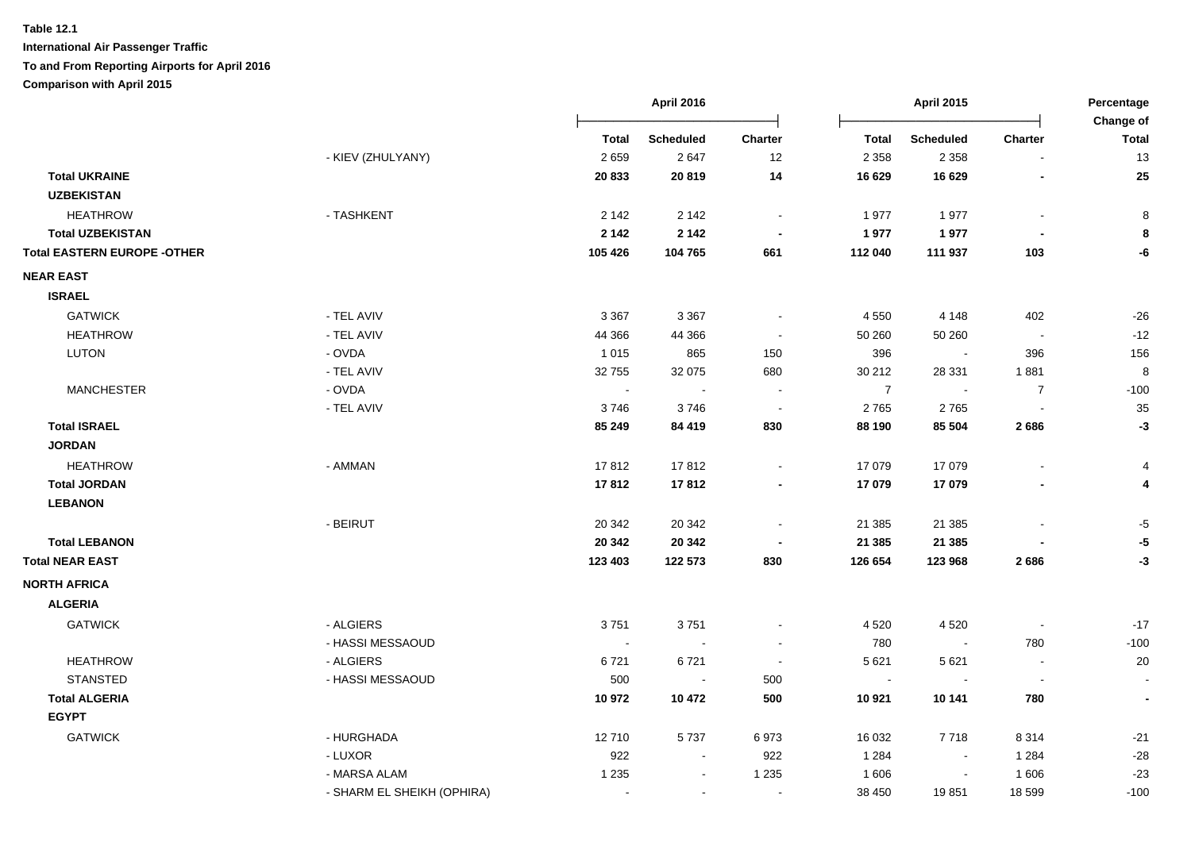**Table 12.1**

**International Air Passenger Traffic**

**To and From Reporting Airports for April 2016**

**Comparison with April 2015**

| | | April 2016 | | | April 2015 | | | Percentage Change of |
|---|---|---|---|---|---|---|---|---|
| | | Total | Scheduled | Charter | Total | Scheduled | Charter | Total |
| | - KIEV (ZHULYANY) | 2 659 | 2 647 | 12 | 2 358 | 2 358 | - | 13 |
| **Total UKRAINE** | | **20 833** | **20 819** | **14** | **16 629** | **16 629** | **-** | **25** |
| **UZBEKISTAN** | | | | | | | | |
| HEATHROW | - TASHKENT | 2 142 | 2 142 | - | 1 977 | 1 977 | - | 8 |
| **Total UZBEKISTAN** | | **2 142** | **2 142** | **-** | **1 977** | **1 977** | **-** | **8** |
| **Total EASTERN EUROPE -OTHER** | | **105 426** | **104 765** | **661** | **112 040** | **111 937** | **103** | **-6** |
| **NEAR EAST** | | | | | | | | |
| **ISRAEL** | | | | | | | | |
| GATWICK | - TEL AVIV | 3 367 | 3 367 | - | 4 550 | 4 148 | 402 | -26 |
| HEATHROW | - TEL AVIV | 44 366 | 44 366 | - | 50 260 | 50 260 | - | -12 |
| LUTON | - OVDA | 1 015 | 865 | 150 | 396 | - | 396 | 156 |
| | - TEL AVIV | 32 755 | 32 075 | 680 | 30 212 | 28 331 | 1 881 | 8 |
| MANCHESTER | - OVDA | - | - | - | 7 | - | 7 | -100 |
| | - TEL AVIV | 3 746 | 3 746 | - | 2 765 | 2 765 | - | 35 |
| **Total ISRAEL** | | **85 249** | **84 419** | **830** | **88 190** | **85 504** | **2 686** | **-3** |
| **JORDAN** | | | | | | | | |
| HEATHROW | - AMMAN | 17 812 | 17 812 | - | 17 079 | 17 079 | - | 4 |
| **Total JORDAN** | | **17 812** | **17 812** | **-** | **17 079** | **17 079** | **-** | **4** |
| **LEBANON** | | | | | | | | |
| | - BEIRUT | 20 342 | 20 342 | - | 21 385 | 21 385 | - | -5 |
| **Total LEBANON** | | **20 342** | **20 342** | **-** | **21 385** | **21 385** | **-** | **-5** |
| **Total NEAR EAST** | | **123 403** | **122 573** | **830** | **126 654** | **123 968** | **2 686** | **-3** |
| **NORTH AFRICA** | | | | | | | | |
| **ALGERIA** | | | | | | | | |
| GATWICK | - ALGIERS | 3 751 | 3 751 | - | 4 520 | 4 520 | - | -17 |
| | - HASSI MESSAOUD | - | - | - | 780 | - | 780 | -100 |
| HEATHROW | - ALGIERS | 6 721 | 6 721 | - | 5 621 | 5 621 | - | 20 |
| STANSTED | - HASSI MESSAOUD | 500 | - | 500 | - | - | - | - |
| **Total ALGERIA** | | **10 972** | **10 472** | **500** | **10 921** | **10 141** | **780** | **-** |
| **EGYPT** | | | | | | | | |
| GATWICK | - HURGHADA | 12 710 | 5 737 | 6 973 | 16 032 | 7 718 | 8 314 | -21 |
| | - LUXOR | 922 | - | 922 | 1 284 | - | 1 284 | -28 |
| | - MARSA ALAM | 1 235 | - | 1 235 | 1 606 | - | 1 606 | -23 |
| | - SHARM EL SHEIKH (OPHIRA) | - | - | - | 38 450 | 19 851 | 18 599 | -100 |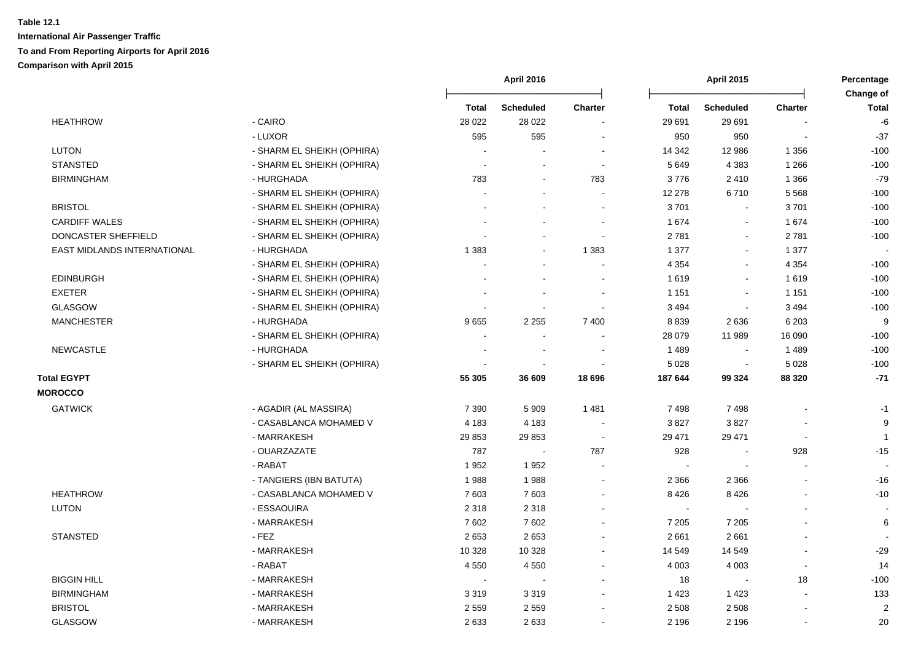**Table 12.1**

**International Air Passenger Traffic**

**To and From Reporting Airports for April 2016**

**Comparison with April 2015**

| | | April 2016 | | | April 2015 | | | Percentage Change of |
|---|---|---|---|---|---|---|---|---|
| | | Total | Scheduled | Charter | Total | Scheduled | Charter | Total |
| HEATHROW | - CAIRO | 28 022 | 28 022 | - | 29 691 | 29 691 | - | -6 |
| | - LUXOR | 595 | 595 | - | 950 | 950 | - | -37 |
| LUTON | - SHARM EL SHEIKH (OPHIRA) | - | - | - | 14 342 | 12 986 | 1 356 | -100 |
| STANSTED | - SHARM EL SHEIKH (OPHIRA) | - | - | - | 5 649 | 4 383 | 1 266 | -100 |
| BIRMINGHAM | - HURGHADA | 783 | - | 783 | 3 776 | 2 410 | 1 366 | -79 |
| | - SHARM EL SHEIKH (OPHIRA) | - | - | - | 12 278 | 6 710 | 5 568 | -100 |
| BRISTOL | - SHARM EL SHEIKH (OPHIRA) | - | - | - | 3 701 | - | 3 701 | -100 |
| CARDIFF WALES | - SHARM EL SHEIKH (OPHIRA) | - | - | - | 1 674 | - | 1 674 | -100 |
| DONCASTER SHEFFIELD | - SHARM EL SHEIKH (OPHIRA) | - | - | - | 2 781 | - | 2 781 | -100 |
| EAST MIDLANDS INTERNATIONAL | - HURGHADA | 1 383 | - | 1 383 | 1 377 | - | 1 377 | - |
| | - SHARM EL SHEIKH (OPHIRA) | - | - | - | 4 354 | - | 4 354 | -100 |
| EDINBURGH | - SHARM EL SHEIKH (OPHIRA) | - | - | - | 1 619 | - | 1 619 | -100 |
| EXETER | - SHARM EL SHEIKH (OPHIRA) | - | - | - | 1 151 | - | 1 151 | -100 |
| GLASGOW | - SHARM EL SHEIKH (OPHIRA) | - | - | - | 3 494 | - | 3 494 | -100 |
| MANCHESTER | - HURGHADA | 9 655 | 2 255 | 7 400 | 8 839 | 2 636 | 6 203 | 9 |
| | - SHARM EL SHEIKH (OPHIRA) | - | - | - | 28 079 | 11 989 | 16 090 | -100 |
| NEWCASTLE | - HURGHADA | - | - | - | 1 489 | - | 1 489 | -100 |
| | - SHARM EL SHEIKH (OPHIRA) | - | - | - | 5 028 | - | 5 028 | -100 |
| **Total EGYPT** | | **55 305** | **36 609** | **18 696** | **187 644** | **99 324** | **88 320** | **-71** |
| **MOROCCO** | | | | | | | | |
| GATWICK | - AGADIR (AL MASSIRA) | 7 390 | 5 909 | 1 481 | 7 498 | 7 498 | - | -1 |
| | - CASABLANCA MOHAMED V | 4 183 | 4 183 | - | 3 827 | 3 827 | - | 9 |
| | - MARRAKESH | 29 853 | 29 853 | - | 29 471 | 29 471 | - | 1 |
| | - OUARZAZATE | 787 | - | 787 | 928 | - | 928 | -15 |
| | - RABAT | 1 952 | 1 952 | - | - | - | - | - |
| | - TANGIERS (IBN BATUTA) | 1 988 | 1 988 | - | 2 366 | 2 366 | - | -16 |
| HEATHROW | - CASABLANCA MOHAMED V | 7 603 | 7 603 | - | 8 426 | 8 426 | - | -10 |
| LUTON | - ESSAOUIRA | 2 318 | 2 318 | - | - | - | - | - |
| | - MARRAKESH | 7 602 | 7 602 | - | 7 205 | 7 205 | - | 6 |
| STANSTED | - FEZ | 2 653 | 2 653 | - | 2 661 | 2 661 | - | - |
| | - MARRAKESH | 10 328 | 10 328 | - | 14 549 | 14 549 | - | -29 |
| | - RABAT | 4 550 | 4 550 | - | 4 003 | 4 003 | - | 14 |
| BIGGIN HILL | - MARRAKESH | - | - | - | 18 | - | 18 | -100 |
| BIRMINGHAM | - MARRAKESH | 3 319 | 3 319 | - | 1 423 | 1 423 | - | 133 |
| BRISTOL | - MARRAKESH | 2 559 | 2 559 | - | 2 508 | 2 508 | - | 2 |
| GLASGOW | - MARRAKESH | 2 633 | 2 633 | - | 2 196 | 2 196 | - | 20 |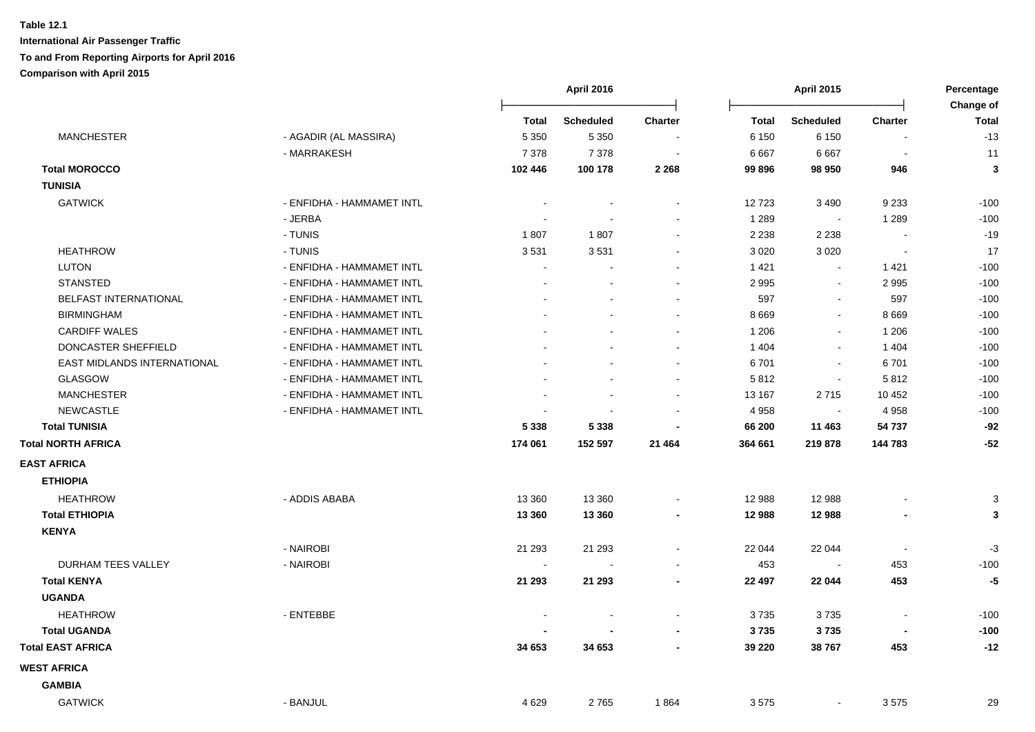**Table 12.1**

**International Air Passenger Traffic**

**To and From Reporting Airports for April 2016**

**Comparison with April 2015**

| | | April 2016 | | | April 2015 | | | Percentage Change of |
|---|---|---|---|---|---|---|---|---|
| | | Total | Scheduled | Charter | Total | Scheduled | Charter | Total |
| MANCHESTER | - AGADIR (AL MASSIRA) | 5 350 | 5 350 | - | 6 150 | 6 150 | - | -13 |
| | - MARRAKESH | 7 378 | 7 378 | - | 6 667 | 6 667 | - | 11 |
| **Total MOROCCO** | | **102 446** | **100 178** | **2 268** | **99 896** | **98 950** | **946** | **3** |
| **TUNISIA** | | | | | | | | |
| GATWICK | - ENFIDHA - HAMMAMET INTL | - | - | - | 12 723 | 3 490 | 9 233 | -100 |
| | - JERBA | - | - | - | 1 289 | - | 1 289 | -100 |
| | - TUNIS | 1 807 | 1 807 | - | 2 238 | 2 238 | - | -19 |
| HEATHROW | - TUNIS | 3 531 | 3 531 | - | 3 020 | 3 020 | - | 17 |
| LUTON | - ENFIDHA - HAMMAMET INTL | - | - | - | 1 421 | - | 1 421 | -100 |
| STANSTED | - ENFIDHA - HAMMAMET INTL | - | - | - | 2 995 | - | 2 995 | -100 |
| BELFAST INTERNATIONAL | - ENFIDHA - HAMMAMET INTL | - | - | - | 597 | - | 597 | -100 |
| BIRMINGHAM | - ENFIDHA - HAMMAMET INTL | - | - | - | 8 669 | - | 8 669 | -100 |
| CARDIFF WALES | - ENFIDHA - HAMMAMET INTL | - | - | - | 1 206 | - | 1 206 | -100 |
| DONCASTER SHEFFIELD | - ENFIDHA - HAMMAMET INTL | - | - | - | 1 404 | - | 1 404 | -100 |
| EAST MIDLANDS INTERNATIONAL | - ENFIDHA - HAMMAMET INTL | - | - | - | 6 701 | - | 6 701 | -100 |
| GLASGOW | - ENFIDHA - HAMMAMET INTL | - | - | - | 5 812 | - | 5 812 | -100 |
| MANCHESTER | - ENFIDHA - HAMMAMET INTL | - | - | - | 13 167 | 2 715 | 10 452 | -100 |
| NEWCASTLE | - ENFIDHA - HAMMAMET INTL | - | - | - | 4 958 | - | 4 958 | -100 |
| **Total TUNISIA** | | **5 338** | **5 338** | **-** | **66 200** | **11 463** | **54 737** | **-92** |
| **Total NORTH AFRICA** | | **174 061** | **152 597** | **21 464** | **364 661** | **219 878** | **144 783** | **-52** |
| **EAST AFRICA** | | | | | | | | |
| **ETHIOPIA** | | | | | | | | |
| HEATHROW | - ADDIS ABABA | 13 360 | 13 360 | - | 12 988 | 12 988 | - | 3 |
| **Total ETHIOPIA** | | **13 360** | **13 360** | **-** | **12 988** | **12 988** | **-** | **3** |
| **KENYA** | | | | | | | | |
| | - NAIROBI | 21 293 | 21 293 | - | 22 044 | 22 044 | - | -3 |
| DURHAM TEES VALLEY | - NAIROBI | - | - | - | 453 | - | 453 | -100 |
| **Total KENYA** | | **21 293** | **21 293** | **-** | **22 497** | **22 044** | **453** | **-5** |
| **UGANDA** | | | | | | | | |
| HEATHROW | - ENTEBBE | - | - | - | 3 735 | 3 735 | - | -100 |
| **Total UGANDA** | | **-** | **-** | **-** | **3 735** | **3 735** | **-** | **-100** |
| **Total EAST AFRICA** | | **34 653** | **34 653** | **-** | **39 220** | **38 767** | **453** | **-12** |
| **WEST AFRICA** | | | | | | | | |
| **GAMBIA** | | | | | | | | |
| GATWICK | - BANJUL | 4 629 | 2 765 | 1 864 | 3 575 | - | 3 575 | 29 |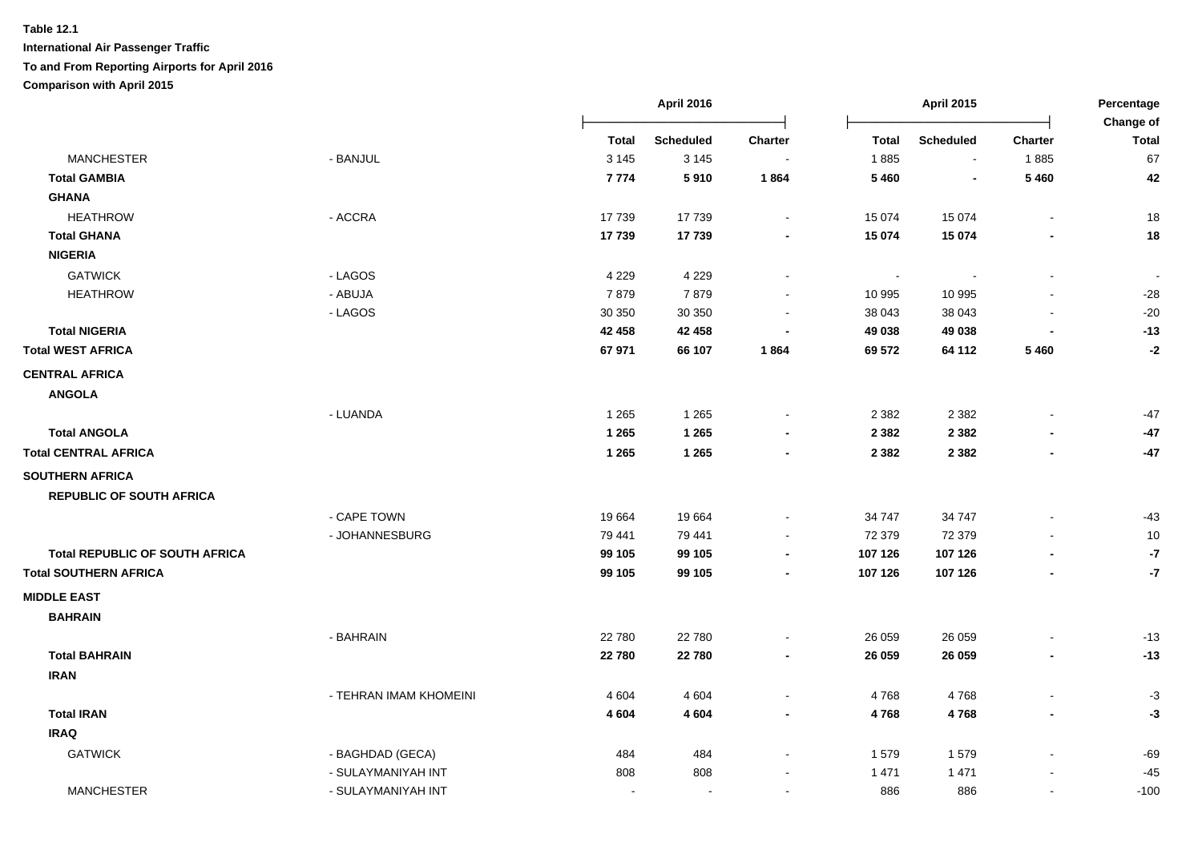**Table 12.1**

**International Air Passenger Traffic**

**To and From Reporting Airports for April 2016**

**Comparison with April 2015**

| | | April 2016 | | | April 2015 | | | Percentage Change of |
|---|---|---|---|---|---|---|---|---|
| | | Total | Scheduled | Charter | Total | Scheduled | Charter | Total |
| MANCHESTER | - BANJUL | 3 145 | 3 145 | - | 1 885 | - | 1 885 | 67 |
| **Total GAMBIA** | | **7 774** | **5 910** | **1 864** | **5 460** | **-** | **5 460** | **42** |
| **GHANA** | | | | | | | | |
| HEATHROW | - ACCRA | 17 739 | 17 739 | - | 15 074 | 15 074 | - | 18 |
| **Total GHANA** | | **17 739** | **17 739** | **-** | **15 074** | **15 074** | **-** | **18** |
| **NIGERIA** | | | | | | | | |
| GATWICK | - LAGOS | 4 229 | 4 229 | - | - | - | - | - |
| HEATHROW | - ABUJA | 7 879 | 7 879 | - | 10 995 | 10 995 | - | -28 |
| | - LAGOS | 30 350 | 30 350 | - | 38 043 | 38 043 | - | -20 |
| **Total NIGERIA** | | **42 458** | **42 458** | **-** | **49 038** | **49 038** | **-** | **-13** |
| **Total WEST AFRICA** | | **67 971** | **66 107** | **1 864** | **69 572** | **64 112** | **5 460** | **-2** |
| **CENTRAL AFRICA** | | | | | | | | |
| **ANGOLA** | | | | | | | | |
| | - LUANDA | 1 265 | 1 265 | - | 2 382 | 2 382 | - | -47 |
| **Total ANGOLA** | | **1 265** | **1 265** | **-** | **2 382** | **2 382** | **-** | **-47** |
| **Total CENTRAL AFRICA** | | **1 265** | **1 265** | **-** | **2 382** | **2 382** | **-** | **-47** |
| **SOUTHERN AFRICA** | | | | | | | | |
| **REPUBLIC OF SOUTH AFRICA** | | | | | | | | |
| | - CAPE TOWN | 19 664 | 19 664 | - | 34 747 | 34 747 | - | -43 |
| | - JOHANNESBURG | 79 441 | 79 441 | - | 72 379 | 72 379 | - | 10 |
| **Total REPUBLIC OF SOUTH AFRICA** | | **99 105** | **99 105** | **-** | **107 126** | **107 126** | **-** | **-7** |
| **Total SOUTHERN AFRICA** | | **99 105** | **99 105** | **-** | **107 126** | **107 126** | **-** | **-7** |
| **MIDDLE EAST** | | | | | | | | |
| **BAHRAIN** | | | | | | | | |
| | - BAHRAIN | 22 780 | 22 780 | - | 26 059 | 26 059 | - | -13 |
| **Total BAHRAIN** | | **22 780** | **22 780** | **-** | **26 059** | **26 059** | **-** | **-13** |
| **IRAN** | | | | | | | | |
| | - TEHRAN IMAM KHOMEINI | 4 604 | 4 604 | - | 4 768 | 4 768 | - | -3 |
| **Total IRAN** | | **4 604** | **4 604** | **-** | **4 768** | **4 768** | **-** | **-3** |
| **IRAQ** | | | | | | | | |
| GATWICK | - BAGHDAD (GECA) | 484 | 484 | - | 1 579 | 1 579 | - | -69 |
| | - SULAYMANIYAH INT | 808 | 808 | - | 1 471 | 1 471 | - | -45 |
| MANCHESTER | - SULAYMANIYAH INT | - | - | - | 886 | 886 | - | -100 |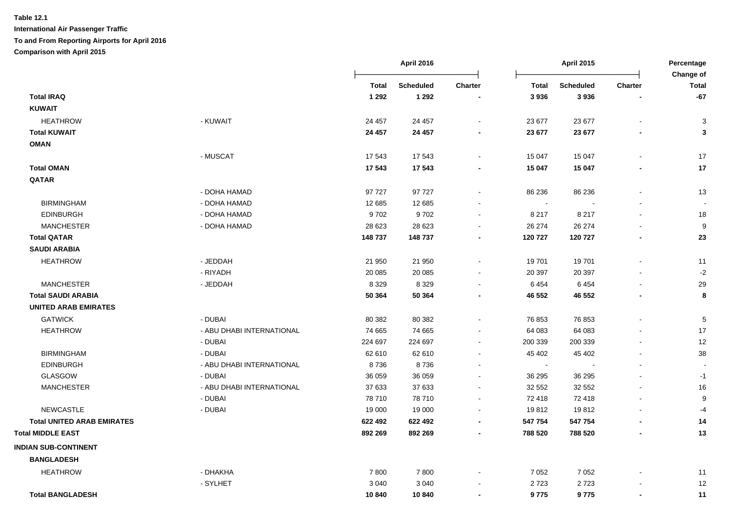**Table 12.1**

**International Air Passenger Traffic**

**To and From Reporting Airports for April 2016**

**Comparison with April 2015**

| | | April 2016 | | | April 2015 | | | Percentage Change of |
|---|---|---|---|---|---|---|---|---|
| | | Total | Scheduled | Charter | Total | Scheduled | Charter | Total |
| **Total IRAQ** | | **1 292** | **1 292** | **-** | **3 936** | **3 936** | **-** | **-67** |
| **KUWAIT** | | | | | | | | |
| HEATHROW | - KUWAIT | 24 457 | 24 457 | - | 23 677 | 23 677 | - | 3 |
| **Total KUWAIT** | | **24 457** | **24 457** | **-** | **23 677** | **23 677** | **-** | **3** |
| **OMAN** | | | | | | | | |
| | - MUSCAT | 17 543 | 17 543 | - | 15 047 | 15 047 | - | 17 |
| **Total OMAN** | | **17 543** | **17 543** | **-** | **15 047** | **15 047** | **-** | **17** |
| **QATAR** | | | | | | | | |
| | - DOHA HAMAD | 97 727 | 97 727 | - | 86 236 | 86 236 | - | 13 |
| BIRMINGHAM | - DOHA HAMAD | 12 685 | 12 685 | - | - | - | - | - |
| EDINBURGH | - DOHA HAMAD | 9 702 | 9 702 | - | 8 217 | 8 217 | - | 18 |
| MANCHESTER | - DOHA HAMAD | 28 623 | 28 623 | - | 26 274 | 26 274 | - | 9 |
| **Total QATAR** | | **148 737** | **148 737** | **-** | **120 727** | **120 727** | **-** | **23** |
| **SAUDI ARABIA** | | | | | | | | |
| HEATHROW | - JEDDAH | 21 950 | 21 950 | - | 19 701 | 19 701 | - | 11 |
| | - RIYADH | 20 085 | 20 085 | - | 20 397 | 20 397 | - | -2 |
| MANCHESTER | - JEDDAH | 8 329 | 8 329 | - | 6 454 | 6 454 | - | 29 |
| **Total SAUDI ARABIA** | | **50 364** | **50 364** | **-** | **46 552** | **46 552** | **-** | **8** |
| **UNITED ARAB EMIRATES** | | | | | | | | |
| GATWICK | - DUBAI | 80 382 | 80 382 | - | 76 853 | 76 853 | - | 5 |
| HEATHROW | - ABU DHABI INTERNATIONAL | 74 665 | 74 665 | - | 64 083 | 64 083 | - | 17 |
| | - DUBAI | 224 697 | 224 697 | - | 200 339 | 200 339 | - | 12 |
| BIRMINGHAM | - DUBAI | 62 610 | 62 610 | - | 45 402 | 45 402 | - | 38 |
| EDINBURGH | - ABU DHABI INTERNATIONAL | 8 736 | 8 736 | - | - | - | - | - |
| GLASGOW | - DUBAI | 36 059 | 36 059 | - | 36 295 | 36 295 | - | -1 |
| MANCHESTER | - ABU DHABI INTERNATIONAL | 37 633 | 37 633 | - | 32 552 | 32 552 | - | 16 |
| | - DUBAI | 78 710 | 78 710 | - | 72 418 | 72 418 | - | 9 |
| NEWCASTLE | - DUBAI | 19 000 | 19 000 | - | 19 812 | 19 812 | - | -4 |
| **Total UNITED ARAB EMIRATES** | | **622 492** | **622 492** | **-** | **547 754** | **547 754** | **-** | **14** |
| **Total MIDDLE EAST** | | **892 269** | **892 269** | **-** | **788 520** | **788 520** | **-** | **13** |
| **INDIAN SUB-CONTINENT** | | | | | | | | |
| **BANGLADESH** | | | | | | | | |
| HEATHROW | - DHAKHA | 7 800 | 7 800 | - | 7 052 | 7 052 | - | 11 |
| | - SYLHET | 3 040 | 3 040 | - | 2 723 | 2 723 | - | 12 |
| **Total BANGLADESH** | | **10 840** | **10 840** | **-** | **9 775** | **9 775** | **-** | **11** |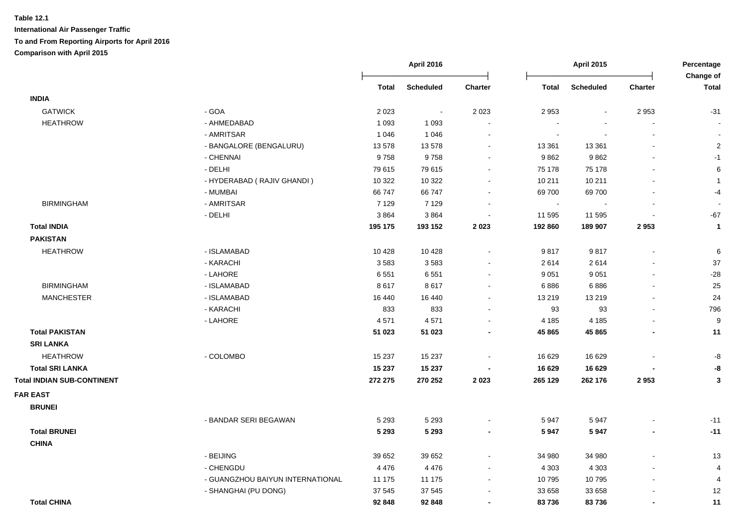**Table 12.1**

**International Air Passenger Traffic**

**To and From Reporting Airports for April 2016**

**Comparison with April 2015**

| | | April 2016 | | | April 2015 | | | Percentage Change of |
|---|---|---|---|---|---|---|---|---|
| | | Total | Scheduled | Charter | Total | Scheduled | Charter | Total |
| **INDIA** | | | | | | | | |
| GATWICK | - GOA | 2 023 | - | 2 023 | 2 953 | - | 2 953 | -31 |
| HEATHROW | - AHMEDABAD | 1 093 | 1 093 | - | - | - | - | - |
| | - AMRITSAR | 1 046 | 1 046 | - | - | - | - | - |
| | - BANGALORE (BENGALURU) | 13 578 | 13 578 | - | 13 361 | 13 361 | - | 2 |
| | - CHENNAI | 9 758 | 9 758 | - | 9 862 | 9 862 | - | -1 |
| | - DELHI | 79 615 | 79 615 | - | 75 178 | 75 178 | - | 6 |
| | - HYDERABAD ( RAJIV GHANDI ) | 10 322 | 10 322 | - | 10 211 | 10 211 | - | 1 |
| | - MUMBAI | 66 747 | 66 747 | - | 69 700 | 69 700 | - | -4 |
| BIRMINGHAM | - AMRITSAR | 7 129 | 7 129 | - | - | - | - | - |
| | - DELHI | 3 864 | 3 864 | - | 11 595 | 11 595 | - | -67 |
| **Total INDIA** | | **195 175** | **193 152** | **2 023** | **192 860** | **189 907** | **2 953** | **1** |
| **PAKISTAN** | | | | | | | | |
| HEATHROW | - ISLAMABAD | 10 428 | 10 428 | - | 9 817 | 9 817 | - | 6 |
| | - KARACHI | 3 583 | 3 583 | - | 2 614 | 2 614 | - | 37 |
| | - LAHORE | 6 551 | 6 551 | - | 9 051 | 9 051 | - | -28 |
| BIRMINGHAM | - ISLAMABAD | 8 617 | 8 617 | - | 6 886 | 6 886 | - | 25 |
| MANCHESTER | - ISLAMABAD | 16 440 | 16 440 | - | 13 219 | 13 219 | - | 24 |
| | - KARACHI | 833 | 833 | - | 93 | 93 | - | 796 |
| | - LAHORE | 4 571 | 4 571 | - | 4 185 | 4 185 | - | 9 |
| **Total PAKISTAN** | | **51 023** | **51 023** | **-** | **45 865** | **45 865** | **-** | **11** |
| **SRI LANKA** | | | | | | | | |
| HEATHROW | - COLOMBO | 15 237 | 15 237 | - | 16 629 | 16 629 | - | -8 |
| **Total SRI LANKA** | | **15 237** | **15 237** | **-** | **16 629** | **16 629** | **-** | **-8** |
| **Total INDIAN SUB-CONTINENT** | | **272 275** | **270 252** | **2 023** | **265 129** | **262 176** | **2 953** | **3** |
| **FAR EAST** | | | | | | | | |
| **BRUNEI** | | | | | | | | |
| | - BANDAR SERI BEGAWAN | 5 293 | 5 293 | - | 5 947 | 5 947 | - | -11 |
| **Total BRUNEI** | | **5 293** | **5 293** | **-** | **5 947** | **5 947** | **-** | **-11** |
| **CHINA** | | | | | | | | |
| | - BEIJING | 39 652 | 39 652 | - | 34 980 | 34 980 | - | 13 |
| | - CHENGDU | 4 476 | 4 476 | - | 4 303 | 4 303 | - | 4 |
| | - GUANGZHOU BAIYUN INTERNATIONAL | 11 175 | 11 175 | - | 10 795 | 10 795 | - | 4 |
| | - SHANGHAI (PU DONG) | 37 545 | 37 545 | - | 33 658 | 33 658 | - | 12 |
| **Total CHINA** | | **92 848** | **92 848** | **-** | **83 736** | **83 736** | **-** | **11** |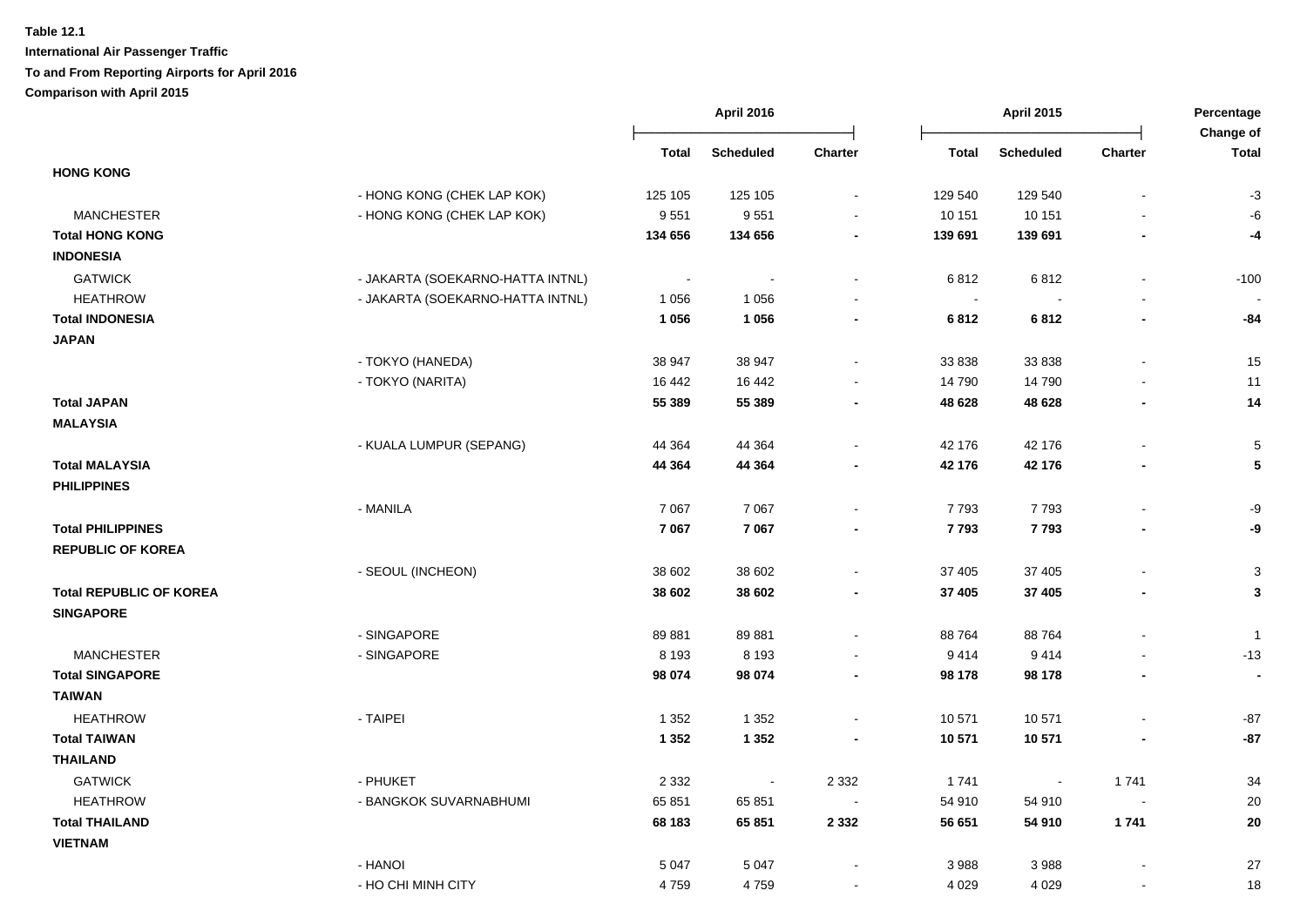**Table 12.1**

**International Air Passenger Traffic**

**To and From Reporting Airports for April 2016**

**Comparison with April 2015**

| | | April 2016 | | | April 2015 | | | Percentage Change of |
|---|---|---|---|---|---|---|---|---|
| | | Total | Scheduled | Charter | Total | Scheduled | Charter | Total |
| **HONG KONG** | | | | | | | | |
| | - HONG KONG (CHEK LAP KOK) | 125 105 | 125 105 | - | 129 540 | 129 540 | - | -3 |
| MANCHESTER | - HONG KONG (CHEK LAP KOK) | 9 551 | 9 551 | - | 10 151 | 10 151 | - | -6 |
| **Total HONG KONG** | | **134 656** | **134 656** | **-** | **139 691** | **139 691** | **-** | **-4** |
| **INDONESIA** | | | | | | | | |
| GATWICK | - JAKARTA (SOEKARNO-HATTA INTNL) | - | - | - | 6 812 | 6 812 | - | -100 |
| HEATHROW | - JAKARTA (SOEKARNO-HATTA INTNL) | 1 056 | 1 056 | - | - | - | - | - |
| **Total INDONESIA** | | **1 056** | **1 056** | **-** | **6 812** | **6 812** | **-** | **-84** |
| **JAPAN** | | | | | | | | |
| | - TOKYO (HANEDA) | 38 947 | 38 947 | - | 33 838 | 33 838 | - | 15 |
| | - TOKYO (NARITA) | 16 442 | 16 442 | - | 14 790 | 14 790 | - | 11 |
| **Total JAPAN** | | **55 389** | **55 389** | **-** | **48 628** | **48 628** | **-** | **14** |
| **MALAYSIA** | | | | | | | | |
| | - KUALA LUMPUR (SEPANG) | 44 364 | 44 364 | - | 42 176 | 42 176 | - | 5 |
| **Total MALAYSIA** | | **44 364** | **44 364** | **-** | **42 176** | **42 176** | **-** | **5** |
| **PHILIPPINES** | | | | | | | | |
| | - MANILA | 7 067 | 7 067 | - | 7 793 | 7 793 | - | -9 |
| **Total PHILIPPINES** | | **7 067** | **7 067** | **-** | **7 793** | **7 793** | **-** | **-9** |
| **REPUBLIC OF KOREA** | | | | | | | | |
| | - SEOUL (INCHEON) | 38 602 | 38 602 | - | 37 405 | 37 405 | - | 3 |
| **Total REPUBLIC OF KOREA** | | **38 602** | **38 602** | **-** | **37 405** | **37 405** | **-** | **3** |
| **SINGAPORE** | | | | | | | | |
| | - SINGAPORE | 89 881 | 89 881 | - | 88 764 | 88 764 | - | 1 |
| MANCHESTER | - SINGAPORE | 8 193 | 8 193 | - | 9 414 | 9 414 | - | -13 |
| **Total SINGAPORE** | | **98 074** | **98 074** | **-** | **98 178** | **98 178** | **-** | **-** |
| **TAIWAN** | | | | | | | | |
| HEATHROW | - TAIPEI | 1 352 | 1 352 | - | 10 571 | 10 571 | - | -87 |
| **Total TAIWAN** | | **1 352** | **1 352** | **-** | **10 571** | **10 571** | **-** | **-87** |
| **THAILAND** | | | | | | | | |
| GATWICK | - PHUKET | 2 332 | - | 2 332 | 1 741 | - | 1 741 | 34 |
| HEATHROW | - BANGKOK SUVARNABHUMI | 65 851 | 65 851 | - | 54 910 | 54 910 | - | 20 |
| **Total THAILAND** | | **68 183** | **65 851** | **2 332** | **56 651** | **54 910** | **1 741** | **20** |
| **VIETNAM** | | | | | | | | |
| | - HANOI | 5 047 | 5 047 | - | 3 988 | 3 988 | - | 27 |
| | - HO CHI MINH CITY | 4 759 | 4 759 | - | 4 029 | 4 029 | - | 18 |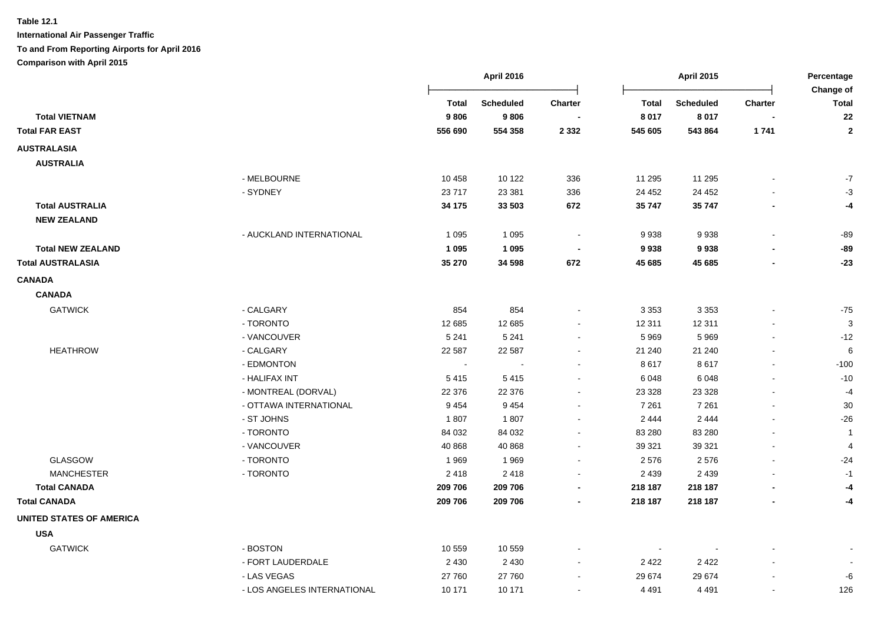**Table 12.1**

**International Air Passenger Traffic**

**To and From Reporting Airports for April 2016**

**Comparison with April 2015**

| | | April 2016 | | | April 2015 | | | Percentage Change of |
|---|---|---|---|---|---|---|---|---|
| | | **Total** | **Scheduled** | **Charter** | **Total** | **Scheduled** | **Charter** | **Total** |
| **Total VIETNAM** | | **9 806** | **9 806** | **-** | **8 017** | **8 017** | **-** | **22** |
| **Total FAR EAST** | | **556 690** | **554 358** | **2 332** | **545 605** | **543 864** | **1 741** | **2** |
| **AUSTRALASIA** | | | | | | | | |
| **AUSTRALIA** | | | | | | | | |
| | - MELBOURNE | 10 458 | 10 122 | 336 | 11 295 | 11 295 | - | -7 |
| | - SYDNEY | 23 717 | 23 381 | 336 | 24 452 | 24 452 | - | -3 |
| **Total AUSTRALIA** | | **34 175** | **33 503** | **672** | **35 747** | **35 747** | **-** | **-4** |
| **NEW ZEALAND** | | | | | | | | |
| | - AUCKLAND INTERNATIONAL | 1 095 | 1 095 | - | 9 938 | 9 938 | - | -89 |
| **Total NEW ZEALAND** | | **1 095** | **1 095** | **-** | **9 938** | **9 938** | **-** | **-89** |
| **Total AUSTRALASIA** | | **35 270** | **34 598** | **672** | **45 685** | **45 685** | **-** | **-23** |
| **CANADA** | | | | | | | | |
| **CANADA** | | | | | | | | |
| GATWICK | - CALGARY | 854 | 854 | - | 3 353 | 3 353 | - | -75 |
| | - TORONTO | 12 685 | 12 685 | - | 12 311 | 12 311 | - | 3 |
| | - VANCOUVER | 5 241 | 5 241 | - | 5 969 | 5 969 | - | -12 |
| HEATHROW | - CALGARY | 22 587 | 22 587 | - | 21 240 | 21 240 | - | 6 |
| | - EDMONTON | - | - | - | 8 617 | 8 617 | - | -100 |
| | - HALIFAX INT | 5 415 | 5 415 | - | 6 048 | 6 048 | - | -10 |
| | - MONTREAL (DORVAL) | 22 376 | 22 376 | - | 23 328 | 23 328 | - | -4 |
| | - OTTAWA INTERNATIONAL | 9 454 | 9 454 | - | 7 261 | 7 261 | - | 30 |
| | - ST JOHNS | 1 807 | 1 807 | - | 2 444 | 2 444 | - | -26 |
| | - TORONTO | 84 032 | 84 032 | - | 83 280 | 83 280 | - | 1 |
| | - VANCOUVER | 40 868 | 40 868 | - | 39 321 | 39 321 | - | 4 |
| GLASGOW | - TORONTO | 1 969 | 1 969 | - | 2 576 | 2 576 | - | -24 |
| MANCHESTER | - TORONTO | 2 418 | 2 418 | - | 2 439 | 2 439 | - | -1 |
| **Total CANADA** | | **209 706** | **209 706** | **-** | **218 187** | **218 187** | **-** | **-4** |
| **Total CANADA** | | **209 706** | **209 706** | **-** | **218 187** | **218 187** | **-** | **-4** |
| **UNITED STATES OF AMERICA** | | | | | | | | |
| **USA** | | | | | | | | |
| GATWICK | - BOSTON | 10 559 | 10 559 | - | - | - | - | - |
| | - FORT LAUDERDALE | 2 430 | 2 430 | - | 2 422 | 2 422 | - | - |
| | - LAS VEGAS | 27 760 | 27 760 | - | 29 674 | 29 674 | - | -6 |
| | - LOS ANGELES INTERNATIONAL | 10 171 | 10 171 | - | 4 491 | 4 491 | - | 126 |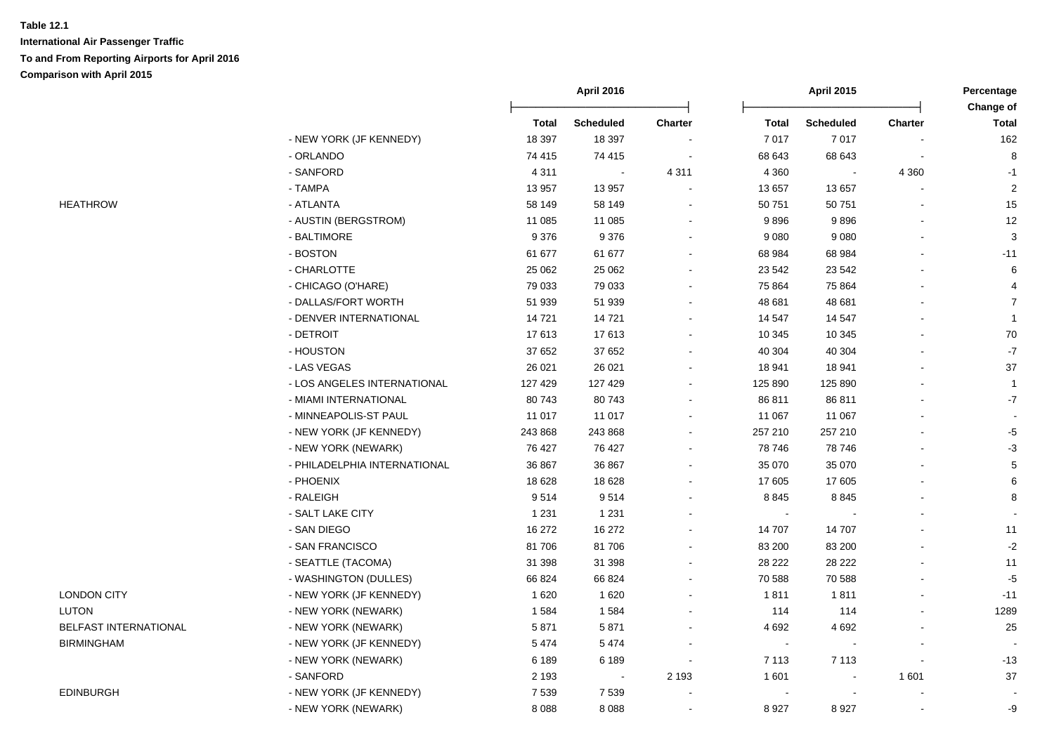**Table 12.1**

**International Air Passenger Traffic**

**To and From Reporting Airports for April 2016**

**Comparison with April 2015**

| | | April 2016 | | | April 2015 | | | Percentage Change of |
|---|---|---|---|---|---|---|---|---|
| | | Total | Scheduled | Charter | Total | Scheduled | Charter | Total |
| | - NEW YORK (JF KENNEDY) | 18 397 | 18 397 | - | 7 017 | 7 017 | - | 162 |
| | - ORLANDO | 74 415 | 74 415 | - | 68 643 | 68 643 | - | 8 |
| | - SANFORD | 4 311 | - | 4 311 | 4 360 | - | 4 360 | -1 |
| | - TAMPA | 13 957 | 13 957 | - | 13 657 | 13 657 | - | 2 |
| HEATHROW | - ATLANTA | 58 149 | 58 149 | - | 50 751 | 50 751 | - | 15 |
| | - AUSTIN (BERGSTROM) | 11 085 | 11 085 | - | 9 896 | 9 896 | - | 12 |
| | - BALTIMORE | 9 376 | 9 376 | - | 9 080 | 9 080 | - | 3 |
| | - BOSTON | 61 677 | 61 677 | - | 68 984 | 68 984 | - | -11 |
| | - CHARLOTTE | 25 062 | 25 062 | - | 23 542 | 23 542 | - | 6 |
| | - CHICAGO (O'HARE) | 79 033 | 79 033 | - | 75 864 | 75 864 | - | 4 |
| | - DALLAS/FORT WORTH | 51 939 | 51 939 | - | 48 681 | 48 681 | - | 7 |
| | - DENVER INTERNATIONAL | 14 721 | 14 721 | - | 14 547 | 14 547 | - | 1 |
| | - DETROIT | 17 613 | 17 613 | - | 10 345 | 10 345 | - | 70 |
| | - HOUSTON | 37 652 | 37 652 | - | 40 304 | 40 304 | - | -7 |
| | - LAS VEGAS | 26 021 | 26 021 | - | 18 941 | 18 941 | - | 37 |
| | - LOS ANGELES INTERNATIONAL | 127 429 | 127 429 | - | 125 890 | 125 890 | - | 1 |
| | - MIAMI INTERNATIONAL | 80 743 | 80 743 | - | 86 811 | 86 811 | - | -7 |
| | - MINNEAPOLIS-ST PAUL | 11 017 | 11 017 | - | 11 067 | 11 067 | - | - |
| | - NEW YORK (JF KENNEDY) | 243 868 | 243 868 | - | 257 210 | 257 210 | - | -5 |
| | - NEW YORK (NEWARK) | 76 427 | 76 427 | - | 78 746 | 78 746 | - | -3 |
| | - PHILADELPHIA INTERNATIONAL | 36 867 | 36 867 | - | 35 070 | 35 070 | - | 5 |
| | - PHOENIX | 18 628 | 18 628 | - | 17 605 | 17 605 | - | 6 |
| | - RALEIGH | 9 514 | 9 514 | - | 8 845 | 8 845 | - | 8 |
| | - SALT LAKE CITY | 1 231 | 1 231 | - | - | - | - | - |
| | - SAN DIEGO | 16 272 | 16 272 | - | 14 707 | 14 707 | - | 11 |
| | - SAN FRANCISCO | 81 706 | 81 706 | - | 83 200 | 83 200 | - | -2 |
| | - SEATTLE (TACOMA) | 31 398 | 31 398 | - | 28 222 | 28 222 | - | 11 |
| | - WASHINGTON (DULLES) | 66 824 | 66 824 | - | 70 588 | 70 588 | - | -5 |
| LONDON CITY | - NEW YORK (JF KENNEDY) | 1 620 | 1 620 | - | 1 811 | 1 811 | - | -11 |
| LUTON | - NEW YORK (NEWARK) | 1 584 | 1 584 | - | 114 | 114 | - | 1289 |
| BELFAST INTERNATIONAL | - NEW YORK (NEWARK) | 5 871 | 5 871 | - | 4 692 | 4 692 | - | 25 |
| BIRMINGHAM | - NEW YORK (JF KENNEDY) | 5 474 | 5 474 | - | - | - | - | - |
| | - NEW YORK (NEWARK) | 6 189 | 6 189 | - | 7 113 | 7 113 | - | -13 |
| | - SANFORD | 2 193 | - | 2 193 | 1 601 | - | 1 601 | 37 |
| EDINBURGH | - NEW YORK (JF KENNEDY) | 7 539 | 7 539 | - | - | - | - | - |
| | - NEW YORK (NEWARK) | 8 088 | 8 088 | - | 8 927 | 8 927 | - | -9 |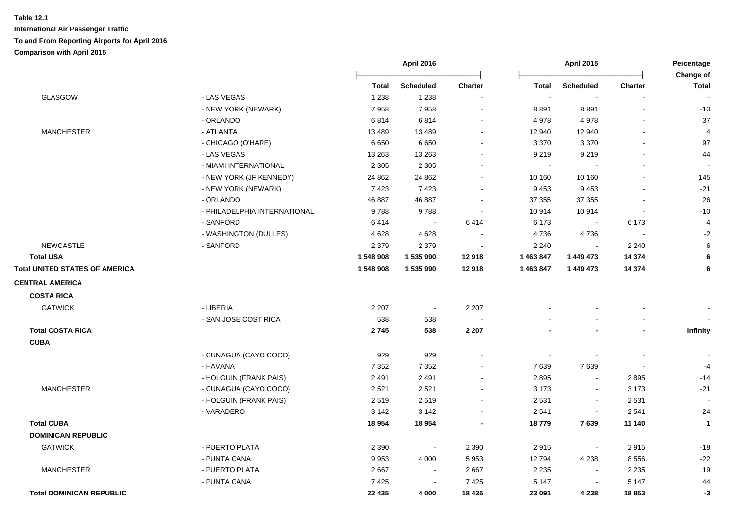**Table 12.1**

**International Air Passenger Traffic**

**To and From Reporting Airports for April 2016**

**Comparison with April 2015**

| | | April 2016 | | | April 2015 | | | Percentage Change of |
|---|---|---|---|---|---|---|---|---|
| | | Total | Scheduled | Charter | Total | Scheduled | Charter | Total |
| GLASGOW | - LAS VEGAS | 1 238 | 1 238 | - | - | - | - | - |
| | - NEW YORK (NEWARK) | 7 958 | 7 958 | - | 8 891 | 8 891 | - | -10 |
| | - ORLANDO | 6 814 | 6 814 | - | 4 978 | 4 978 | - | 37 |
| MANCHESTER | - ATLANTA | 13 489 | 13 489 | - | 12 940 | 12 940 | - | 4 |
| | - CHICAGO (O'HARE) | 6 650 | 6 650 | - | 3 370 | 3 370 | - | 97 |
| | - LAS VEGAS | 13 263 | 13 263 | - | 9 219 | 9 219 | - | 44 |
| | - MIAMI INTERNATIONAL | 2 305 | 2 305 | - | - | - | - | - |
| | - NEW YORK (JF KENNEDY) | 24 862 | 24 862 | - | 10 160 | 10 160 | - | 145 |
| | - NEW YORK (NEWARK) | 7 423 | 7 423 | - | 9 453 | 9 453 | - | -21 |
| | - ORLANDO | 46 887 | 46 887 | - | 37 355 | 37 355 | - | 26 |
| | - PHILADELPHIA INTERNATIONAL | 9 788 | 9 788 | - | 10 914 | 10 914 | - | -10 |
| | - SANFORD | 6 414 | - | 6 414 | 6 173 | - | 6 173 | 4 |
| | - WASHINGTON (DULLES) | 4 628 | 4 628 | - | 4 736 | 4 736 | - | -2 |
| NEWCASTLE | - SANFORD | 2 379 | 2 379 | - | 2 240 | - | 2 240 | 6 |
| **Total USA** | | **1 548 908** | **1 535 990** | **12 918** | **1 463 847** | **1 449 473** | **14 374** | **6** |
| **Total UNITED STATES OF AMERICA** | | **1 548 908** | **1 535 990** | **12 918** | **1 463 847** | **1 449 473** | **14 374** | **6** |
| **CENTRAL AMERICA** | | | | | | | | |
| **COSTA RICA** | | | | | | | | |
| GATWICK | - LIBERIA | 2 207 | - | 2 207 | - | - | - | - |
| | - SAN JOSE COST RICA | 538 | 538 | - | - | - | - | - |
| **Total COSTA RICA** | | **2 745** | **538** | **2 207** | **-** | **-** | **-** | **Infinity** |
| **CUBA** | | | | | | | | |
| | - CUNAGUA (CAYO COCO) | 929 | 929 | - | - | - | - | - |
| | - HAVANA | 7 352 | 7 352 | - | 7 639 | 7 639 | - | -4 |
| | - HOLGUIN (FRANK PAIS) | 2 491 | 2 491 | - | 2 895 | - | 2 895 | -14 |
| MANCHESTER | - CUNAGUA (CAYO COCO) | 2 521 | 2 521 | - | 3 173 | - | 3 173 | -21 |
| | - HOLGUIN (FRANK PAIS) | 2 519 | 2 519 | - | 2 531 | - | 2 531 | - |
| | - VARADERO | 3 142 | 3 142 | - | 2 541 | - | 2 541 | 24 |
| **Total CUBA** | | **18 954** | **18 954** | **-** | **18 779** | **7 639** | **11 140** | **1** |
| **DOMINICAN REPUBLIC** | | | | | | | | |
| GATWICK | - PUERTO PLATA | 2 390 | - | 2 390 | 2 915 | - | 2 915 | -18 |
| | - PUNTA CANA | 9 953 | 4 000 | 5 953 | 12 794 | 4 238 | 8 556 | -22 |
| MANCHESTER | - PUERTO PLATA | 2 667 | - | 2 667 | 2 235 | - | 2 235 | 19 |
| | - PUNTA CANA | 7 425 | - | 7 425 | 5 147 | - | 5 147 | 44 |
| **Total DOMINICAN REPUBLIC** | | **22 435** | **4 000** | **18 435** | **23 091** | **4 238** | **18 853** | **-3** |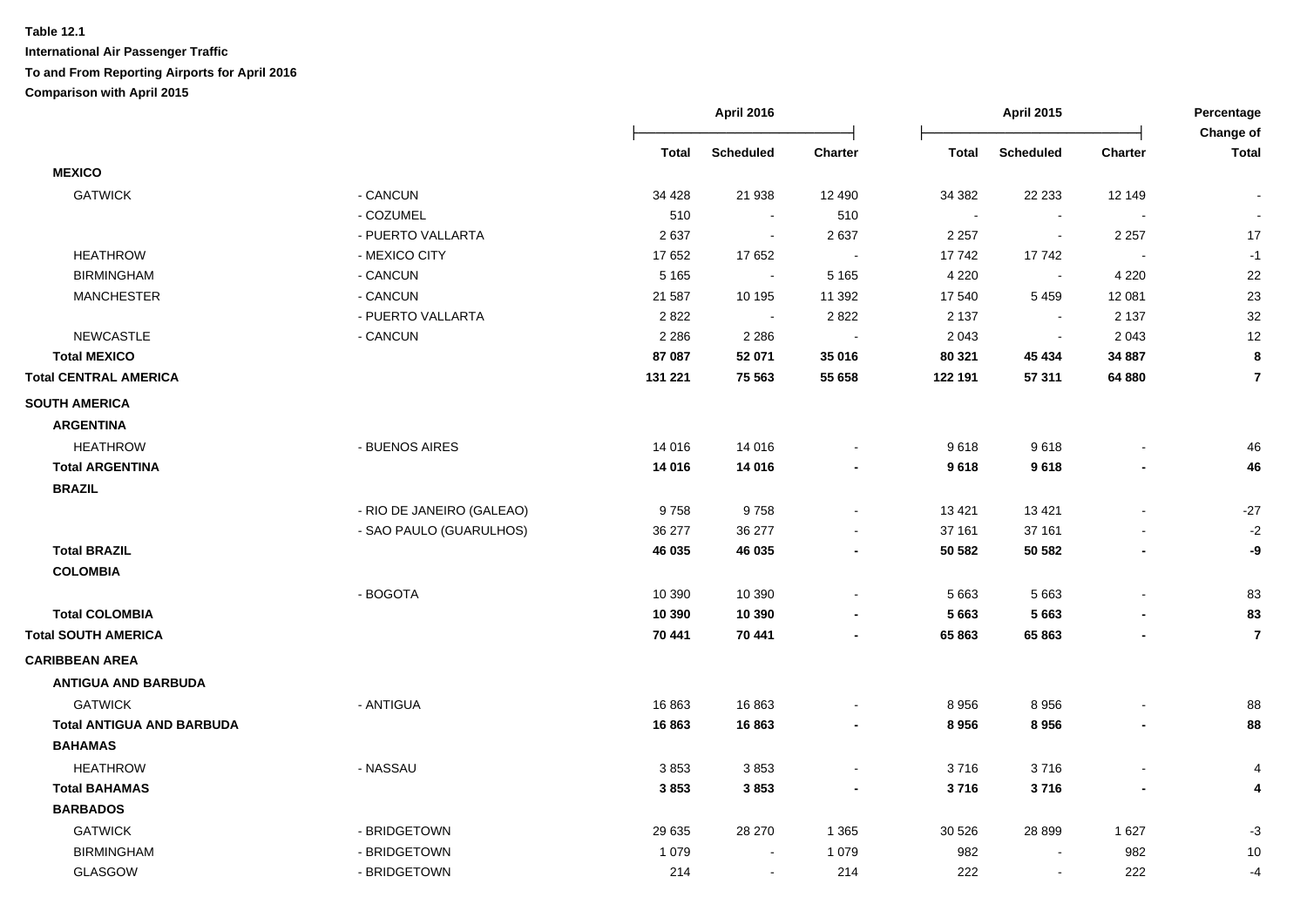**Table 12.1**

**International Air Passenger Traffic**

**To and From Reporting Airports for April 2016**

**Comparison with April 2015**

| | | April 2016 | | | April 2015 | | | Percentage Change of |
|---|---|---|---|---|---|---|---|---|
| | | Total | Scheduled | Charter | Total | Scheduled | Charter | Total |
| **MEXICO** | | | | | | | | |
| GATWICK | - CANCUN | 34 428 | 21 938 | 12 490 | 34 382 | 22 233 | 12 149 | - |
| | - COZUMEL | 510 | - | 510 | - | - | - | - |
| | - PUERTO VALLARTA | 2 637 | - | 2 637 | 2 257 | - | 2 257 | 17 |
| HEATHROW | - MEXICO CITY | 17 652 | 17 652 | - | 17 742 | 17 742 | - | -1 |
| BIRMINGHAM | - CANCUN | 5 165 | - | 5 165 | 4 220 | - | 4 220 | 22 |
| MANCHESTER | - CANCUN | 21 587 | 10 195 | 11 392 | 17 540 | 5 459 | 12 081 | 23 |
| | - PUERTO VALLARTA | 2 822 | - | 2 822 | 2 137 | - | 2 137 | 32 |
| NEWCASTLE | - CANCUN | 2 286 | 2 286 | - | 2 043 | - | 2 043 | 12 |
| **Total MEXICO** | | **87 087** | **52 071** | **35 016** | **80 321** | **45 434** | **34 887** | **8** |
| **Total CENTRAL AMERICA** | | **131 221** | **75 563** | **55 658** | **122 191** | **57 311** | **64 880** | **7** |
| **SOUTH AMERICA** | | | | | | | | |
| **ARGENTINA** | | | | | | | | |
| HEATHROW | - BUENOS AIRES | 14 016 | 14 016 | - | 9 618 | 9 618 | - | 46 |
| **Total ARGENTINA** | | **14 016** | **14 016** | **-** | **9 618** | **9 618** | **-** | **46** |
| **BRAZIL** | | | | | | | | |
| | - RIO DE JANEIRO (GALEAO) | 9 758 | 9 758 | - | 13 421 | 13 421 | - | -27 |
| | - SAO PAULO (GUARULHOS) | 36 277 | 36 277 | - | 37 161 | 37 161 | - | -2 |
| **Total BRAZIL** | | **46 035** | **46 035** | **-** | **50 582** | **50 582** | **-** | **-9** |
| **COLOMBIA** | | | | | | | | |
| | - BOGOTA | 10 390 | 10 390 | - | 5 663 | 5 663 | - | 83 |
| **Total COLOMBIA** | | **10 390** | **10 390** | **-** | **5 663** | **5 663** | **-** | **83** |
| **Total SOUTH AMERICA** | | **70 441** | **70 441** | **-** | **65 863** | **65 863** | **-** | **7** |
| **CARIBBEAN AREA** | | | | | | | | |
| **ANTIGUA AND BARBUDA** | | | | | | | | |
| GATWICK | - ANTIGUA | 16 863 | 16 863 | - | 8 956 | 8 956 | - | 88 |
| **Total ANTIGUA AND BARBUDA** | | **16 863** | **16 863** | **-** | **8 956** | **8 956** | **-** | **88** |
| **BAHAMAS** | | | | | | | | |
| HEATHROW | - NASSAU | 3 853 | 3 853 | - | 3 716 | 3 716 | - | 4 |
| **Total BAHAMAS** | | **3 853** | **3 853** | **-** | **3 716** | **3 716** | **-** | **4** |
| **BARBADOS** | | | | | | | | |
| GATWICK | - BRIDGETOWN | 29 635 | 28 270 | 1 365 | 30 526 | 28 899 | 1 627 | -3 |
| BIRMINGHAM | - BRIDGETOWN | 1 079 | - | 1 079 | 982 | - | 982 | 10 |
| GLASGOW | - BRIDGETOWN | 214 | - | 214 | 222 | - | 222 | -4 |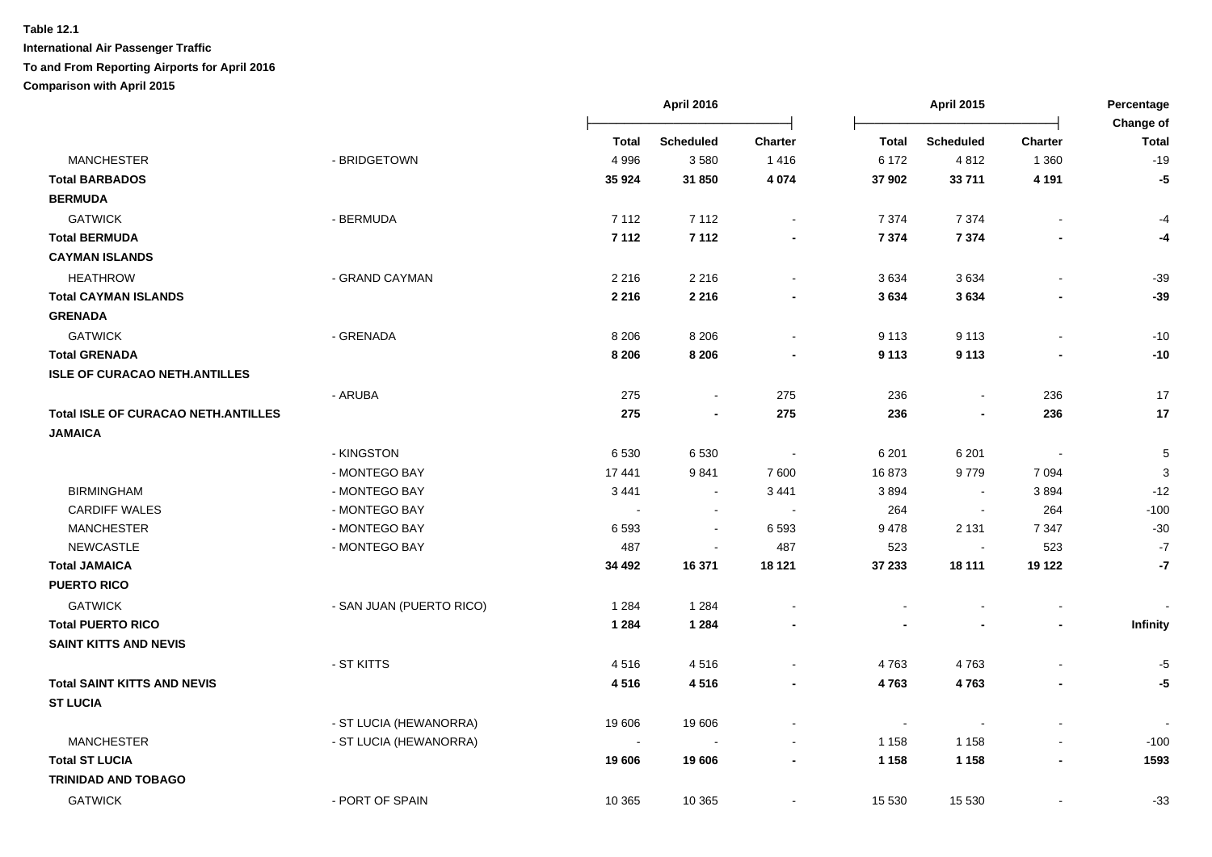**Table 12.1**

**International Air Passenger Traffic**

**To and From Reporting Airports for April 2016**

**Comparison with April 2015**

| | | April 2016 | | | April 2015 | | | Percentage Change of |
|---|---|---|---|---|---|---|---|---|
| | | Total | Scheduled | Charter | Total | Scheduled | Charter | Total |
| MANCHESTER | - BRIDGETOWN | 4 996 | 3 580 | 1 416 | 6 172 | 4 812 | 1 360 | -19 |
| **Total BARBADOS** | | **35 924** | **31 850** | **4 074** | **37 902** | **33 711** | **4 191** | **-5** |
| **BERMUDA** | | | | | | | | |
| GATWICK | - BERMUDA | 7 112 | 7 112 | - | 7 374 | 7 374 | - | -4 |
| **Total BERMUDA** | | **7 112** | **7 112** | **-** | **7 374** | **7 374** | **-** | **-4** |
| **CAYMAN ISLANDS** | | | | | | | | |
| HEATHROW | - GRAND CAYMAN | 2 216 | 2 216 | - | 3 634 | 3 634 | - | -39 |
| **Total CAYMAN ISLANDS** | | **2 216** | **2 216** | **-** | **3 634** | **3 634** | **-** | **-39** |
| **GRENADA** | | | | | | | | |
| GATWICK | - GRENADA | 8 206 | 8 206 | - | 9 113 | 9 113 | - | -10 |
| **Total GRENADA** | | **8 206** | **8 206** | **-** | **9 113** | **9 113** | **-** | **-10** |
| **ISLE OF CURACAO NETH.ANTILLES** | | | | | | | | |
| | - ARUBA | 275 | - | 275 | 236 | - | 236 | 17 |
| **Total ISLE OF CURACAO NETH.ANTILLES** | | **275** | **-** | **275** | **236** | **-** | **236** | **17** |
| **JAMAICA** | | | | | | | | |
| | - KINGSTON | 6 530 | 6 530 | - | 6 201 | 6 201 | - | 5 |
| | - MONTEGO BAY | 17 441 | 9 841 | 7 600 | 16 873 | 9 779 | 7 094 | 3 |
| BIRMINGHAM | - MONTEGO BAY | 3 441 | - | 3 441 | 3 894 | - | 3 894 | -12 |
| CARDIFF WALES | - MONTEGO BAY | - | - | - | 264 | - | 264 | -100 |
| MANCHESTER | - MONTEGO BAY | 6 593 | - | 6 593 | 9 478 | 2 131 | 7 347 | -30 |
| NEWCASTLE | - MONTEGO BAY | 487 | - | 487 | 523 | - | 523 | -7 |
| **Total JAMAICA** | | **34 492** | **16 371** | **18 121** | **37 233** | **18 111** | **19 122** | **-7** |
| **PUERTO RICO** | | | | | | | | |
| GATWICK | - SAN JUAN (PUERTO RICO) | 1 284 | 1 284 | - | - | - | - | - |
| **Total PUERTO RICO** | | **1 284** | **1 284** | **-** | **-** | **-** | **-** | **Infinity** |
| **SAINT KITTS AND NEVIS** | | | | | | | | |
| | - ST KITTS | 4 516 | 4 516 | - | 4 763 | 4 763 | - | -5 |
| **Total SAINT KITTS AND NEVIS** | | **4 516** | **4 516** | **-** | **4 763** | **4 763** | **-** | **-5** |
| **ST LUCIA** | | | | | | | | |
| | - ST LUCIA (HEWANORRA) | 19 606 | 19 606 | - | - | - | - | - |
| MANCHESTER | - ST LUCIA (HEWANORRA) | - | - | - | 1 158 | 1 158 | - | -100 |
| **Total ST LUCIA** | | **19 606** | **19 606** | **-** | **1 158** | **1 158** | **-** | **1593** |
| **TRINIDAD AND TOBAGO** | | | | | | | | |
| GATWICK | - PORT OF SPAIN | 10 365 | 10 365 | - | 15 530 | 15 530 | - | -33 |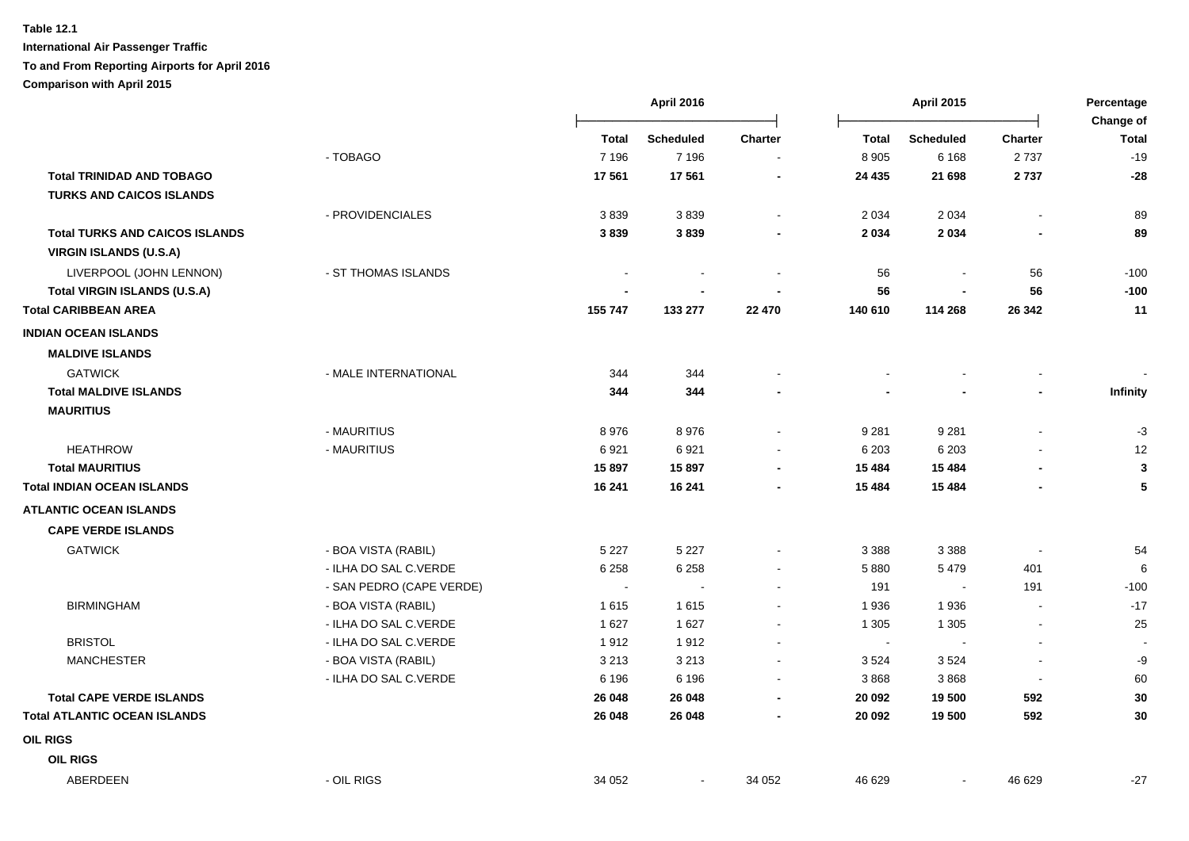**Table 12.1**

**International Air Passenger Traffic**

**To and From Reporting Airports for April 2016**

**Comparison with April 2015**

| | | April 2016 | | | April 2015 | | | Percentage Change of |
|---|---|---|---|---|---|---|---|---|
| | | **Total** | **Scheduled** | **Charter** | **Total** | **Scheduled** | **Charter** | **Total** |
| | - TOBAGO | 7 196 | 7 196 | - | 8 905 | 6 168 | 2 737 | -19 |
| **Total TRINIDAD AND TOBAGO** | | **17 561** | **17 561** | **-** | **24 435** | **21 698** | **2 737** | **-28** |
| **TURKS AND CAICOS ISLANDS** | | | | | | | | |
| | - PROVIDENCIALES | 3 839 | 3 839 | - | 2 034 | 2 034 | - | 89 |
| **Total TURKS AND CAICOS ISLANDS** | | **3 839** | **3 839** | **-** | **2 034** | **2 034** | **-** | **89** |
| **VIRGIN ISLANDS (U.S.A)** | | | | | | | | |
| LIVERPOOL (JOHN LENNON) | - ST THOMAS ISLANDS | - | - | - | 56 | - | 56 | -100 |
| **Total VIRGIN ISLANDS (U.S.A)** | | **-** | **-** | **-** | **56** | **-** | **56** | **-100** |
| **Total CARIBBEAN AREA** | | **155 747** | **133 277** | **22 470** | **140 610** | **114 268** | **26 342** | **11** |
| **INDIAN OCEAN ISLANDS** | | | | | | | | |
| **MALDIVE ISLANDS** | | | | | | | | |
| GATWICK | - MALE INTERNATIONAL | 344 | 344 | - | - | - | - | - |
| **Total MALDIVE ISLANDS** | | **344** | **344** | **-** | **-** | **-** | **-** | **Infinity** |
| **MAURITIUS** | | | | | | | | |
| | - MAURITIUS | 8 976 | 8 976 | - | 9 281 | 9 281 | - | -3 |
| HEATHROW | - MAURITIUS | 6 921 | 6 921 | - | 6 203 | 6 203 | - | 12 |
| **Total MAURITIUS** | | **15 897** | **15 897** | **-** | **15 484** | **15 484** | **-** | **3** |
| **Total INDIAN OCEAN ISLANDS** | | **16 241** | **16 241** | **-** | **15 484** | **15 484** | **-** | **5** |
| **ATLANTIC OCEAN ISLANDS** | | | | | | | | |
| **CAPE VERDE ISLANDS** | | | | | | | | |
| GATWICK | - BOA VISTA (RABIL) | 5 227 | 5 227 | - | 3 388 | 3 388 | - | 54 |
| | - ILHA DO SAL C.VERDE | 6 258 | 6 258 | - | 5 880 | 5 479 | 401 | 6 |
| | - SAN PEDRO (CAPE VERDE) | - | - | - | 191 | - | 191 | -100 |
| BIRMINGHAM | - BOA VISTA (RABIL) | 1 615 | 1 615 | - | 1 936 | 1 936 | - | -17 |
| | - ILHA DO SAL C.VERDE | 1 627 | 1 627 | - | 1 305 | 1 305 | - | 25 |
| BRISTOL | - ILHA DO SAL C.VERDE | 1 912 | 1 912 | - | - | - | - | - |
| MANCHESTER | - BOA VISTA (RABIL) | 3 213 | 3 213 | - | 3 524 | 3 524 | - | -9 |
| | - ILHA DO SAL C.VERDE | 6 196 | 6 196 | - | 3 868 | 3 868 | - | 60 |
| **Total CAPE VERDE ISLANDS** | | **26 048** | **26 048** | **-** | **20 092** | **19 500** | **592** | **30** |
| **Total ATLANTIC OCEAN ISLANDS** | | **26 048** | **26 048** | **-** | **20 092** | **19 500** | **592** | **30** |
| **OIL RIGS** | | | | | | | | |
| **OIL RIGS** | | | | | | | | |
| ABERDEEN | - OIL RIGS | 34 052 | - | 34 052 | 46 629 | - | 46 629 | -27 |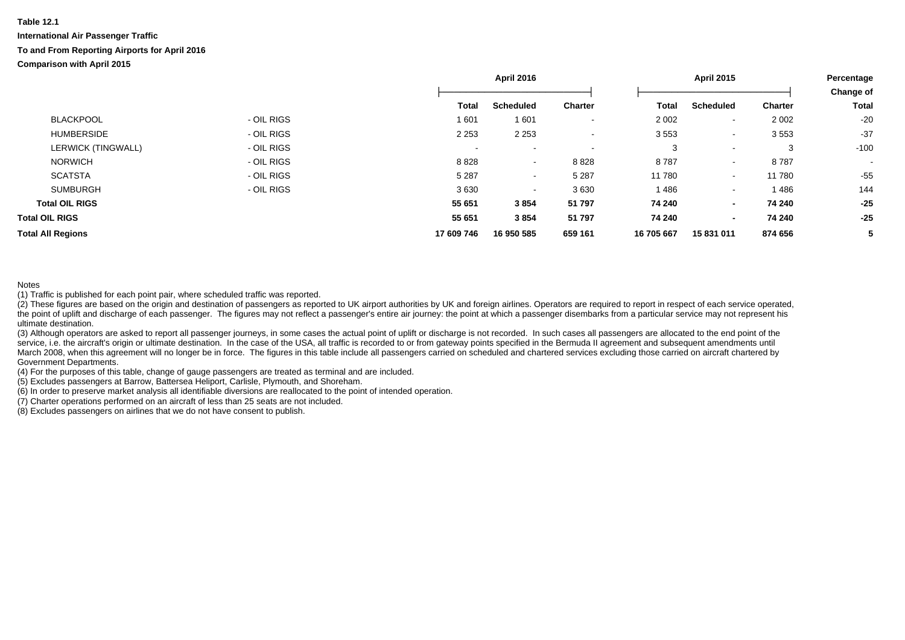**Table 12.1**

**International Air Passenger Traffic**

**To and From Reporting Airports for April 2016**

**Comparison with April 2015**

| | | April 2016 | | | April 2015 | | | Percentage Change of |
|---|---|---|---|---|---|---|---|---|
| | | Total | Scheduled | Charter | Total | Scheduled | Charter | Total |
| BLACKPOOL | - OIL RIGS | 1 601 | 1 601 | - | 2 002 | - | 2 002 | -20 |
| HUMBERSIDE | - OIL RIGS | 2 253 | 2 253 | - | 3 553 | - | 3 553 | -37 |
| LERWICK (TINGWALL) | - OIL RIGS | - | - | - | 3 | - | 3 | -100 |
| NORWICH | - OIL RIGS | 8 828 | - | 8 828 | 8 787 | - | 8 787 | - |
| SCATSTA | - OIL RIGS | 5 287 | - | 5 287 | 11 780 | - | 11 780 | -55 |
| SUMBURGH | - OIL RIGS | 3 630 | - | 3 630 | 1 486 | - | 1 486 | 144 |
| **Total OIL RIGS** | | **55 651** | **3 854** | **51 797** | **74 240** | **-** | **74 240** | **-25** |
| **Total OIL RIGS** | | **55 651** | **3 854** | **51 797** | **74 240** | **-** | **74 240** | **-25** |
| **Total All Regions** | | **17 609 746** | **16 950 585** | **659 161** | **16 705 667** | **15 831 011** | **874 656** | **5** |

Notes

(1) Traffic is published for each point pair, where scheduled traffic was reported.

(2) These figures are based on the origin and destination of passengers as reported to UK airport authorities by UK and foreign airlines. Operators are required to report in respect of each service operated, the point of uplift and discharge of each passenger. The figures may not reflect a passenger's entire air journey: the point at which a passenger disembarks from a particular service may not represent his ultimate destination.

(3) Although operators are asked to report all passenger journeys, in some cases the actual point of uplift or discharge is not recorded. In such cases all passengers are allocated to the end point of the service, i.e. the aircraft's origin or ultimate destination. In the case of the USA, all traffic is recorded to or from gateway points specified in the Bermuda II agreement and subsequent amendments until March 2008, when this agreement will no longer be in force. The figures in this table include all passengers carried on scheduled and chartered services excluding those carried on aircraft chartered by Government Departments.

(4) For the purposes of this table, change of gauge passengers are treated as terminal and are included.

(5) Excludes passengers at Barrow, Battersea Heliport, Carlisle, Plymouth, and Shoreham.

(6) In order to preserve market analysis all identifiable diversions are reallocated to the point of intended operation.

(7) Charter operations performed on an aircraft of less than 25 seats are not included.

(8) Excludes passengers on airlines that we do not have consent to publish.